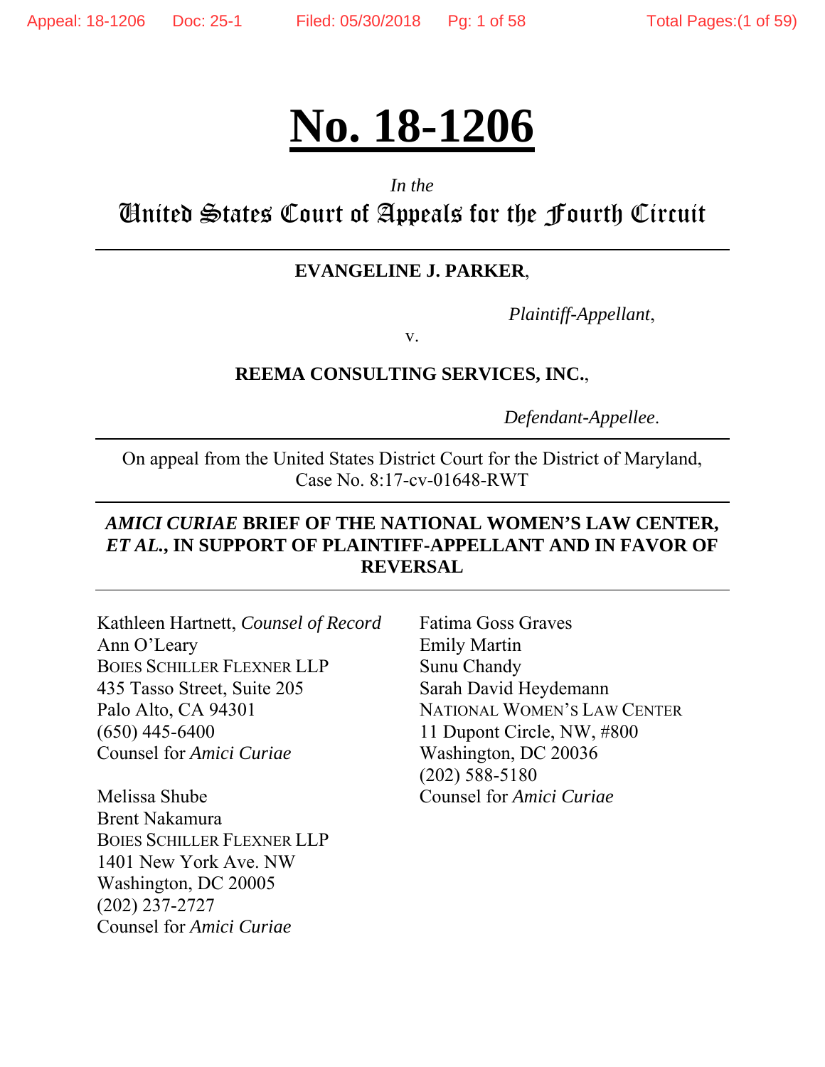# No. 18-1206

*In the*

## United States Court of Appeals for the Fourth Circuit

---

**EVANGELINE J. PARKER**,

*Plaintiff-Appellant*,

v.

**REEMA CONSULTING SERVICES, INC.**,

*Defendant-Appellee*.

---

On appeal from the United States District Court for the District of Maryland,
Case No. 8:17-cv-01648-RWT

---

***AMICI CURIAE*** **BRIEF OF THE NATIONAL WOMEN'S LAW CENTER, *ET AL.*, IN SUPPORT OF PLAINTIFF-APPELLANT AND IN FAVOR OF REVERSAL**

---

Kathleen Hartnett, *Counsel of Record*
Ann O'Leary
BOIES SCHILLER FLEXNER LLP
435 Tasso Street, Suite 205
Palo Alto, CA 94301
(650) 445-6400
Counsel for *Amici Curiae*

Melissa Shube
Brent Nakamura
BOIES SCHILLER FLEXNER LLP
1401 New York Ave. NW
Washington, DC 20005
(202) 237-2727
Counsel for *Amici Curiae*

Fatima Goss Graves
Emily Martin
Sunu Chandy
Sarah David Heydemann
NATIONAL WOMEN'S LAW CENTER
11 Dupont Circle, NW, #800
Washington, DC 20036
(202) 588-5180
Counsel for *Amici Curiae*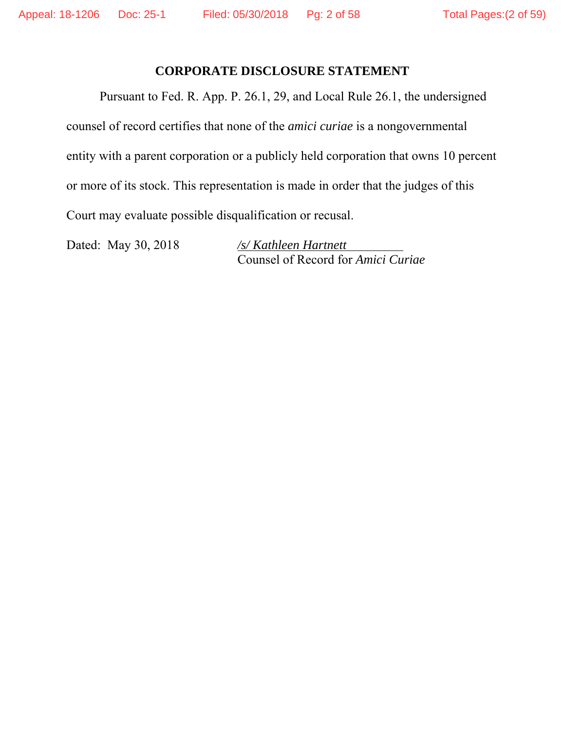## CORPORATE DISCLOSURE STATEMENT

Pursuant to Fed. R. App. P. 26.1, 29, and Local Rule 26.1, the undersigned counsel of record certifies that none of the *amici curiae* is a nongovernmental entity with a parent corporation or a publicly held corporation that owns 10 percent or more of its stock. This representation is made in order that the judges of this Court may evaluate possible disqualification or recusal.

Dated: May 30, 2018

*/s/ Kathleen Hartnett*
Counsel of Record for *Amici Curiae*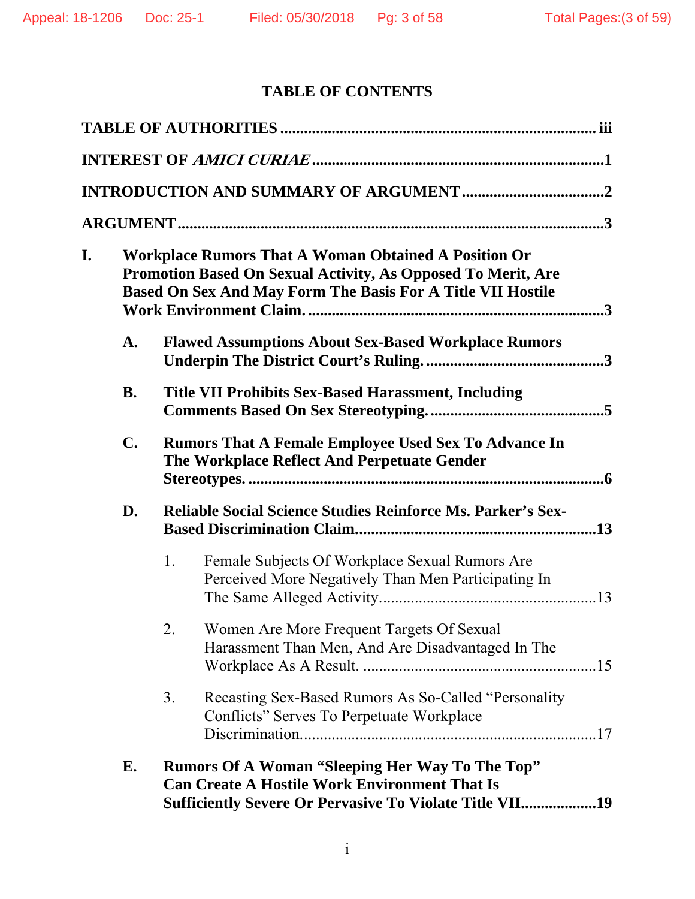# TABLE OF CONTENTS

**TABLE OF AUTHORITIES** ............................................................................. iii

**INTEREST OF *AMICI CURIAE*** ........................................................................ 1

**INTRODUCTION AND SUMMARY OF ARGUMENT** .................................. 2

**ARGUMENT** .......................................................................................................... 3

**I. Workplace Rumors That A Woman Obtained A Position Or Promotion Based On Sexual Activity, As Opposed To Merit, Are Based On Sex And May Form The Basis For A Title VII Hostile Work Environment Claim.** ........................................................................ 3

- **A. Flawed Assumptions About Sex-Based Workplace Rumors Underpin The District Court's Ruling.** ............................................ 3

- **B. Title VII Prohibits Sex-Based Harassment, Including Comments Based On Sex Stereotyping.** ........................................... 5

- **C. Rumors That A Female Employee Used Sex To Advance In The Workplace Reflect And Perpetuate Gender Stereotypes.** ......................................................................................... 6

- **D. Reliable Social Science Studies Reinforce Ms. Parker's Sex-Based Discrimination Claim.** ......................................................... 13

  1. Female Subjects Of Workplace Sexual Rumors Are Perceived More Negatively Than Men Participating In The Same Alleged Activity. ..................................................... 13

  2. Women Are More Frequent Targets Of Sexual Harassment Than Men, And Are Disadvantaged In The Workplace As A Result. ........................................................... 15

  3. Recasting Sex-Based Rumors As So-Called "Personality Conflicts" Serves To Perpetuate Workplace Discrimination. ......................................................................... 17

- **E. Rumors Of A Woman "Sleeping Her Way To The Top" Can Create A Hostile Work Environment That Is Sufficiently Severe Or Pervasive To Violate Title VII** .................. 19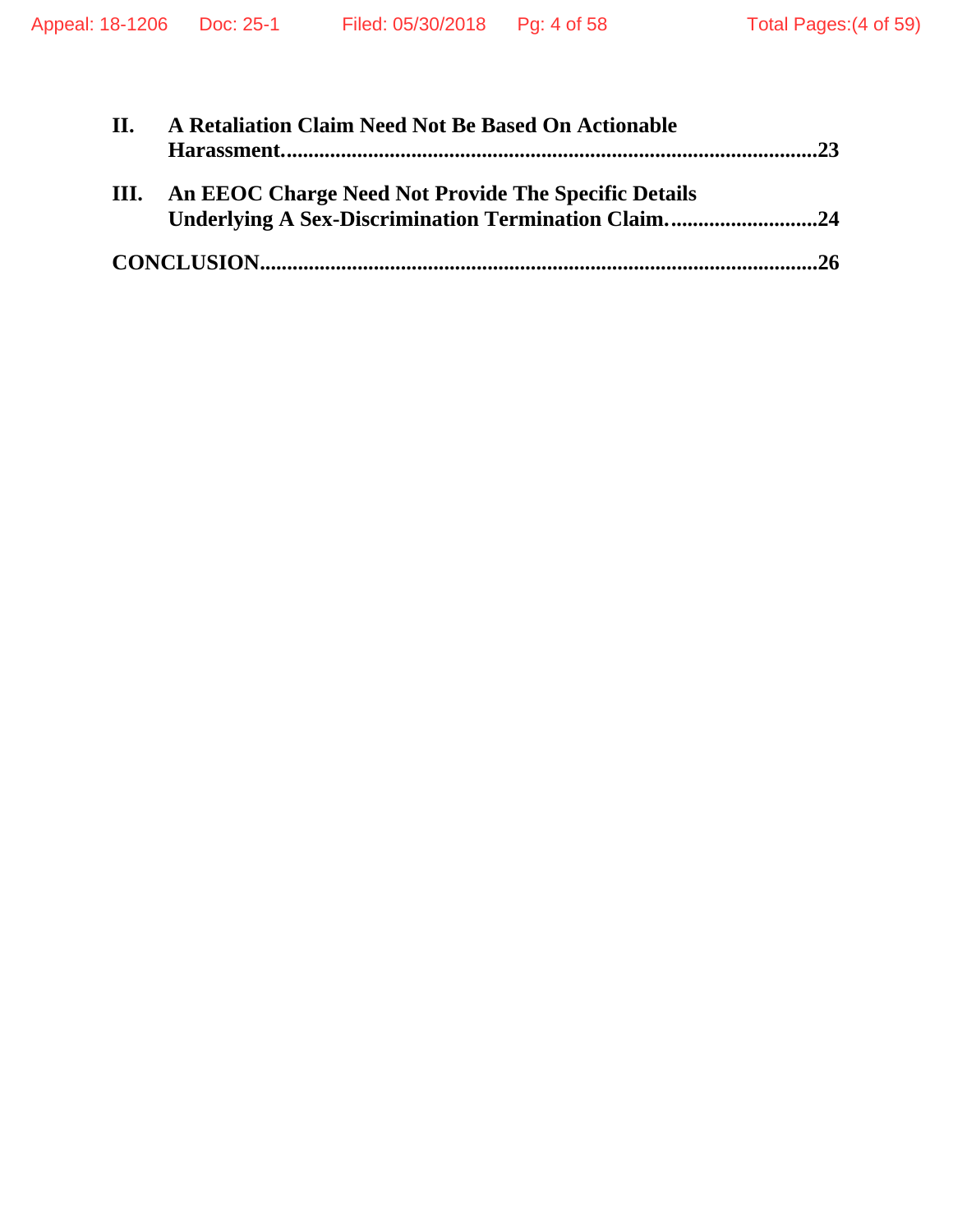**II. A Retaliation Claim Need Not Be Based On Actionable Harassment.................................................................................................23**

**III. An EEOC Charge Need Not Provide The Specific Details Underlying A Sex-Discrimination Termination Claim. ..........................24**

**CONCLUSION.....................................................................................................26**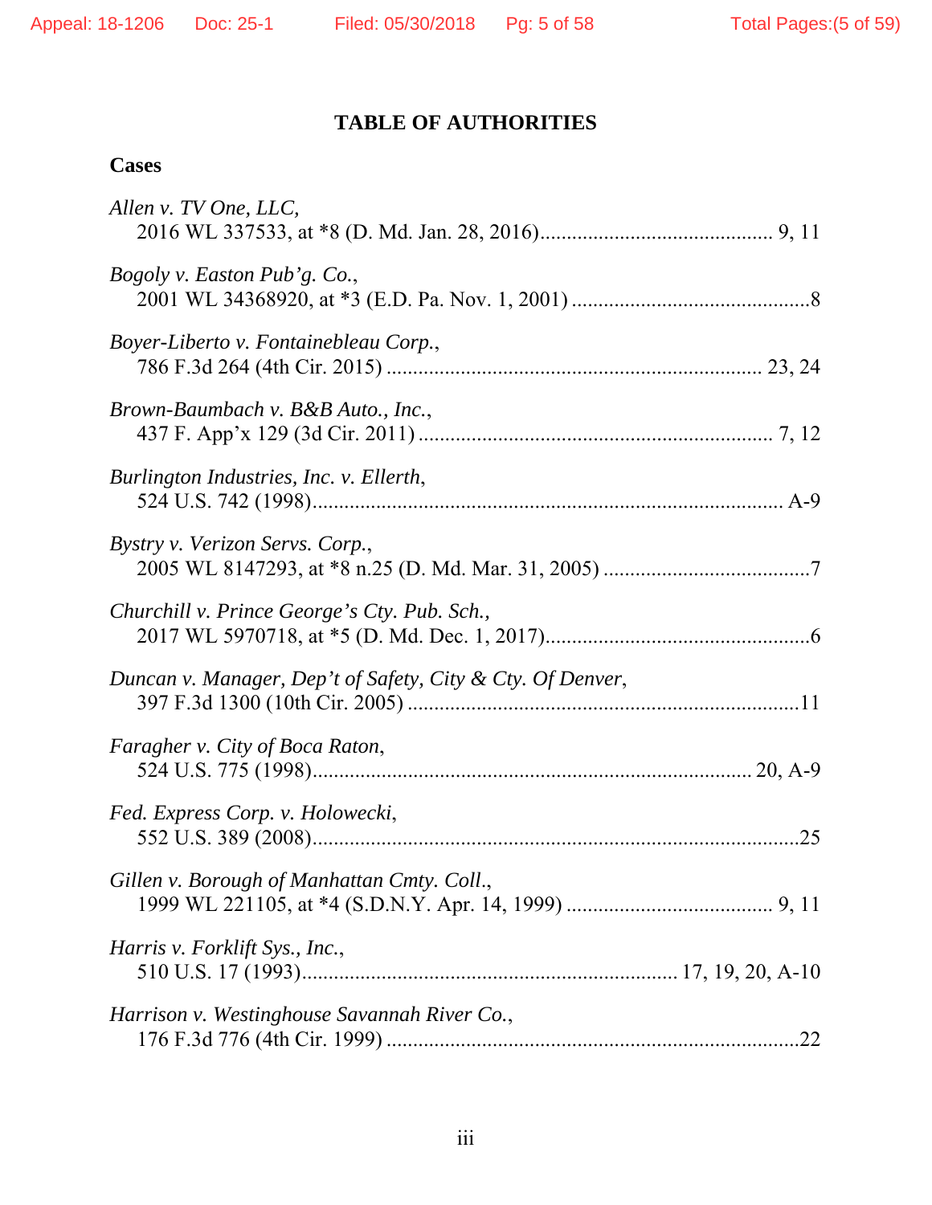## TABLE OF AUTHORITIES

### Cases

*Allen v. TV One, LLC,*
2016 WL 337533, at *8 (D. Md. Jan. 28, 2016) ........................................... 9, 11

*Bogoly v. Easton Pub'g. Co.*,
2001 WL 34368920, at *3 (E.D. Pa. Nov. 1, 2001) ............................................8

*Boyer-Liberto v. Fontainebleau Corp.*,
786 F.3d 264 (4th Cir. 2015) ..................................................................... 23, 24

*Brown-Baumbach v. B&B Auto., Inc.*,
437 F. App'x 129 (3d Cir. 2011) .................................................................. 7, 12

*Burlington Industries, Inc. v. Ellerth*,
524 U.S. 742 (1998)........................................................................................ A-9

*Bystry v. Verizon Servs. Corp.*,
2005 WL 8147293, at *8 n.25 (D. Md. Mar. 31, 2005) .......................................7

*Churchill v. Prince George's Cty. Pub. Sch.*,
2017 WL 5970718, at *5 (D. Md. Dec. 1, 2017)..................................................6

*Duncan v. Manager, Dep't of Safety, City & Cty. Of Denver*,
397 F.3d 1300 (10th Cir. 2005) .........................................................................11

*Faragher v. City of Boca Raton*,
524 U.S. 775 (1998)................................................................................. 20, A-9

*Fed. Express Corp. v. Holowecki*,
552 U.S. 389 (2008)...........................................................................................25

*Gillen v. Borough of Manhattan Cmty. Coll*.,
1999 WL 221105, at *4 (S.D.N.Y. Apr. 14, 1999) ...................................... 9, 11

*Harris v. Forklift Sys., Inc.*,
510 U.S. 17 (1993)..................................................................... 17, 19, 20, A-10

*Harrison v. Westinghouse Savannah River Co.*,
176 F.3d 776 (4th Cir. 1999) .............................................................................22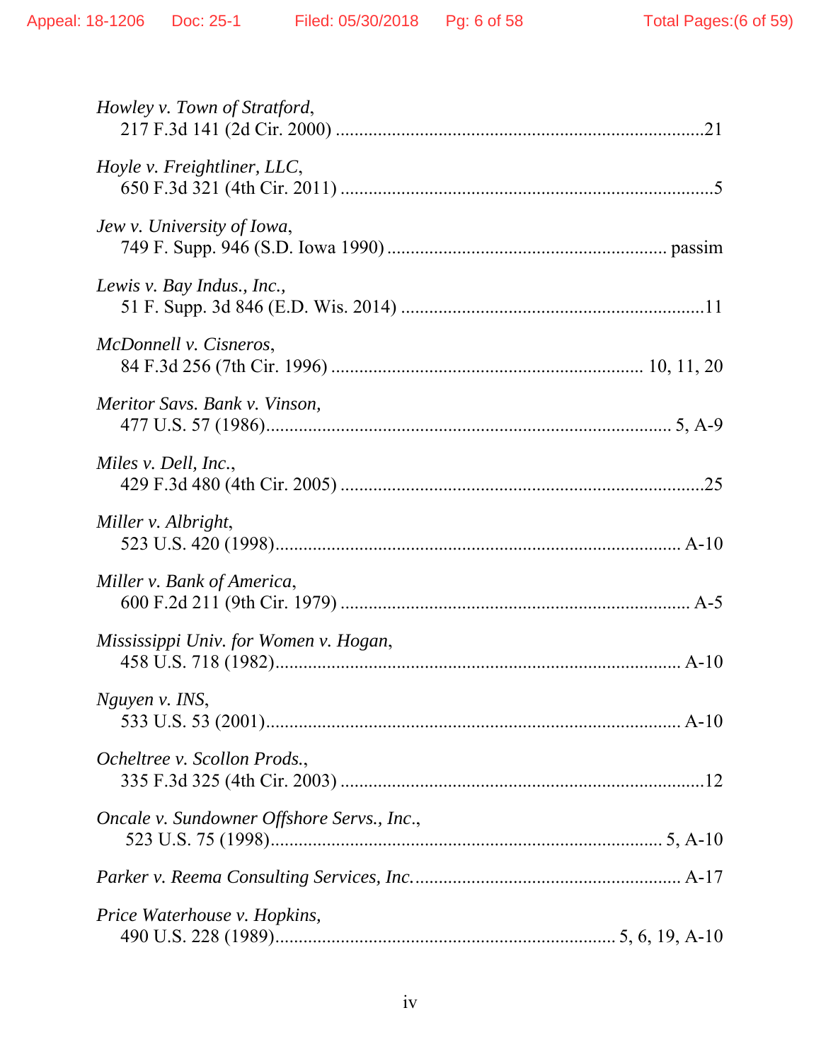*Howley v. Town of Stratford*,
217 F.3d 141 (2d Cir. 2000) ..............................................................................21

*Hoyle v. Freightliner, LLC*,
650 F.3d 321 (4th Cir. 2011) ..............................................................................5

*Jew v. University of Iowa*,
749 F. Supp. 946 (S.D. Iowa 1990) ......................................................... passim

*Lewis v. Bay Indus., Inc.*,
51 F. Supp. 3d 846 (E.D. Wis. 2014) ................................................................11

*McDonnell v. Cisneros*,
84 F.3d 256 (7th Cir. 1996) ................................................................. 10, 11, 20

*Meritor Savs. Bank v. Vinson*,
477 U.S. 57 (1986)...................................................................................... 5, A-9

*Miles v. Dell, Inc.*,
429 F.3d 480 (4th Cir. 2005) ..............................................................................25

*Miller v. Albright*,
523 U.S. 420 (1998)......................................................................................... A-10

*Miller v. Bank of America*,
600 F.2d 211 (9th Cir. 1979) ........................................................................... A-5

*Mississippi Univ. for Women v. Hogan*,
458 U.S. 718 (1982)......................................................................................... A-10

*Nguyen v. INS*,
533 U.S. 53 (2001)........................................................................................... A-10

*Ocheltree v. Scollon Prods.*,
335 F.3d 325 (4th Cir. 2003) ..............................................................................12

*Oncale v. Sundowner Offshore Servs., Inc.*,
523 U.S. 75 (1998).................................................................................... 5, A-10

*Parker v. Reema Consulting Services, Inc.* ......................................................... A-17

*Price Waterhouse v. Hopkins*,
490 U.S. 228 (1989)........................................................................ 5, 6, 19, A-10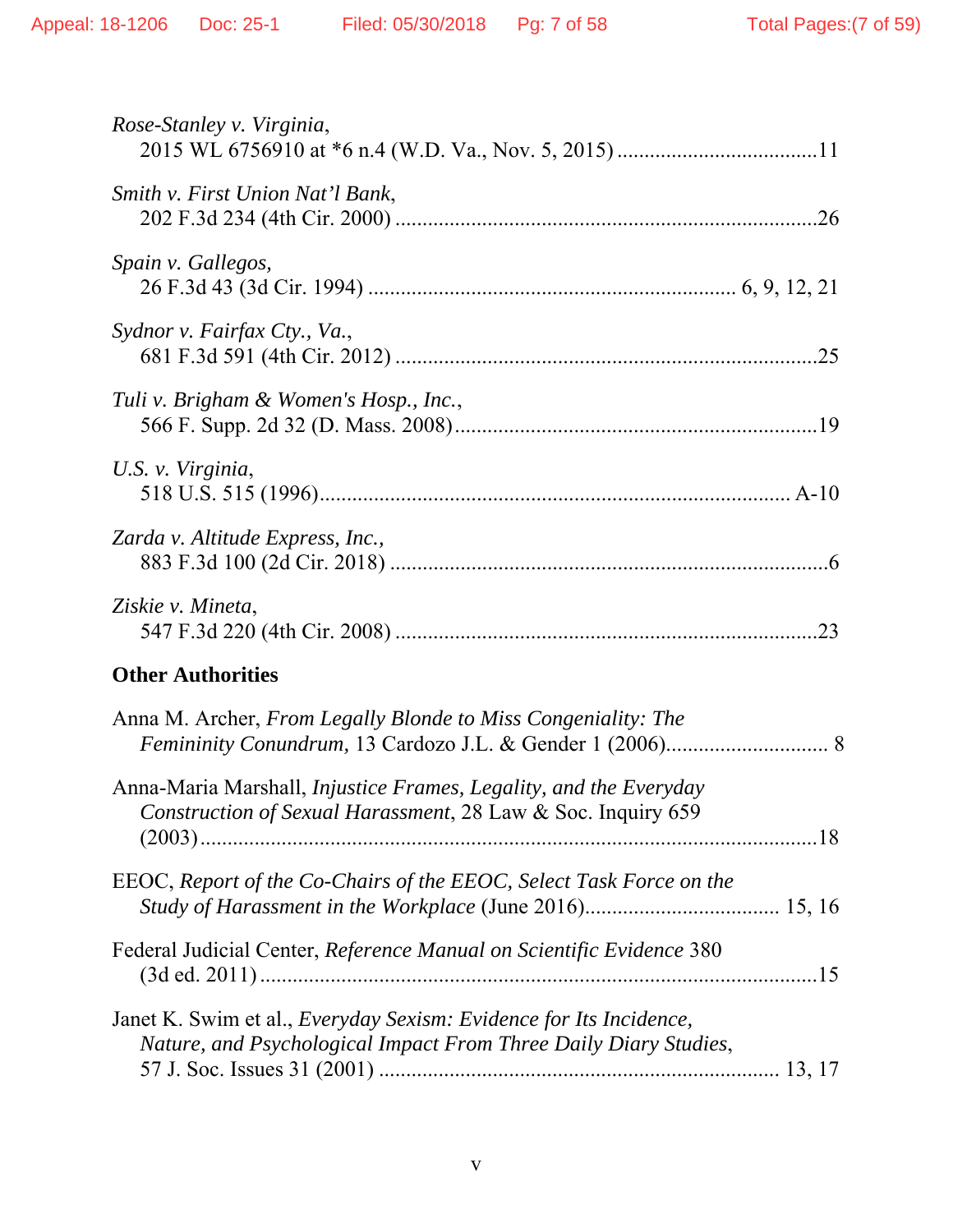*Rose-Stanley v. Virginia*,
2015 WL 6756910 at *6 n.4 (W.D. Va., Nov. 5, 2015) ....................................11

*Smith v. First Union Nat'l Bank*,
202 F.3d 234 (4th Cir. 2000) ............................................................................26

*Spain v. Gallegos,*
26 F.3d 43 (3d Cir. 1994) .................................................................. 6, 9, 12, 21

*Sydnor v. Fairfax Cty., Va.*,
681 F.3d 591 (4th Cir. 2012) ............................................................................25

*Tuli v. Brigham & Women's Hosp., Inc.*,
566 F. Supp. 2d 32 (D. Mass. 2008)..................................................................19

*U.S. v. Virginia*,
518 U.S. 515 (1996)...................................................................................... A-10

*Zarda v. Altitude Express, Inc.,*
883 F.3d 100 (2d Cir. 2018) ..............................................................................6

*Ziskie v. Mineta*,
547 F.3d 220 (4th Cir. 2008) ............................................................................23

**Other Authorities**

Anna M. Archer, *From Legally Blonde to Miss Congeniality: The Femininity Conundrum,* 13 Cardozo J.L. & Gender 1 (2006)............................. 8

Anna-Maria Marshall, *Injustice Frames, Legality, and the Everyday Construction of Sexual Harassment*, 28 Law & Soc. Inquiry 659 (2003).....................................................................................................18

EEOC, *Report of the Co-Chairs of the EEOC, Select Task Force on the Study of Harassment in the Workplace* (June 2016)................................... 15, 16

Federal Judicial Center, *Reference Manual on Scientific Evidence* 380 (3d ed. 2011).....................................................................................................15

Janet K. Swim et al., *Everyday Sexism: Evidence for Its Incidence, Nature, and Psychological Impact From Three Daily Diary Studies*, 57 J. Soc. Issues 31 (2001) ....................................................................... 13, 17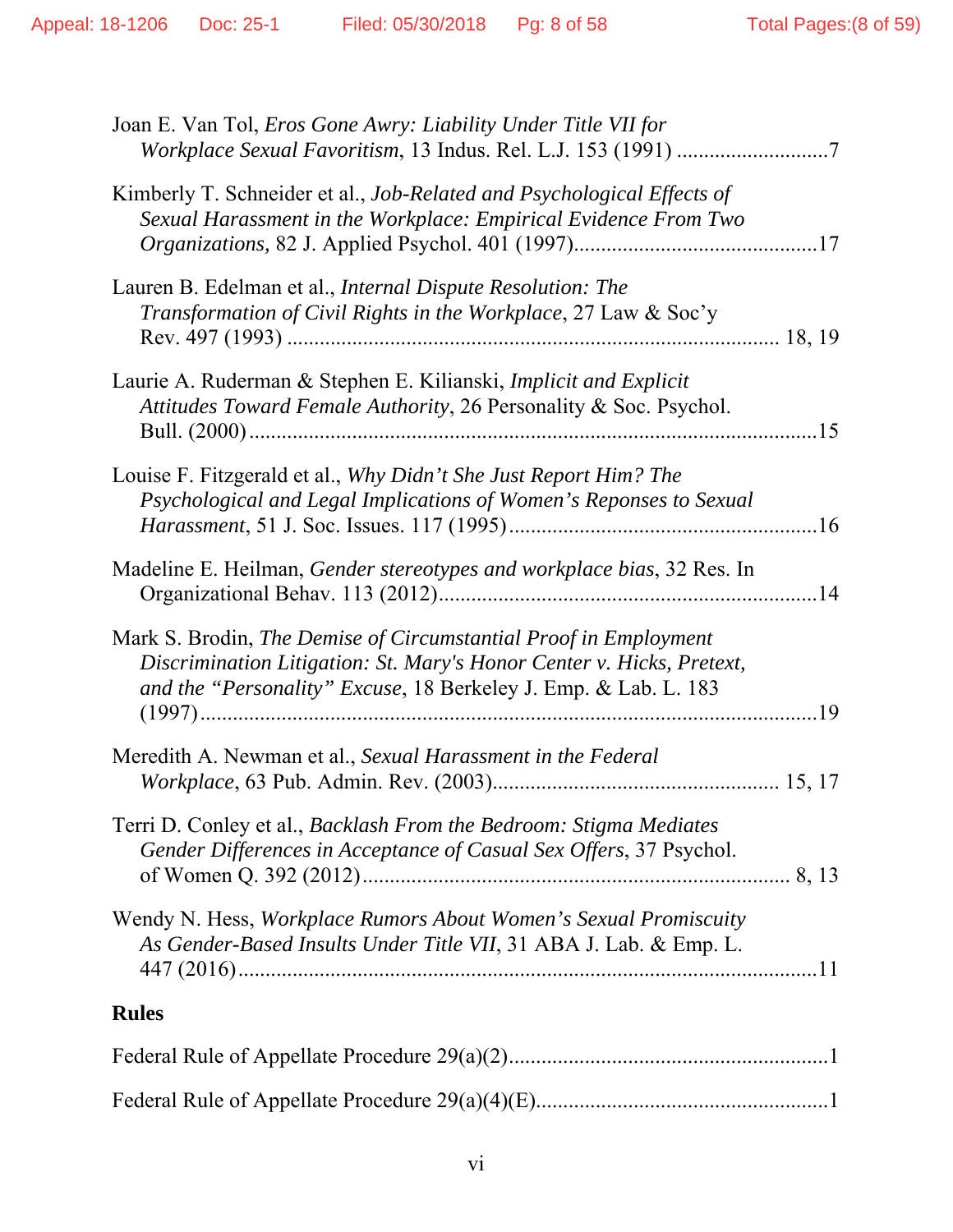Joan E. Van Tol, *Eros Gone Awry: Liability Under Title VII for Workplace Sexual Favoritism*, 13 Indus. Rel. L.J. 153 (1991) ............................7

Kimberly T. Schneider et al., *Job-Related and Psychological Effects of Sexual Harassment in the Workplace: Empirical Evidence From Two Organizations,* 82 J. Applied Psychol. 401 (1997)............................................17

Lauren B. Edelman et al., *Internal Dispute Resolution: The Transformation of Civil Rights in the Workplace*, 27 Law & Soc'y Rev. 497 (1993) ......................................................................................... 18, 19

Laurie A. Ruderman & Stephen E. Kilianski, *Implicit and Explicit Attitudes Toward Female Authority*, 26 Personality & Soc. Psychol. Bull. (2000)........................................................................................15

Louise F. Fitzgerald et al., *Why Didn't She Just Report Him? The Psychological and Legal Implications of Women's Reponses to Sexual Harassment*, 51 J. Soc. Issues. 117 (1995).........................................................16

Madeline E. Heilman, *Gender stereotypes and workplace bias*, 32 Res. In Organizational Behav. 113 (2012).....................................................................14

Mark S. Brodin, *The Demise of Circumstantial Proof in Employment Discrimination Litigation: St. Mary's Honor Center v. Hicks, Pretext, and the "Personality" Excuse*, 18 Berkeley J. Emp. & Lab. L. 183 (1997)....................................................................................................19

Meredith A. Newman et al., *Sexual Harassment in the Federal Workplace*, 63 Pub. Admin. Rev. (2003).................................................... 15, 17

Terri D. Conley et al., *Backlash From the Bedroom: Stigma Mediates Gender Differences in Acceptance of Casual Sex Offers*, 37 Psychol. of Women Q. 392 (2012)............................................................................... 8, 13

Wendy N. Hess, *Workplace Rumors About Women's Sexual Promiscuity As Gender-Based Insults Under Title VII*, 31 ABA J. Lab. & Emp. L. 447 (2016)..........................................................................................11

**Rules**

Federal Rule of Appellate Procedure 29(a)(2)...........................................................1

Federal Rule of Appellate Procedure 29(a)(4)(E).....................................................1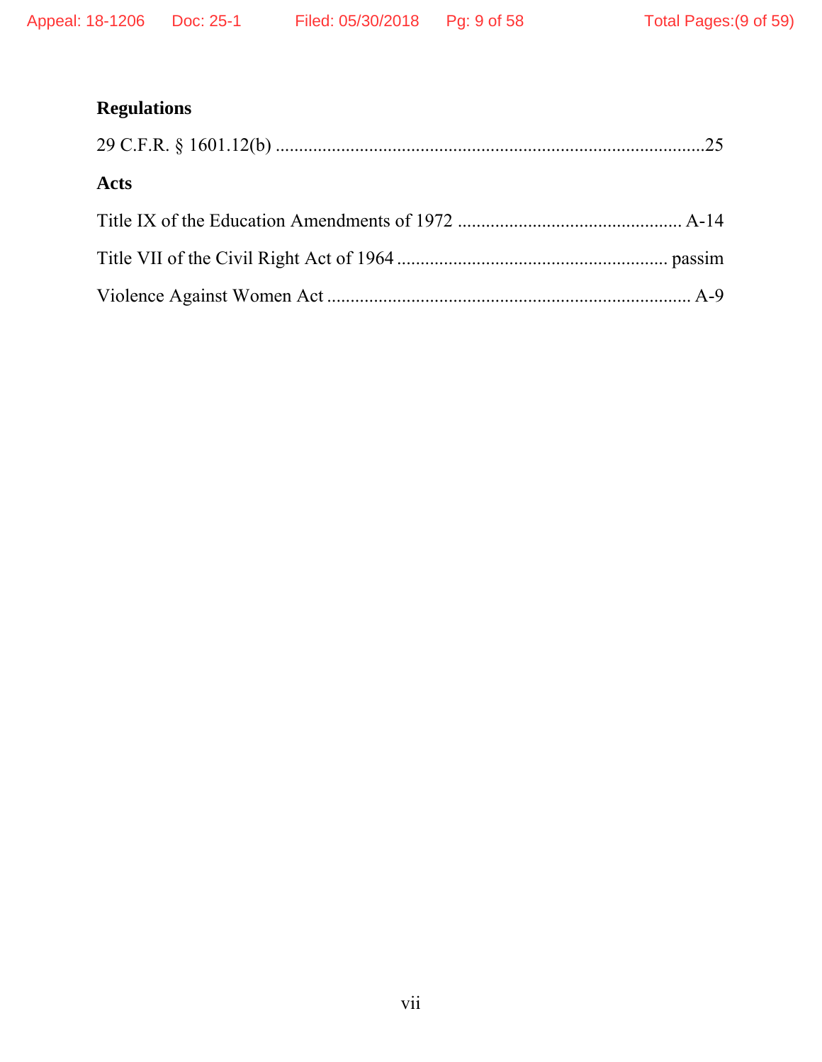**Regulations**

29 C.F.R. § 1601.12(b) ....................................................................................25

**Acts**

Title IX of the Education Amendments of 1972 ............................................. A-14

Title VII of the Civil Right Act of 1964 ...................................................... passim

Violence Against Women Act ........................................................................ A-9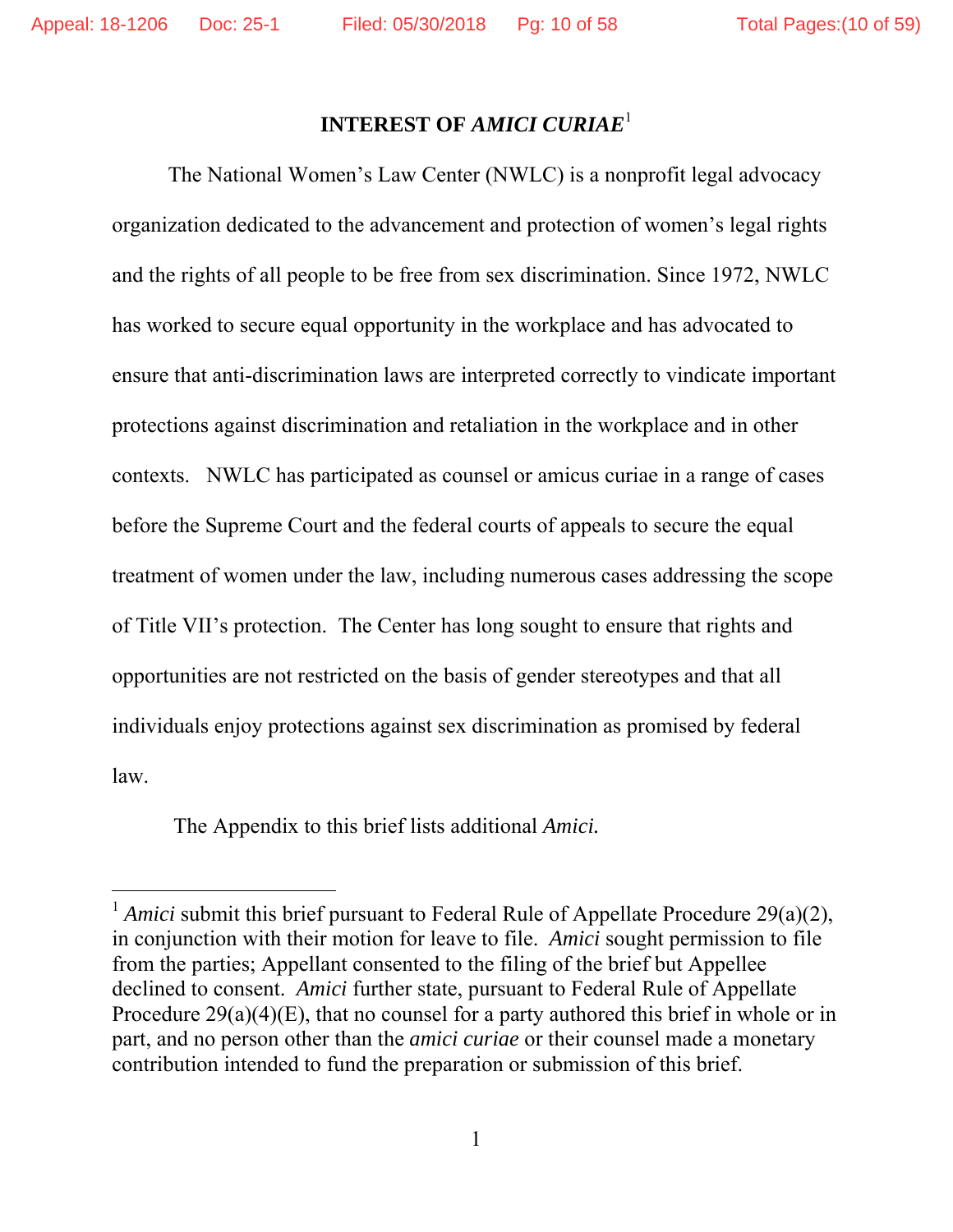# INTEREST OF *AMICI CURIAE*[1]

The National Women's Law Center (NWLC) is a nonprofit legal advocacy organization dedicated to the advancement and protection of women's legal rights and the rights of all people to be free from sex discrimination. Since 1972, NWLC has worked to secure equal opportunity in the workplace and has advocated to ensure that anti-discrimination laws are interpreted correctly to vindicate important protections against discrimination and retaliation in the workplace and in other contexts. NWLC has participated as counsel or amicus curiae in a range of cases before the Supreme Court and the federal courts of appeals to secure the equal treatment of women under the law, including numerous cases addressing the scope of Title VII's protection. The Center has long sought to ensure that rights and opportunities are not restricted on the basis of gender stereotypes and that all individuals enjoy protections against sex discrimination as promised by federal law.

The Appendix to this brief lists additional *Amici.*

---

[1] *Amici* submit this brief pursuant to Federal Rule of Appellate Procedure 29(a)(2), in conjunction with their motion for leave to file. *Amici* sought permission to file from the parties; Appellant consented to the filing of the brief but Appellee declined to consent. *Amici* further state, pursuant to Federal Rule of Appellate Procedure 29(a)(4)(E), that no counsel for a party authored this brief in whole or in part, and no person other than the *amici curiae* or their counsel made a monetary contribution intended to fund the preparation or submission of this brief.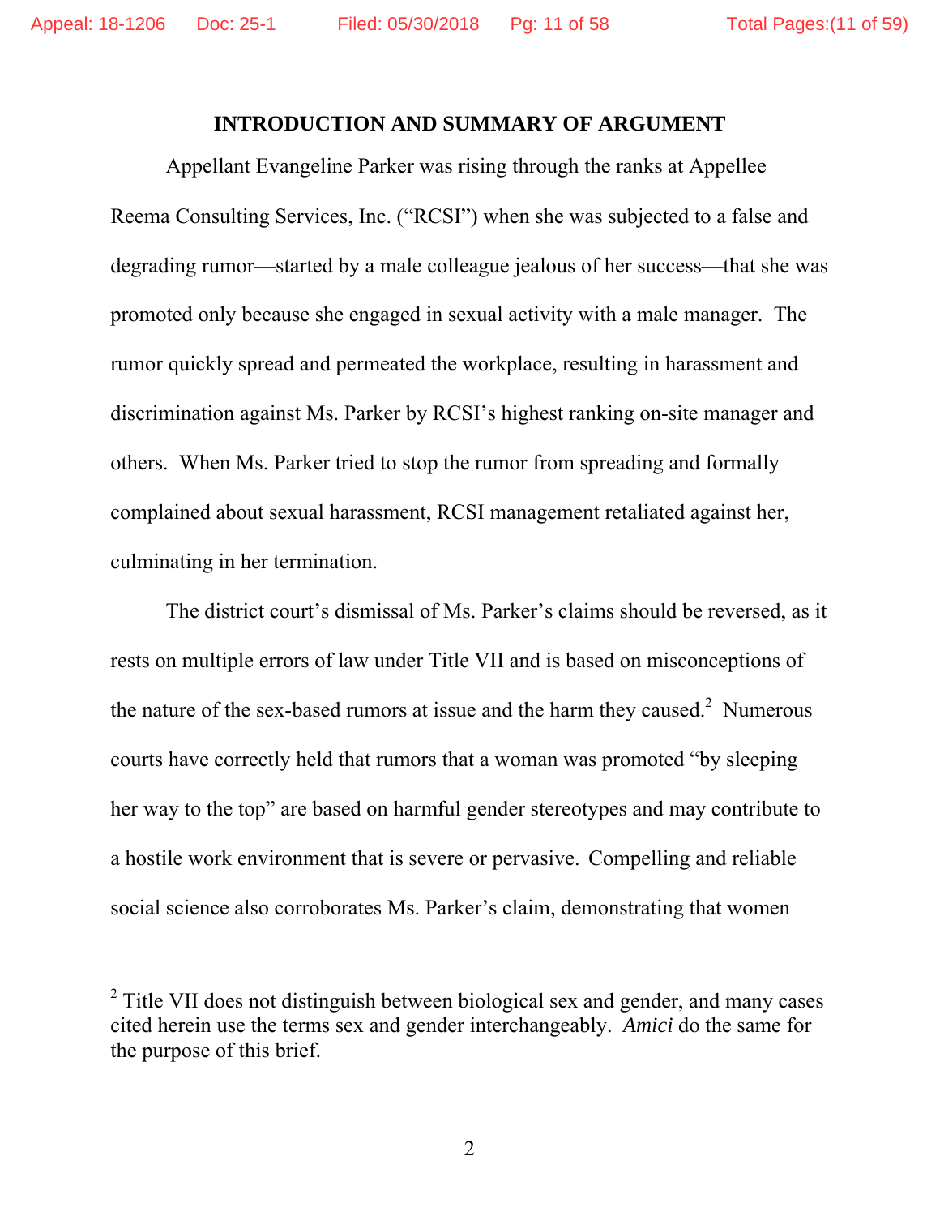## INTRODUCTION AND SUMMARY OF ARGUMENT

Appellant Evangeline Parker was rising through the ranks at Appellee Reema Consulting Services, Inc. ("RCSI") when she was subjected to a false and degrading rumor—started by a male colleague jealous of her success—that she was promoted only because she engaged in sexual activity with a male manager. The rumor quickly spread and permeated the workplace, resulting in harassment and discrimination against Ms. Parker by RCSI's highest ranking on-site manager and others. When Ms. Parker tried to stop the rumor from spreading and formally complained about sexual harassment, RCSI management retaliated against her, culminating in her termination.

The district court's dismissal of Ms. Parker's claims should be reversed, as it rests on multiple errors of law under Title VII and is based on misconceptions of the nature of the sex-based rumors at issue and the harm they caused.[2] Numerous courts have correctly held that rumors that a woman was promoted "by sleeping her way to the top" are based on harmful gender stereotypes and may contribute to a hostile work environment that is severe or pervasive. Compelling and reliable social science also corroborates Ms. Parker's claim, demonstrating that women

---

[2] Title VII does not distinguish between biological sex and gender, and many cases cited herein use the terms sex and gender interchangeably. *Amici* do the same for the purpose of this brief.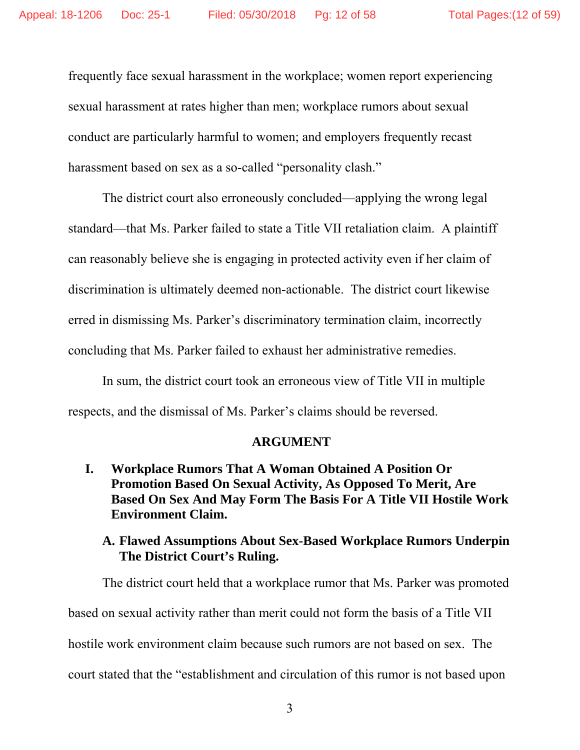frequently face sexual harassment in the workplace; women report experiencing sexual harassment at rates higher than men; workplace rumors about sexual conduct are particularly harmful to women; and employers frequently recast harassment based on sex as a so-called "personality clash."

The district court also erroneously concluded—applying the wrong legal standard—that Ms. Parker failed to state a Title VII retaliation claim. A plaintiff can reasonably believe she is engaging in protected activity even if her claim of discrimination is ultimately deemed non-actionable. The district court likewise erred in dismissing Ms. Parker's discriminatory termination claim, incorrectly concluding that Ms. Parker failed to exhaust her administrative remedies.

In sum, the district court took an erroneous view of Title VII in multiple respects, and the dismissal of Ms. Parker's claims should be reversed.

## ARGUMENT

### I. Workplace Rumors That A Woman Obtained A Position Or Promotion Based On Sexual Activity, As Opposed To Merit, Are Based On Sex And May Form The Basis For A Title VII Hostile Work Environment Claim.

#### A. Flawed Assumptions About Sex-Based Workplace Rumors Underpin The District Court's Ruling.

The district court held that a workplace rumor that Ms. Parker was promoted based on sexual activity rather than merit could not form the basis of a Title VII hostile work environment claim because such rumors are not based on sex. The court stated that the "establishment and circulation of this rumor is not based upon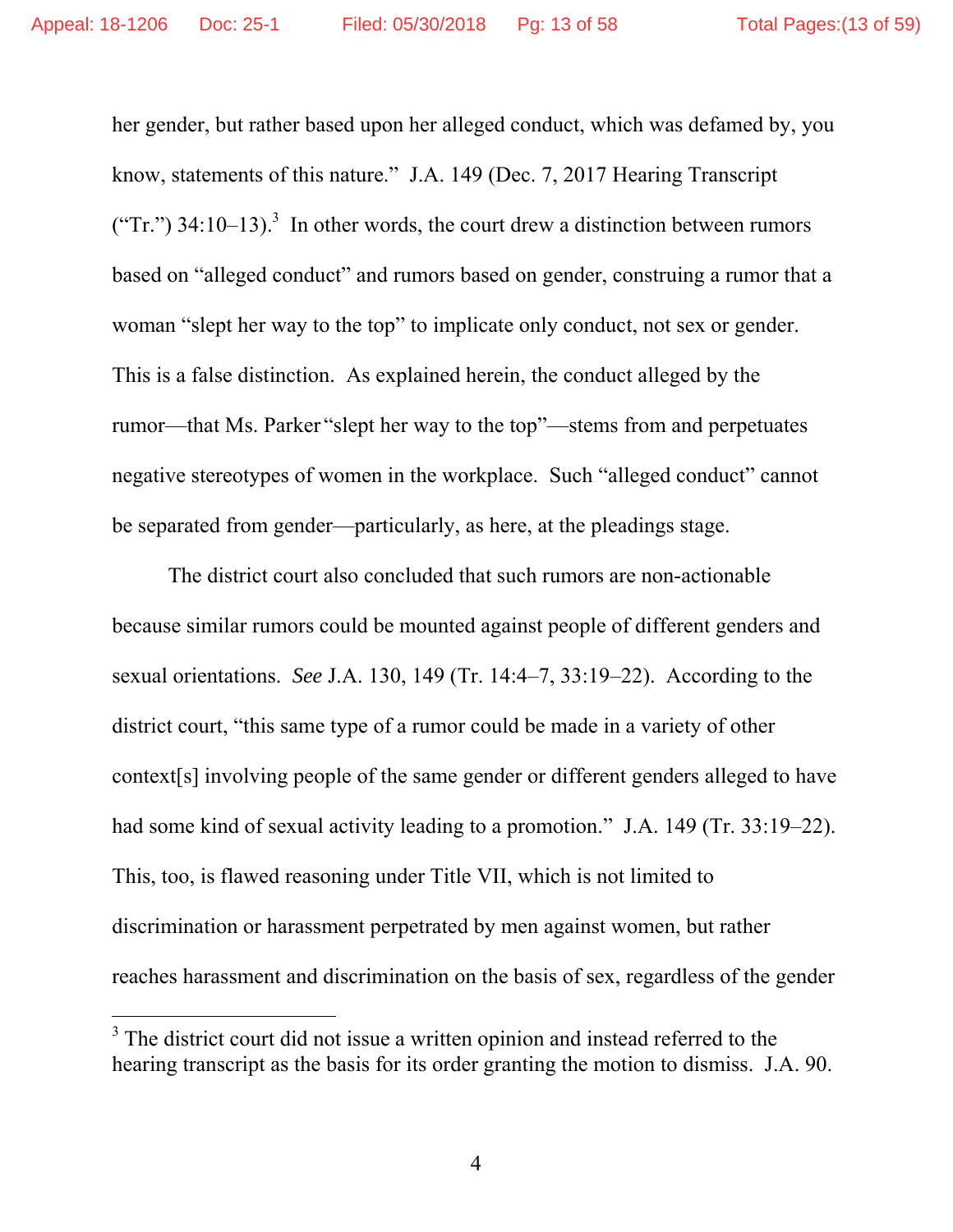her gender, but rather based upon her alleged conduct, which was defamed by, you know, statements of this nature." J.A. 149 (Dec. 7, 2017 Hearing Transcript ("Tr.") 34:10–13).[3] In other words, the court drew a distinction between rumors based on "alleged conduct" and rumors based on gender, construing a rumor that a woman "slept her way to the top" to implicate only conduct, not sex or gender. This is a false distinction. As explained herein, the conduct alleged by the rumor—that Ms. Parker "slept her way to the top"—stems from and perpetuates negative stereotypes of women in the workplace. Such "alleged conduct" cannot be separated from gender—particularly, as here, at the pleadings stage.

The district court also concluded that such rumors are non-actionable because similar rumors could be mounted against people of different genders and sexual orientations. *See* J.A. 130, 149 (Tr. 14:4–7, 33:19–22). According to the district court, "this same type of a rumor could be made in a variety of other context[s] involving people of the same gender or different genders alleged to have had some kind of sexual activity leading to a promotion." J.A. 149 (Tr. 33:19–22). This, too, is flawed reasoning under Title VII, which is not limited to discrimination or harassment perpetrated by men against women, but rather reaches harassment and discrimination on the basis of sex, regardless of the gender

[3] The district court did not issue a written opinion and instead referred to the hearing transcript as the basis for its order granting the motion to dismiss. J.A. 90.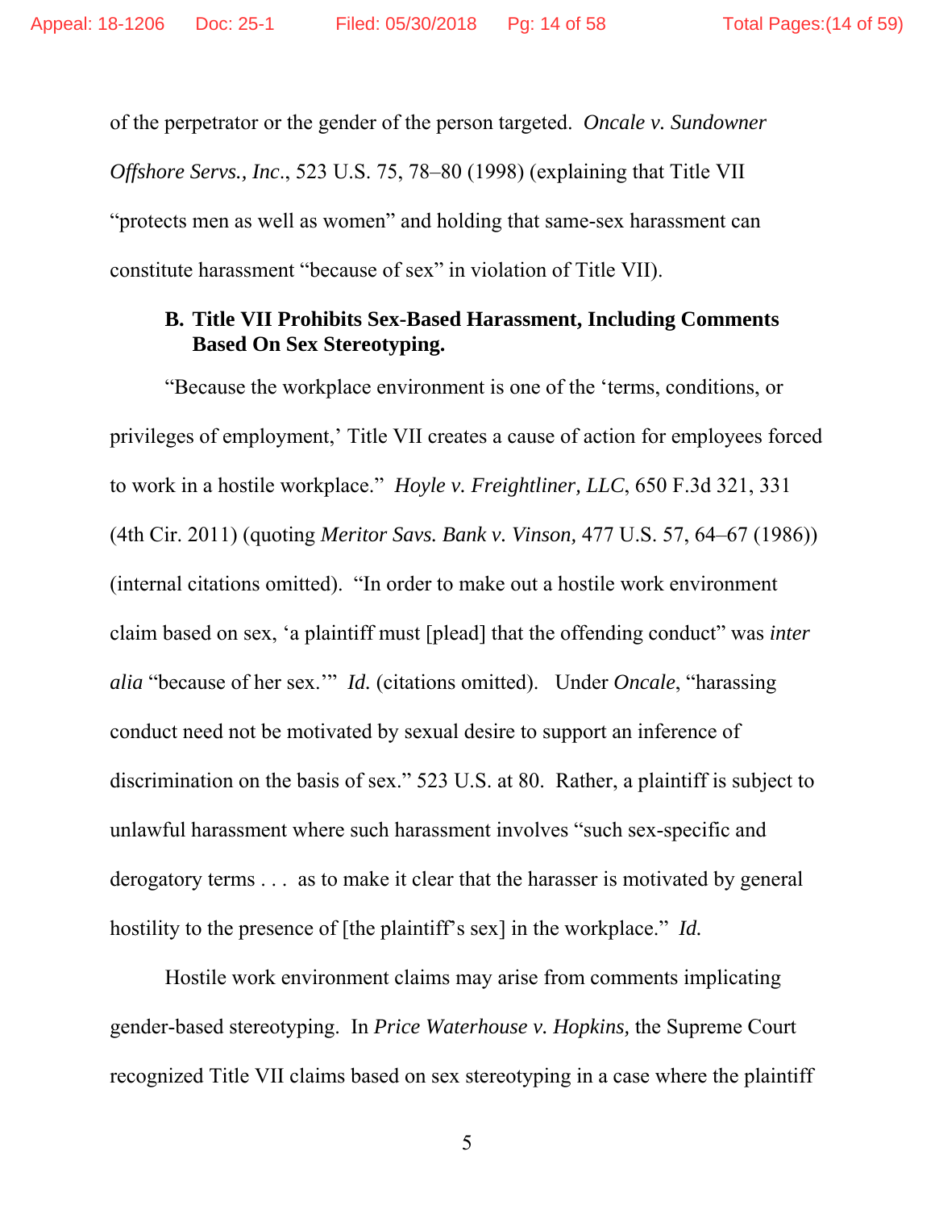of the perpetrator or the gender of the person targeted. *Oncale v. Sundowner Offshore Servs., Inc*., 523 U.S. 75, 78–80 (1998) (explaining that Title VII "protects men as well as women" and holding that same-sex harassment can constitute harassment "because of sex" in violation of Title VII).

### B. Title VII Prohibits Sex-Based Harassment, Including Comments Based On Sex Stereotyping.

"Because the workplace environment is one of the 'terms, conditions, or privileges of employment,' Title VII creates a cause of action for employees forced to work in a hostile workplace." *Hoyle v. Freightliner, LLC*, 650 F.3d 321, 331 (4th Cir. 2011) (quoting *Meritor Savs. Bank v. Vinson,* 477 U.S. 57, 64–67 (1986)) (internal citations omitted). "In order to make out a hostile work environment claim based on sex, 'a plaintiff must [plead] that the offending conduct" was *inter alia* "because of her sex.'" *Id.* (citations omitted). Under *Oncale*, "harassing conduct need not be motivated by sexual desire to support an inference of discrimination on the basis of sex." 523 U.S. at 80. Rather, a plaintiff is subject to unlawful harassment where such harassment involves "such sex-specific and derogatory terms . . . as to make it clear that the harasser is motivated by general hostility to the presence of [the plaintiff's sex] in the workplace." *Id.*

Hostile work environment claims may arise from comments implicating gender-based stereotyping. In *Price Waterhouse v. Hopkins,* the Supreme Court recognized Title VII claims based on sex stereotyping in a case where the plaintiff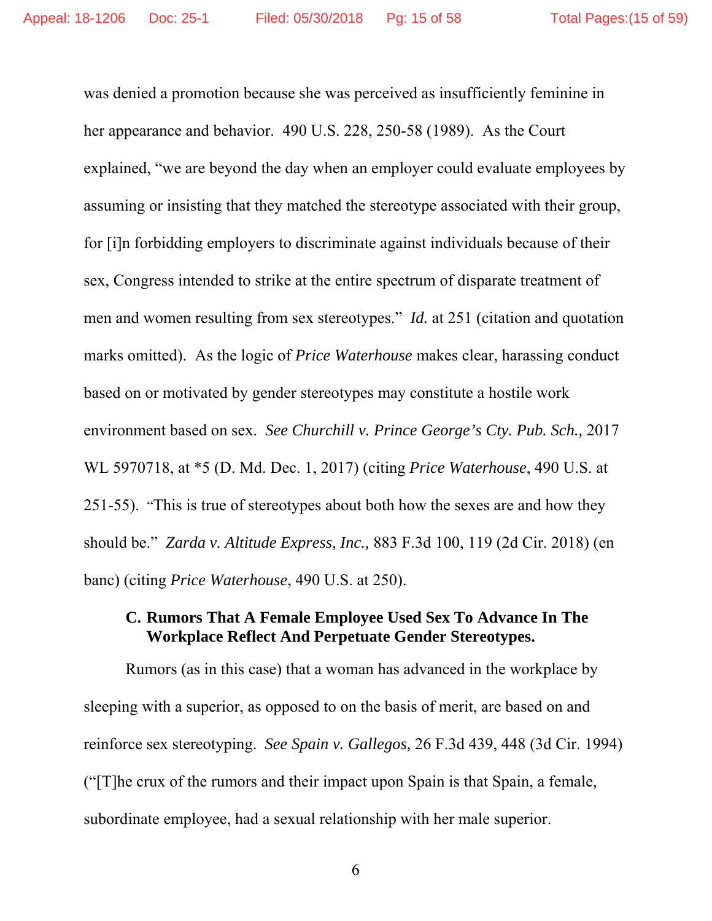was denied a promotion because she was perceived as insufficiently feminine in her appearance and behavior. 490 U.S. 228, 250-58 (1989). As the Court explained, "we are beyond the day when an employer could evaluate employees by assuming or insisting that they matched the stereotype associated with their group, for [i]n forbidding employers to discriminate against individuals because of their sex, Congress intended to strike at the entire spectrum of disparate treatment of men and women resulting from sex stereotypes." *Id.* at 251 (citation and quotation marks omitted). As the logic of *Price Waterhouse* makes clear, harassing conduct based on or motivated by gender stereotypes may constitute a hostile work environment based on sex. *See Churchill v. Prince George's Cty. Pub. Sch.,* 2017 WL 5970718, at *5 (D. Md. Dec. 1, 2017) (citing *Price Waterhouse*, 490 U.S. at 251-55). "This is true of stereotypes about both how the sexes are and how they should be." *Zarda v. Altitude Express, Inc.,* 883 F.3d 100, 119 (2d Cir. 2018) (en banc) (citing *Price Waterhouse*, 490 U.S. at 250).

### C. Rumors That A Female Employee Used Sex To Advance In The Workplace Reflect And Perpetuate Gender Stereotypes.

Rumors (as in this case) that a woman has advanced in the workplace by sleeping with a superior, as opposed to on the basis of merit, are based on and reinforce sex stereotyping. *See Spain v. Gallegos,* 26 F.3d 439, 448 (3d Cir. 1994) ("[T]he crux of the rumors and their impact upon Spain is that Spain, a female, subordinate employee, had a sexual relationship with her male superior.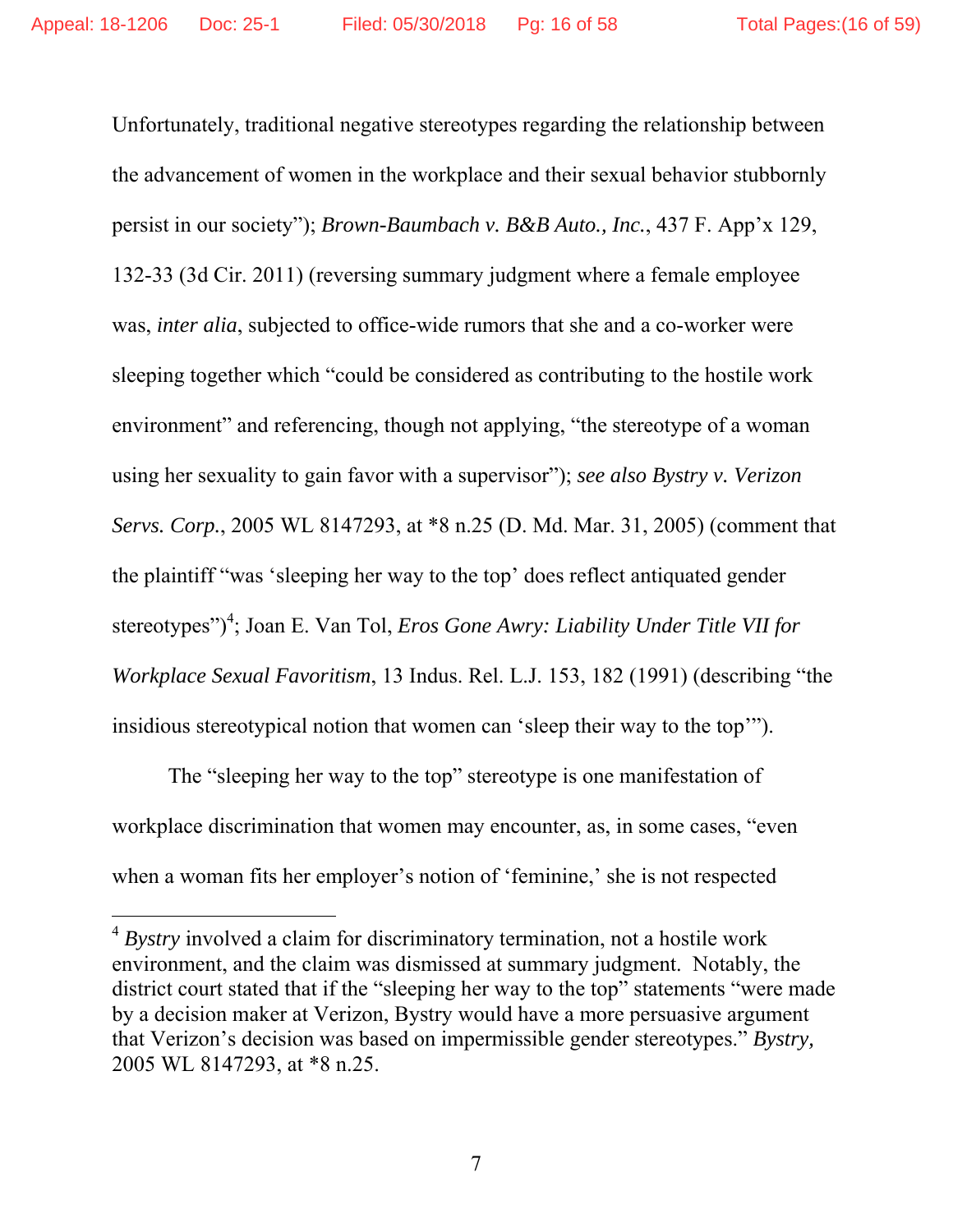Unfortunately, traditional negative stereotypes regarding the relationship between the advancement of women in the workplace and their sexual behavior stubbornly persist in our society"); *Brown-Baumbach v. B&B Auto., Inc.*, 437 F. App'x 129, 132-33 (3d Cir. 2011) (reversing summary judgment where a female employee was, *inter alia*, subjected to office-wide rumors that she and a co-worker were sleeping together which "could be considered as contributing to the hostile work environment" and referencing, though not applying, "the stereotype of a woman using her sexuality to gain favor with a supervisor"); *see also Bystry v. Verizon Servs. Corp.*, 2005 WL 8147293, at *8 n.25 (D. Md. Mar. 31, 2005) (comment that the plaintiff "was 'sleeping her way to the top' does reflect antiquated gender stereotypes")[4]; Joan E. Van Tol, *Eros Gone Awry: Liability Under Title VII for Workplace Sexual Favoritism*, 13 Indus. Rel. L.J. 153, 182 (1991) (describing "the insidious stereotypical notion that women can 'sleep their way to the top'").

The "sleeping her way to the top" stereotype is one manifestation of workplace discrimination that women may encounter, as, in some cases, "even when a woman fits her employer's notion of 'feminine,' she is not respected

---

[4] *Bystry* involved a claim for discriminatory termination, not a hostile work environment, and the claim was dismissed at summary judgment. Notably, the district court stated that if the "sleeping her way to the top" statements "were made by a decision maker at Verizon, Bystry would have a more persuasive argument that Verizon's decision was based on impermissible gender stereotypes." *Bystry,* 2005 WL 8147293, at *8 n.25.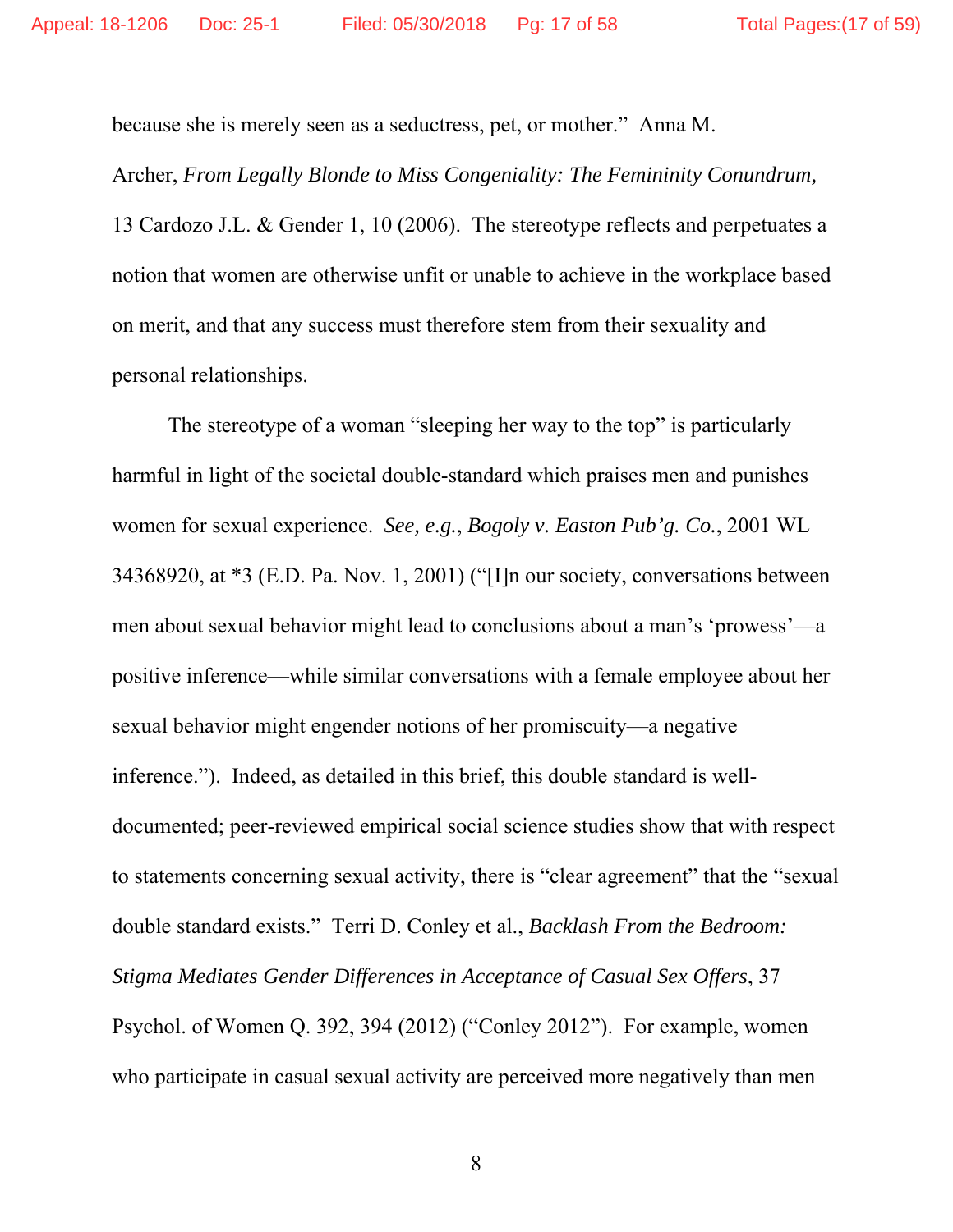because she is merely seen as a seductress, pet, or mother." Anna M. Archer, *From Legally Blonde to Miss Congeniality: The Femininity Conundrum,* 13 Cardozo J.L. & Gender 1, 10 (2006). The stereotype reflects and perpetuates a notion that women are otherwise unfit or unable to achieve in the workplace based on merit, and that any success must therefore stem from their sexuality and personal relationships.

The stereotype of a woman "sleeping her way to the top" is particularly harmful in light of the societal double-standard which praises men and punishes women for sexual experience. *See, e.g.*, *Bogoly v. Easton Pub'g. Co.*, 2001 WL 34368920, at *3 (E.D. Pa. Nov. 1, 2001) ("[I]n our society, conversations between men about sexual behavior might lead to conclusions about a man's 'prowess'—a positive inference—while similar conversations with a female employee about her sexual behavior might engender notions of her promiscuity—a negative inference."). Indeed, as detailed in this brief, this double standard is well-documented; peer-reviewed empirical social science studies show that with respect to statements concerning sexual activity, there is "clear agreement" that the "sexual double standard exists." Terri D. Conley et al., *Backlash From the Bedroom: Stigma Mediates Gender Differences in Acceptance of Casual Sex Offers*, 37 Psychol. of Women Q. 392, 394 (2012) ("Conley 2012"). For example, women who participate in casual sexual activity are perceived more negatively than men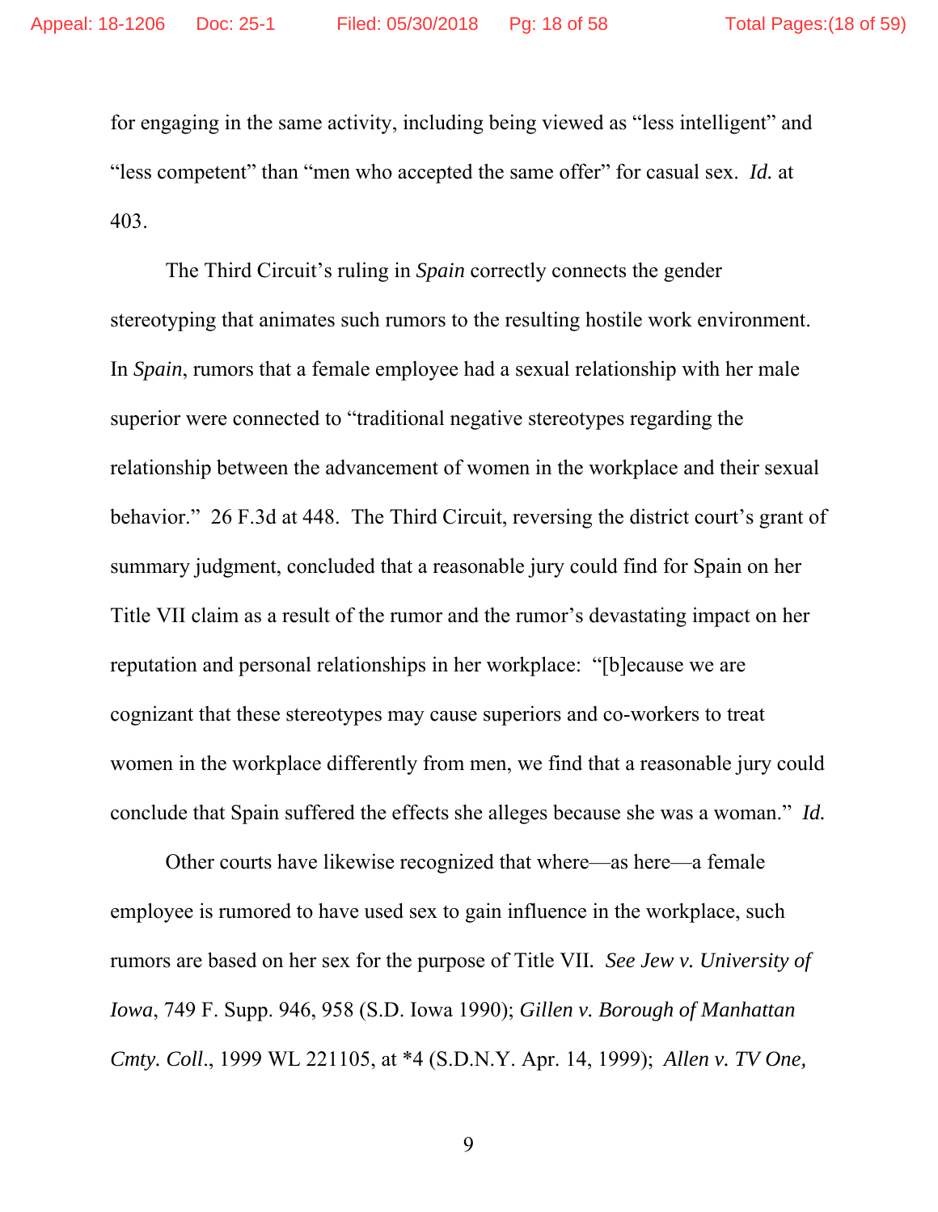for engaging in the same activity, including being viewed as "less intelligent" and "less competent" than "men who accepted the same offer" for casual sex. *Id.* at 403.

The Third Circuit's ruling in *Spain* correctly connects the gender stereotyping that animates such rumors to the resulting hostile work environment. In *Spain*, rumors that a female employee had a sexual relationship with her male superior were connected to "traditional negative stereotypes regarding the relationship between the advancement of women in the workplace and their sexual behavior." 26 F.3d at 448. The Third Circuit, reversing the district court's grant of summary judgment, concluded that a reasonable jury could find for Spain on her Title VII claim as a result of the rumor and the rumor's devastating impact on her reputation and personal relationships in her workplace: "[b]ecause we are cognizant that these stereotypes may cause superiors and co-workers to treat women in the workplace differently from men, we find that a reasonable jury could conclude that Spain suffered the effects she alleges because she was a woman." *Id.*

Other courts have likewise recognized that where—as here—a female employee is rumored to have used sex to gain influence in the workplace, such rumors are based on her sex for the purpose of Title VII. *See Jew v. University of Iowa*, 749 F. Supp. 946, 958 (S.D. Iowa 1990); *Gillen v. Borough of Manhattan Cmty. Coll.*, 1999 WL 221105, at *4 (S.D.N.Y. Apr. 14, 1999); *Allen v. TV One,*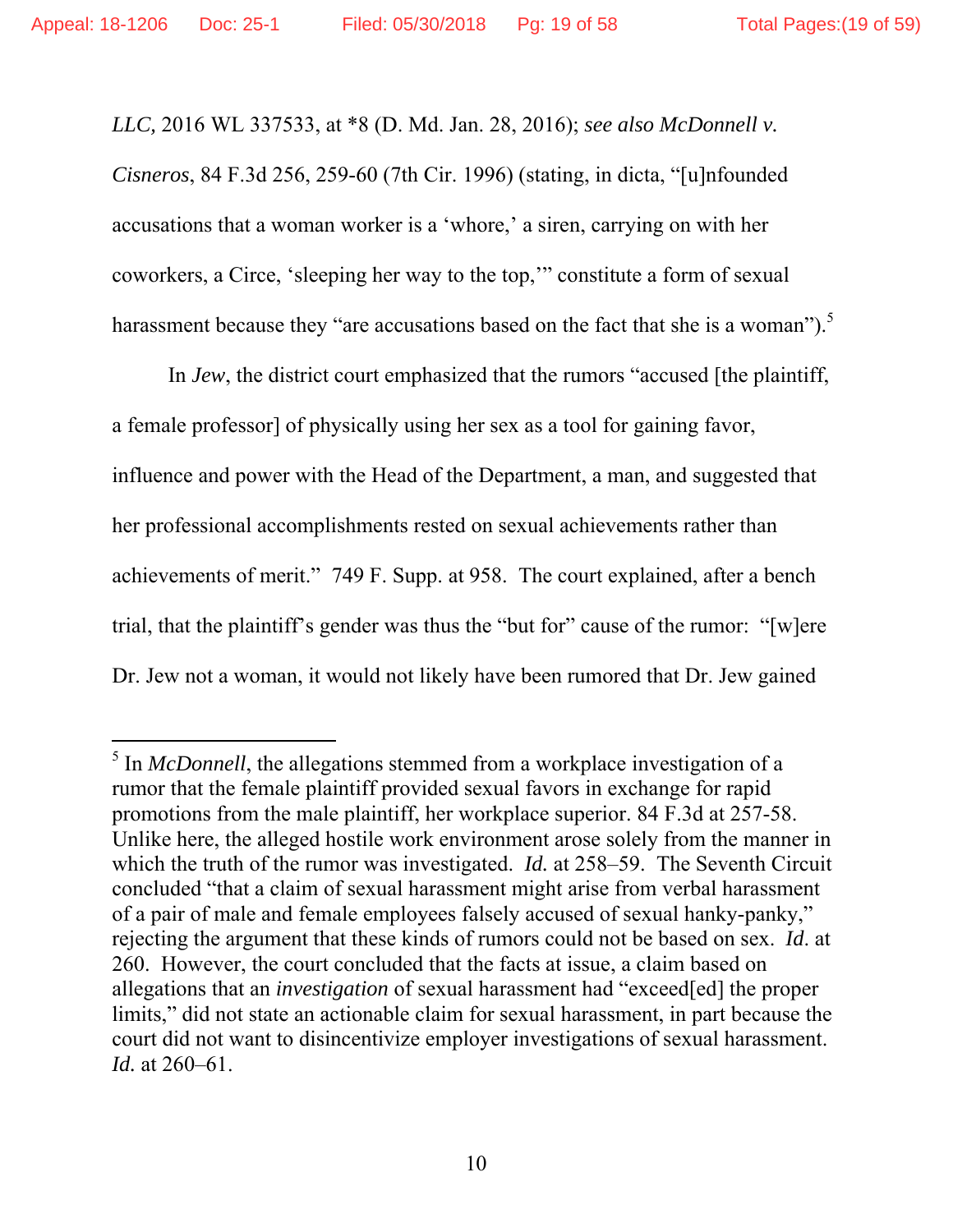*LLC,* 2016 WL 337533, at *8 (D. Md. Jan. 28, 2016); *see also McDonnell v. Cisneros*, 84 F.3d 256, 259-60 (7th Cir. 1996) (stating, in dicta, "[u]nfounded accusations that a woman worker is a 'whore,' a siren, carrying on with her coworkers, a Circe, 'sleeping her way to the top,'" constitute a form of sexual harassment because they "are accusations based on the fact that she is a woman").[5]

In *Jew*, the district court emphasized that the rumors "accused [the plaintiff, a female professor] of physically using her sex as a tool for gaining favor, influence and power with the Head of the Department, a man, and suggested that her professional accomplishments rested on sexual achievements rather than achievements of merit." 749 F. Supp. at 958. The court explained, after a bench trial, that the plaintiff's gender was thus the "but for" cause of the rumor: "[w]ere Dr. Jew not a woman, it would not likely have been rumored that Dr. Jew gained

---

[5] In *McDonnell*, the allegations stemmed from a workplace investigation of a rumor that the female plaintiff provided sexual favors in exchange for rapid promotions from the male plaintiff, her workplace superior. 84 F.3d at 257-58. Unlike here, the alleged hostile work environment arose solely from the manner in which the truth of the rumor was investigated. *Id.* at 258–59. The Seventh Circuit concluded "that a claim of sexual harassment might arise from verbal harassment of a pair of male and female employees falsely accused of sexual hanky-panky," rejecting the argument that these kinds of rumors could not be based on sex. *Id*. at 260. However, the court concluded that the facts at issue, a claim based on allegations that an *investigation* of sexual harassment had "exceed[ed] the proper limits," did not state an actionable claim for sexual harassment, in part because the court did not want to disincentivize employer investigations of sexual harassment. *Id.* at 260–61.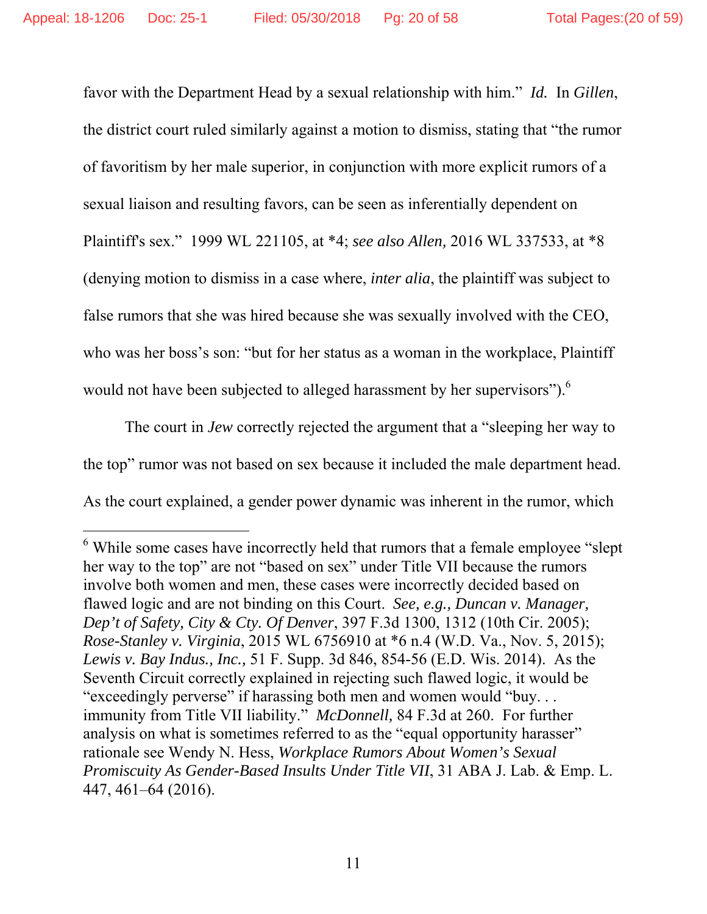favor with the Department Head by a sexual relationship with him." *Id.* In *Gillen*, the district court ruled similarly against a motion to dismiss, stating that "the rumor of favoritism by her male superior, in conjunction with more explicit rumors of a sexual liaison and resulting favors, can be seen as inferentially dependent on Plaintiff's sex." 1999 WL 221105, at *4; *see also Allen*, 2016 WL 337533, at *8 (denying motion to dismiss in a case where, *inter alia*, the plaintiff was subject to false rumors that she was hired because she was sexually involved with the CEO, who was her boss's son: "but for her status as a woman in the workplace, Plaintiff would not have been subjected to alleged harassment by her supervisors").[6]

The court in *Jew* correctly rejected the argument that a "sleeping her way to the top" rumor was not based on sex because it included the male department head. As the court explained, a gender power dynamic was inherent in the rumor, which

---

[6] While some cases have incorrectly held that rumors that a female employee "slept her way to the top" are not "based on sex" under Title VII because the rumors involve both women and men, these cases were incorrectly decided based on flawed logic and are not binding on this Court. *See, e.g., Duncan v. Manager, Dep't of Safety, City & Cty. Of Denver*, 397 F.3d 1300, 1312 (10th Cir. 2005); *Rose-Stanley v. Virginia*, 2015 WL 6756910 at *6 n.4 (W.D. Va., Nov. 5, 2015); *Lewis v. Bay Indus., Inc.*, 51 F. Supp. 3d 846, 854-56 (E.D. Wis. 2014). As the Seventh Circuit correctly explained in rejecting such flawed logic, it would be "exceedingly perverse" if harassing both men and women would "buy. . . immunity from Title VII liability." *McDonnell*, 84 F.3d at 260. For further analysis on what is sometimes referred to as the "equal opportunity harasser" rationale see Wendy N. Hess, *Workplace Rumors About Women's Sexual Promiscuity As Gender-Based Insults Under Title VII*, 31 ABA J. Lab. & Emp. L. 447, 461–64 (2016).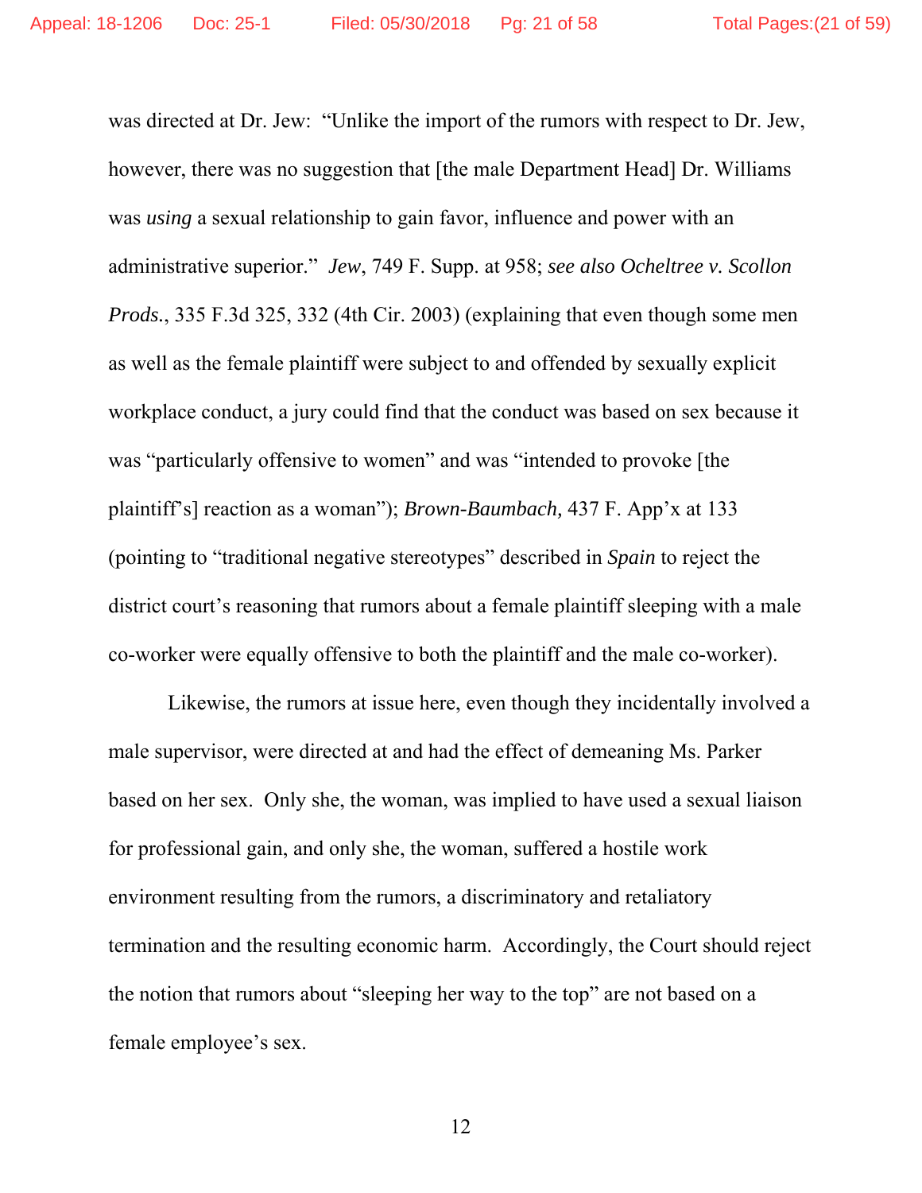was directed at Dr. Jew: "Unlike the import of the rumors with respect to Dr. Jew, however, there was no suggestion that [the male Department Head] Dr. Williams was *using* a sexual relationship to gain favor, influence and power with an administrative superior." *Jew*, 749 F. Supp. at 958; *see also Ocheltree v. Scollon Prods.*, 335 F.3d 325, 332 (4th Cir. 2003) (explaining that even though some men as well as the female plaintiff were subject to and offended by sexually explicit workplace conduct, a jury could find that the conduct was based on sex because it was "particularly offensive to women" and was "intended to provoke [the plaintiff's] reaction as a woman"); *Brown-Baumbach,* 437 F. App'x at 133 (pointing to "traditional negative stereotypes" described in *Spain* to reject the district court's reasoning that rumors about a female plaintiff sleeping with a male co-worker were equally offensive to both the plaintiff and the male co-worker).

Likewise, the rumors at issue here, even though they incidentally involved a male supervisor, were directed at and had the effect of demeaning Ms. Parker based on her sex. Only she, the woman, was implied to have used a sexual liaison for professional gain, and only she, the woman, suffered a hostile work environment resulting from the rumors, a discriminatory and retaliatory termination and the resulting economic harm. Accordingly, the Court should reject the notion that rumors about "sleeping her way to the top" are not based on a female employee's sex.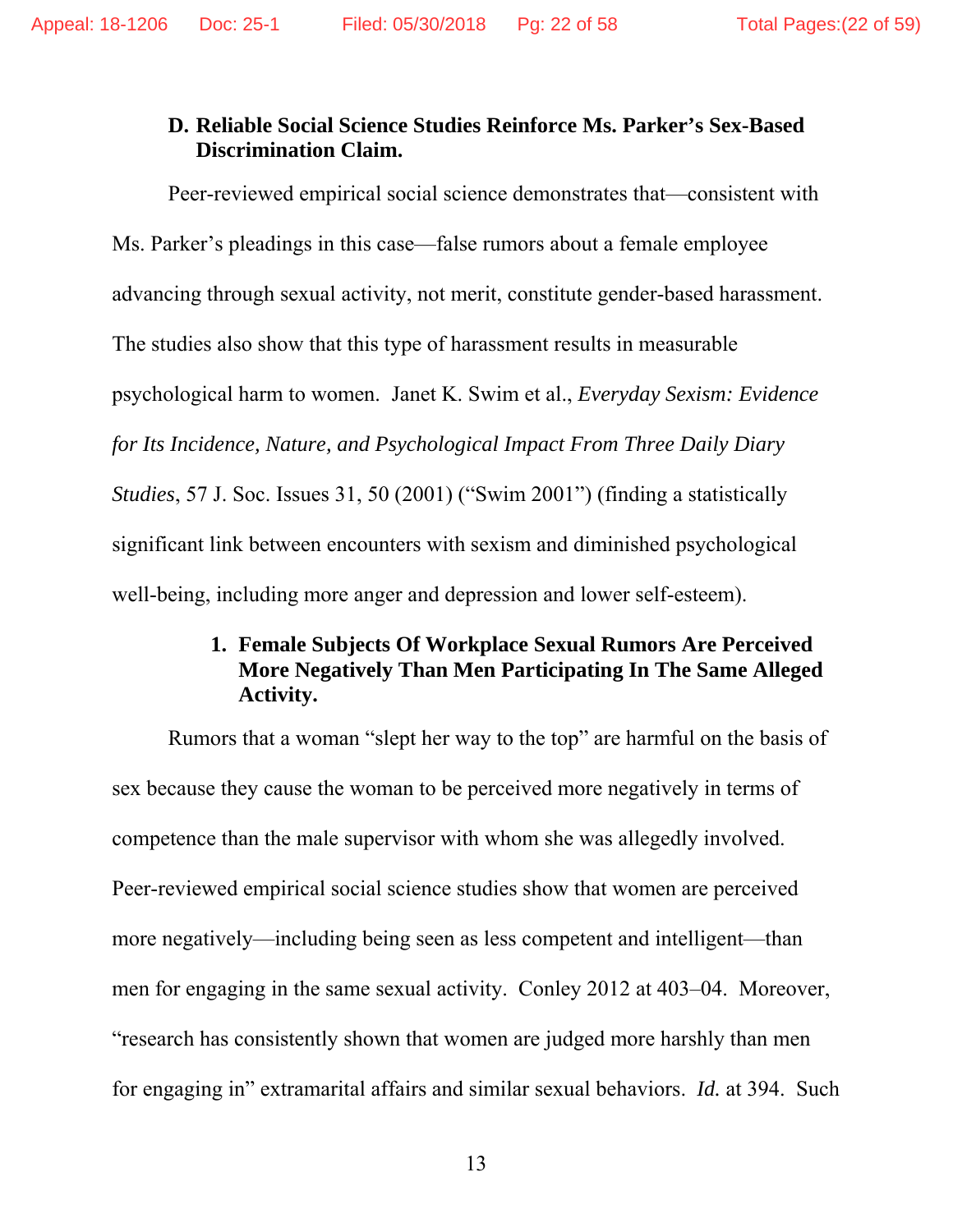### D. Reliable Social Science Studies Reinforce Ms. Parker's Sex-Based Discrimination Claim.

Peer-reviewed empirical social science demonstrates that—consistent with Ms. Parker's pleadings in this case—false rumors about a female employee advancing through sexual activity, not merit, constitute gender-based harassment. The studies also show that this type of harassment results in measurable psychological harm to women. Janet K. Swim et al., *Everyday Sexism: Evidence for Its Incidence, Nature, and Psychological Impact From Three Daily Diary Studies*, 57 J. Soc. Issues 31, 50 (2001) ("Swim 2001") (finding a statistically significant link between encounters with sexism and diminished psychological well-being, including more anger and depression and lower self-esteem).

#### 1. Female Subjects Of Workplace Sexual Rumors Are Perceived More Negatively Than Men Participating In The Same Alleged Activity.

Rumors that a woman "slept her way to the top" are harmful on the basis of sex because they cause the woman to be perceived more negatively in terms of competence than the male supervisor with whom she was allegedly involved. Peer-reviewed empirical social science studies show that women are perceived more negatively—including being seen as less competent and intelligent—than men for engaging in the same sexual activity. Conley 2012 at 403–04. Moreover, "research has consistently shown that women are judged more harshly than men for engaging in" extramarital affairs and similar sexual behaviors. *Id.* at 394. Such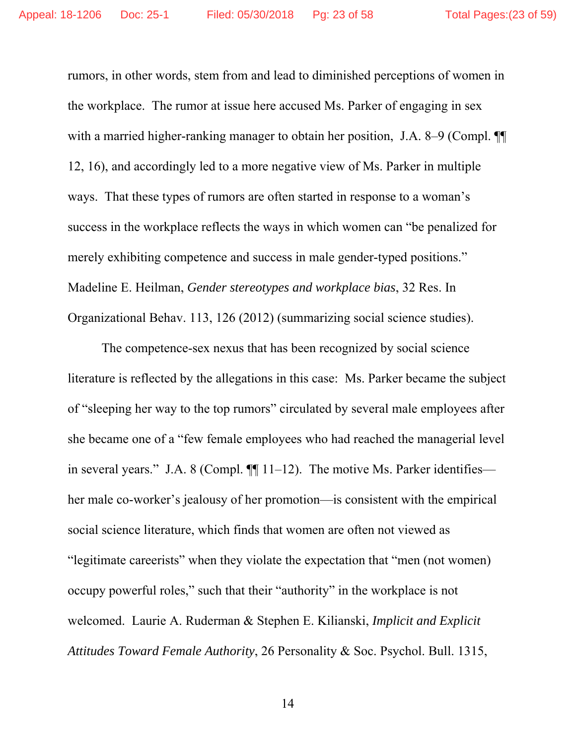rumors, in other words, stem from and lead to diminished perceptions of women in the workplace. The rumor at issue here accused Ms. Parker of engaging in sex with a married higher-ranking manager to obtain her position, J.A. 8–9 (Compl. ¶¶ 12, 16), and accordingly led to a more negative view of Ms. Parker in multiple ways. That these types of rumors are often started in response to a woman's success in the workplace reflects the ways in which women can "be penalized for merely exhibiting competence and success in male gender-typed positions." Madeline E. Heilman, *Gender stereotypes and workplace bias*, 32 Res. In Organizational Behav. 113, 126 (2012) (summarizing social science studies).

The competence-sex nexus that has been recognized by social science literature is reflected by the allegations in this case: Ms. Parker became the subject of "sleeping her way to the top rumors" circulated by several male employees after she became one of a "few female employees who had reached the managerial level in several years." J.A. 8 (Compl. ¶¶ 11–12). The motive Ms. Parker identifies—her male co-worker's jealousy of her promotion—is consistent with the empirical social science literature, which finds that women are often not viewed as "legitimate careerists" when they violate the expectation that "men (not women) occupy powerful roles," such that their "authority" in the workplace is not welcomed. Laurie A. Ruderman & Stephen E. Kilianski, *Implicit and Explicit Attitudes Toward Female Authority*, 26 Personality & Soc. Psychol. Bull. 1315,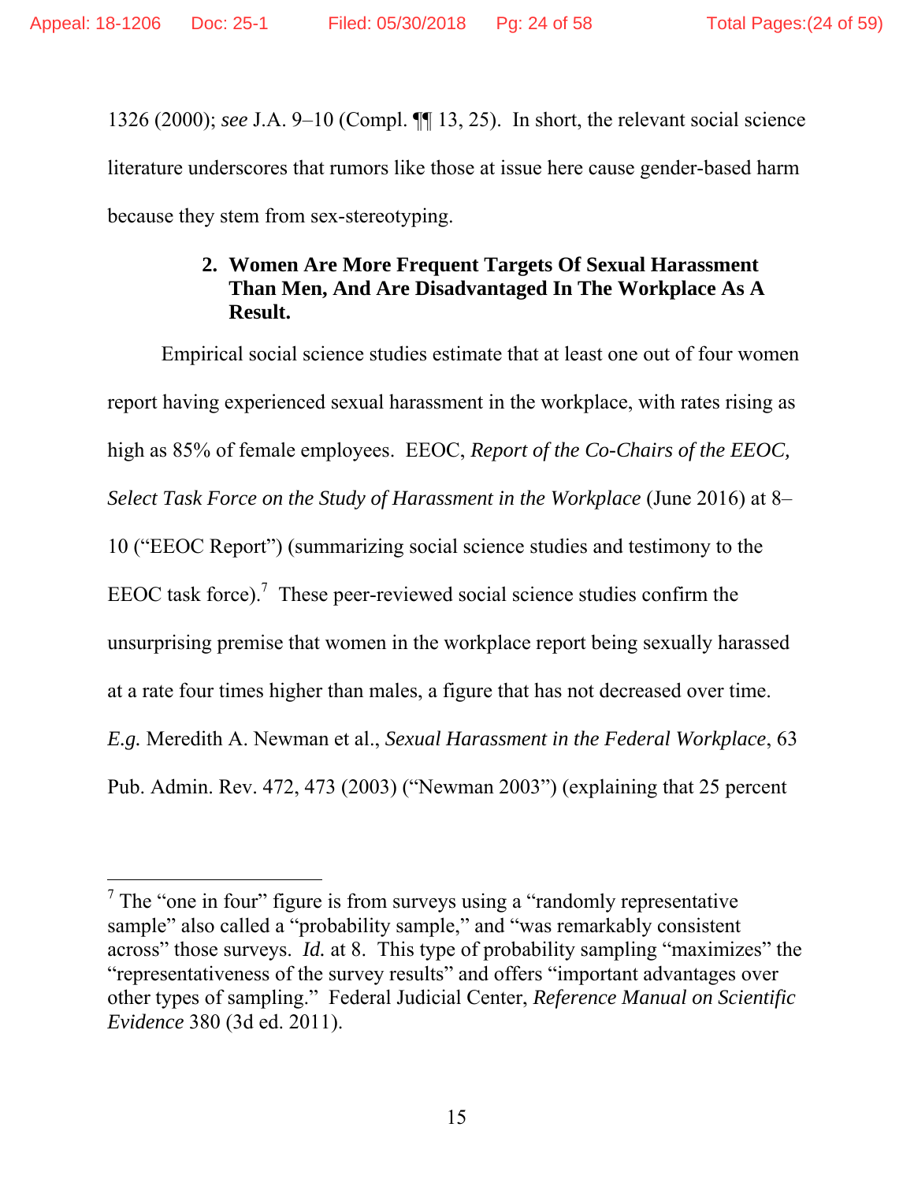1326 (2000); *see* J.A. 9–10 (Compl. ¶¶ 13, 25). In short, the relevant social science literature underscores that rumors like those at issue here cause gender-based harm because they stem from sex-stereotyping.

### 2. Women Are More Frequent Targets Of Sexual Harassment Than Men, And Are Disadvantaged In The Workplace As A Result.

Empirical social science studies estimate that at least one out of four women report having experienced sexual harassment in the workplace, with rates rising as high as 85% of female employees. EEOC, *Report of the Co-Chairs of the EEOC, Select Task Force on the Study of Harassment in the Workplace* (June 2016) at 8–10 ("EEOC Report") (summarizing social science studies and testimony to the EEOC task force).[7] These peer-reviewed social science studies confirm the unsurprising premise that women in the workplace report being sexually harassed at a rate four times higher than males, a figure that has not decreased over time. *E.g.* Meredith A. Newman et al., *Sexual Harassment in the Federal Workplace*, 63 Pub. Admin. Rev. 472, 473 (2003) ("Newman 2003") (explaining that 25 percent

---

[7] The "one in four" figure is from surveys using a "randomly representative sample" also called a "probability sample," and "was remarkably consistent across" those surveys. *Id.* at 8. This type of probability sampling "maximizes" the "representativeness of the survey results" and offers "important advantages over other types of sampling." Federal Judicial Center, *Reference Manual on Scientific Evidence* 380 (3d ed. 2011).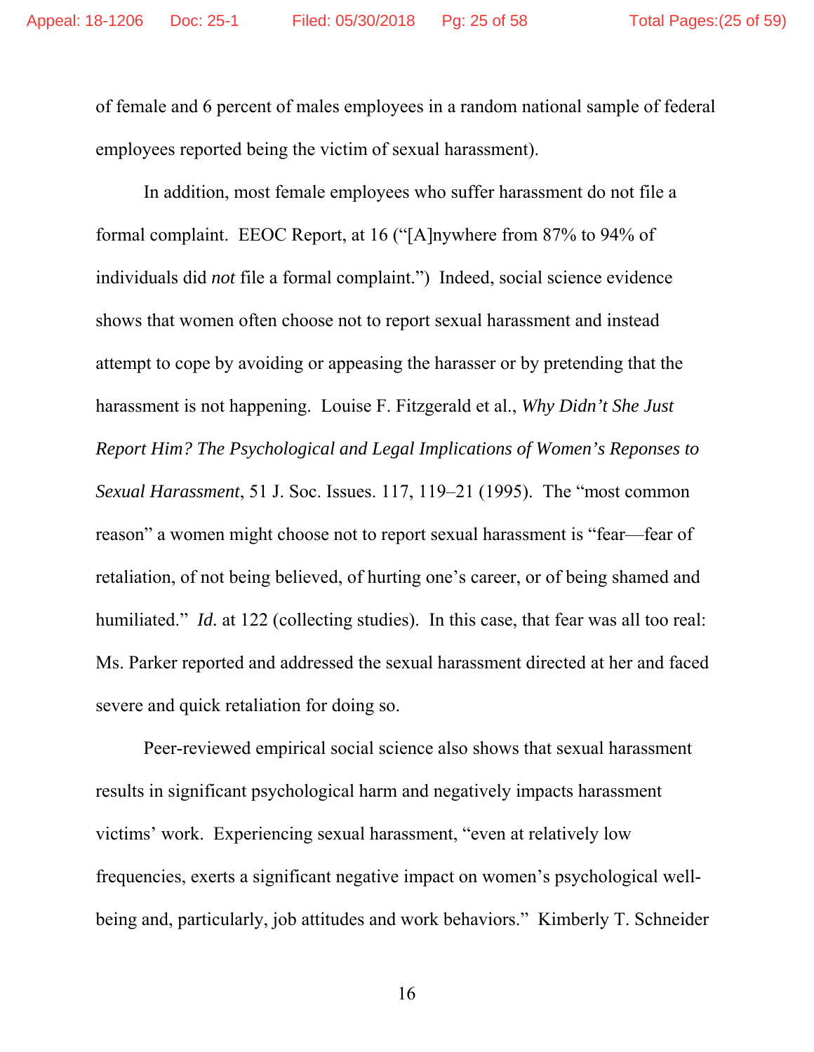of female and 6 percent of males employees in a random national sample of federal employees reported being the victim of sexual harassment).

In addition, most female employees who suffer harassment do not file a formal complaint. EEOC Report, at 16 ("[A]nywhere from 87% to 94% of individuals did *not* file a formal complaint.") Indeed, social science evidence shows that women often choose not to report sexual harassment and instead attempt to cope by avoiding or appeasing the harasser or by pretending that the harassment is not happening. Louise F. Fitzgerald et al., *Why Didn't She Just Report Him? The Psychological and Legal Implications of Women's Reponses to Sexual Harassment*, 51 J. Soc. Issues. 117, 119–21 (1995). The "most common reason" a women might choose not to report sexual harassment is "fear—fear of retaliation, of not being believed, of hurting one's career, or of being shamed and humiliated." *Id.* at 122 (collecting studies). In this case, that fear was all too real: Ms. Parker reported and addressed the sexual harassment directed at her and faced severe and quick retaliation for doing so.

Peer-reviewed empirical social science also shows that sexual harassment results in significant psychological harm and negatively impacts harassment victims' work. Experiencing sexual harassment, "even at relatively low frequencies, exerts a significant negative impact on women's psychological well-being and, particularly, job attitudes and work behaviors." Kimberly T. Schneider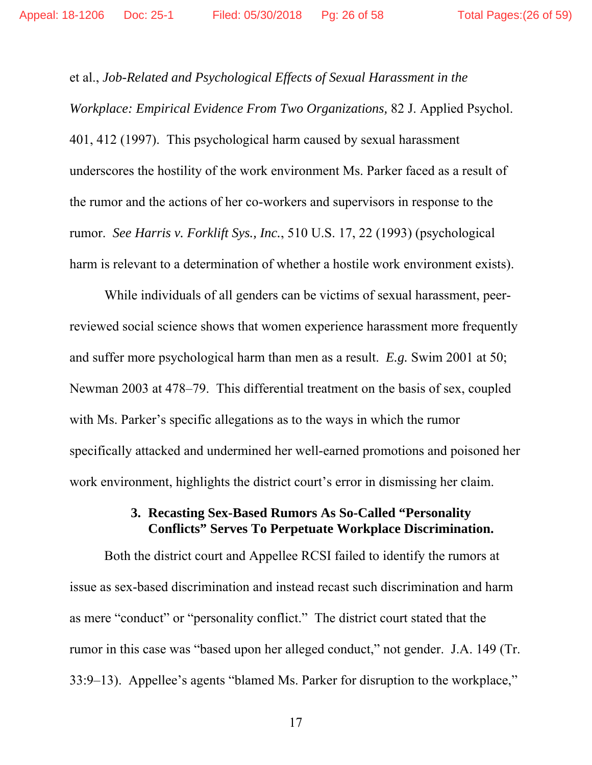et al., *Job-Related and Psychological Effects of Sexual Harassment in the Workplace: Empirical Evidence From Two Organizations,* 82 J. Applied Psychol. 401, 412 (1997). This psychological harm caused by sexual harassment underscores the hostility of the work environment Ms. Parker faced as a result of the rumor and the actions of her co-workers and supervisors in response to the rumor. *See Harris v. Forklift Sys., Inc.*, 510 U.S. 17, 22 (1993) (psychological harm is relevant to a determination of whether a hostile work environment exists).

While individuals of all genders can be victims of sexual harassment, peer-reviewed social science shows that women experience harassment more frequently and suffer more psychological harm than men as a result. *E.g.* Swim 2001 at 50; Newman 2003 at 478–79. This differential treatment on the basis of sex, coupled with Ms. Parker's specific allegations as to the ways in which the rumor specifically attacked and undermined her well-earned promotions and poisoned her work environment, highlights the district court's error in dismissing her claim.

### 3. Recasting Sex-Based Rumors As So-Called "Personality Conflicts" Serves To Perpetuate Workplace Discrimination.

Both the district court and Appellee RCSI failed to identify the rumors at issue as sex-based discrimination and instead recast such discrimination and harm as mere "conduct" or "personality conflict." The district court stated that the rumor in this case was "based upon her alleged conduct," not gender. J.A. 149 (Tr. 33:9–13). Appellee's agents "blamed Ms. Parker for disruption to the workplace,"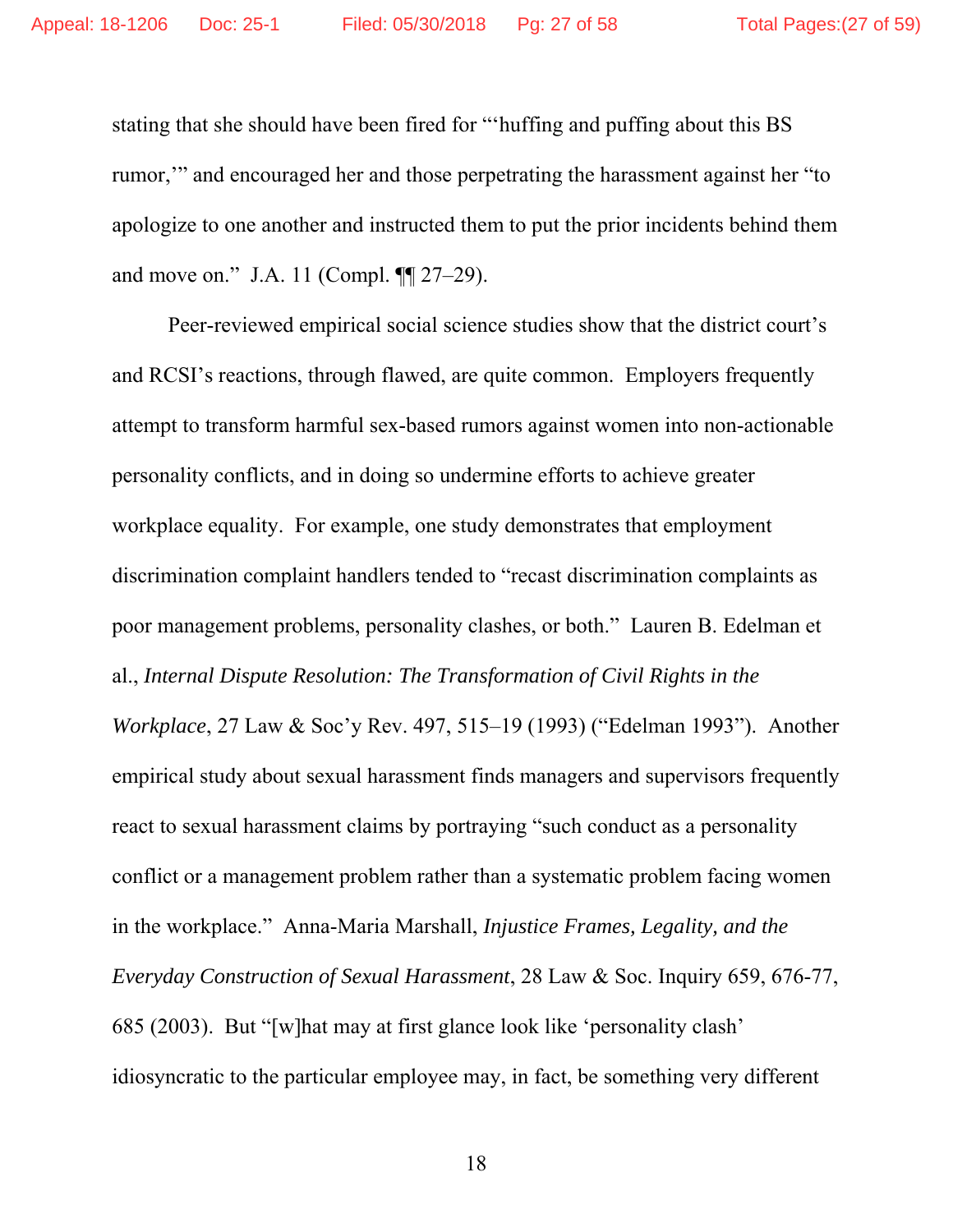stating that she should have been fired for "'huffing and puffing about this BS rumor,'" and encouraged her and those perpetrating the harassment against her "to apologize to one another and instructed them to put the prior incidents behind them and move on." J.A. 11 (Compl. ¶¶ 27–29).

Peer-reviewed empirical social science studies show that the district court's and RCSI's reactions, through flawed, are quite common. Employers frequently attempt to transform harmful sex-based rumors against women into non-actionable personality conflicts, and in doing so undermine efforts to achieve greater workplace equality. For example, one study demonstrates that employment discrimination complaint handlers tended to "recast discrimination complaints as poor management problems, personality clashes, or both." Lauren B. Edelman et al., *Internal Dispute Resolution: The Transformation of Civil Rights in the Workplace*, 27 Law & Soc'y Rev. 497, 515–19 (1993) ("Edelman 1993"). Another empirical study about sexual harassment finds managers and supervisors frequently react to sexual harassment claims by portraying "such conduct as a personality conflict or a management problem rather than a systematic problem facing women in the workplace." Anna-Maria Marshall, *Injustice Frames, Legality, and the Everyday Construction of Sexual Harassment*, 28 Law & Soc. Inquiry 659, 676-77, 685 (2003). But "[w]hat may at first glance look like 'personality clash' idiosyncratic to the particular employee may, in fact, be something very different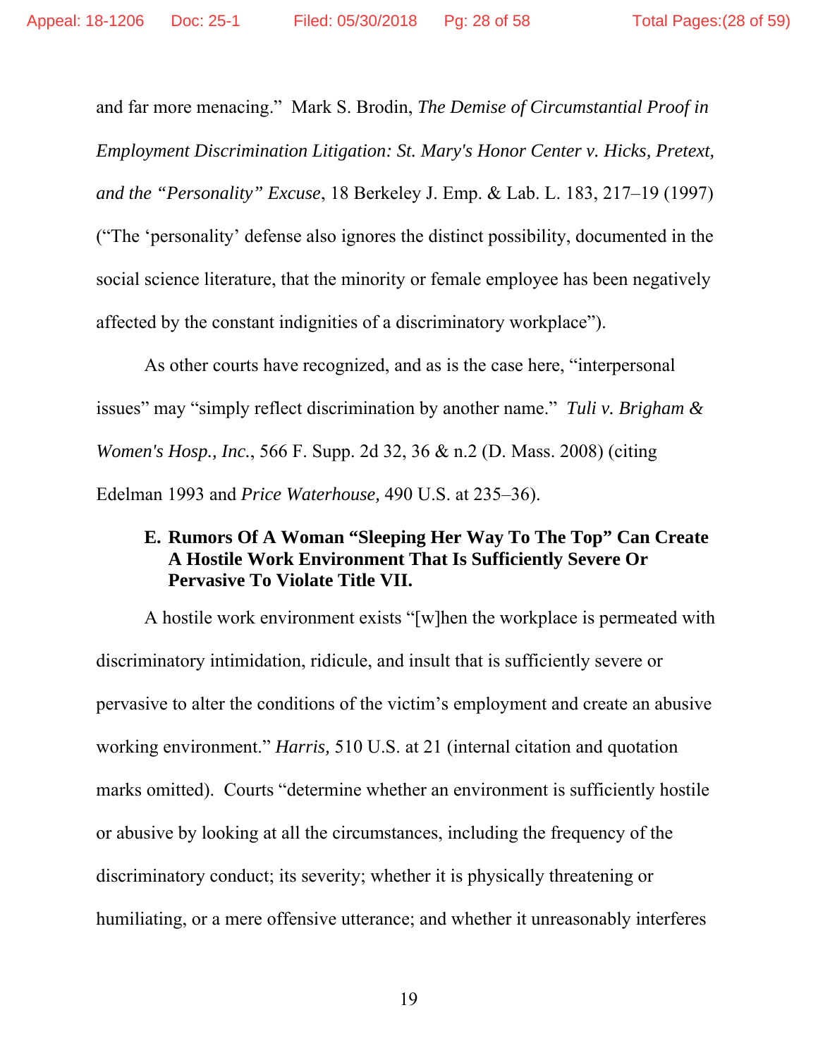and far more menacing." Mark S. Brodin, *The Demise of Circumstantial Proof in Employment Discrimination Litigation: St. Mary's Honor Center v. Hicks, Pretext, and the "Personality" Excuse*, 18 Berkeley J. Emp. & Lab. L. 183, 217–19 (1997) ("The 'personality' defense also ignores the distinct possibility, documented in the social science literature, that the minority or female employee has been negatively affected by the constant indignities of a discriminatory workplace").

As other courts have recognized, and as is the case here, "interpersonal issues" may "simply reflect discrimination by another name." *Tuli v. Brigham & Women's Hosp., Inc.*, 566 F. Supp. 2d 32, 36 & n.2 (D. Mass. 2008) (citing Edelman 1993 and *Price Waterhouse,* 490 U.S. at 235–36).

### E. Rumors Of A Woman "Sleeping Her Way To The Top" Can Create A Hostile Work Environment That Is Sufficiently Severe Or Pervasive To Violate Title VII.

A hostile work environment exists "[w]hen the workplace is permeated with discriminatory intimidation, ridicule, and insult that is sufficiently severe or pervasive to alter the conditions of the victim's employment and create an abusive working environment." *Harris,* 510 U.S. at 21 (internal citation and quotation marks omitted). Courts "determine whether an environment is sufficiently hostile or abusive by looking at all the circumstances, including the frequency of the discriminatory conduct; its severity; whether it is physically threatening or humiliating, or a mere offensive utterance; and whether it unreasonably interferes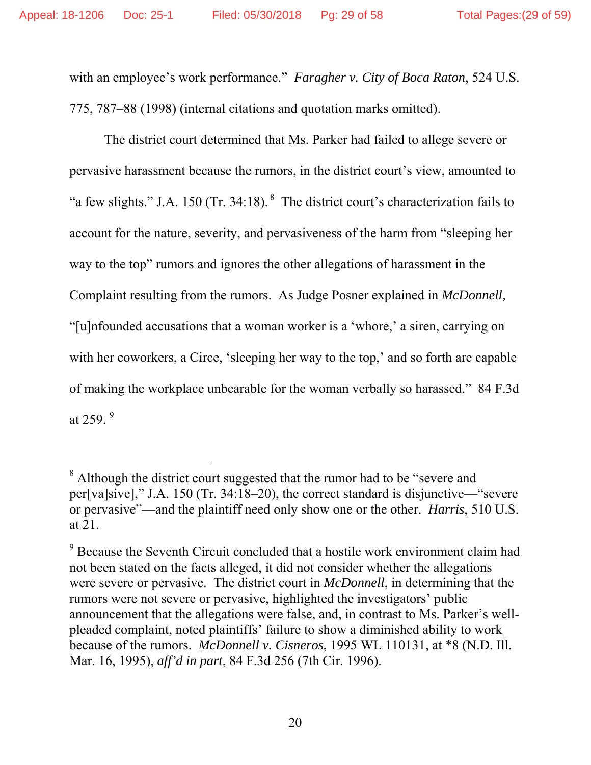with an employee's work performance." *Faragher v. City of Boca Raton*, 524 U.S. 775, 787–88 (1998) (internal citations and quotation marks omitted).

The district court determined that Ms. Parker had failed to allege severe or pervasive harassment because the rumors, in the district court's view, amounted to "a few slights." J.A. 150 (Tr. 34:18).[8] The district court's characterization fails to account for the nature, severity, and pervasiveness of the harm from "sleeping her way to the top" rumors and ignores the other allegations of harassment in the Complaint resulting from the rumors. As Judge Posner explained in *McDonnell,* "[u]nfounded accusations that a woman worker is a 'whore,' a siren, carrying on with her coworkers, a Circe, 'sleeping her way to the top,' and so forth are capable of making the workplace unbearable for the woman verbally so harassed." 84 F.3d at 259.[9]

---

[8] Although the district court suggested that the rumor had to be "severe and per[va]sive," J.A. 150 (Tr. 34:18–20), the correct standard is disjunctive—"severe or pervasive"—and the plaintiff need only show one or the other. *Harris*, 510 U.S. at 21.

[9] Because the Seventh Circuit concluded that a hostile work environment claim had not been stated on the facts alleged, it did not consider whether the allegations were severe or pervasive. The district court in *McDonnell*, in determining that the rumors were not severe or pervasive, highlighted the investigators' public announcement that the allegations were false, and, in contrast to Ms. Parker's well-pleaded complaint, noted plaintiffs' failure to show a diminished ability to work because of the rumors. *McDonnell v. Cisneros*, 1995 WL 110131, at *8 (N.D. Ill. Mar. 16, 1995), *aff'd in part*, 84 F.3d 256 (7th Cir. 1996).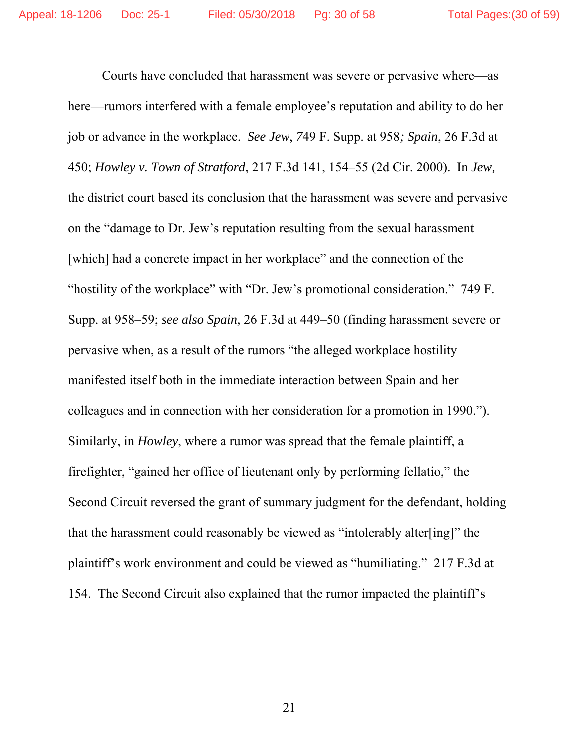Courts have concluded that harassment was severe or pervasive where—as here—rumors interfered with a female employee's reputation and ability to do her job or advance in the workplace. *See Jew*, 749 F. Supp. at 958*; Spain*, 26 F.3d at 450; *Howley v. Town of Stratford*, 217 F.3d 141, 154–55 (2d Cir. 2000). In *Jew,* the district court based its conclusion that the harassment was severe and pervasive on the "damage to Dr. Jew's reputation resulting from the sexual harassment [which] had a concrete impact in her workplace" and the connection of the "hostility of the workplace" with "Dr. Jew's promotional consideration." 749 F. Supp. at 958–59; *see also Spain,* 26 F.3d at 449–50 (finding harassment severe or pervasive when, as a result of the rumors "the alleged workplace hostility manifested itself both in the immediate interaction between Spain and her colleagues and in connection with her consideration for a promotion in 1990."). Similarly, in *Howley*, where a rumor was spread that the female plaintiff, a firefighter, "gained her office of lieutenant only by performing fellatio," the Second Circuit reversed the grant of summary judgment for the defendant, holding that the harassment could reasonably be viewed as "intolerably alter[ing]" the plaintiff's work environment and could be viewed as "humiliating." 217 F.3d at 154. The Second Circuit also explained that the rumor impacted the plaintiff's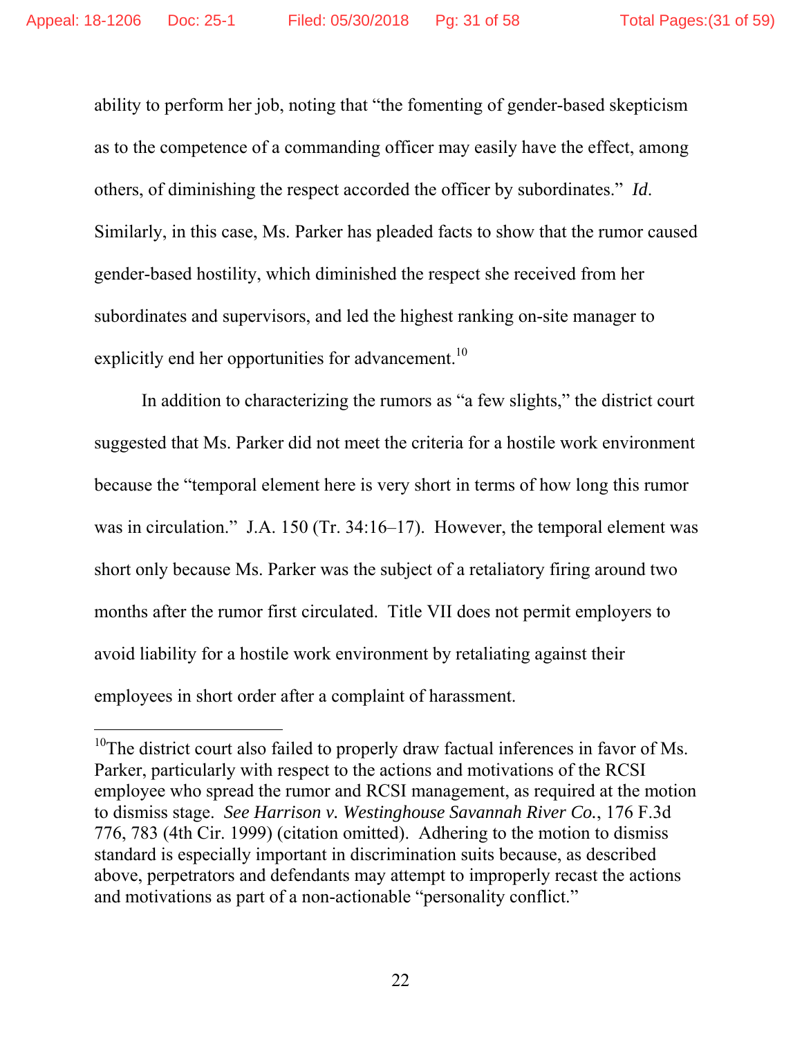ability to perform her job, noting that "the fomenting of gender-based skepticism as to the competence of a commanding officer may easily have the effect, among others, of diminishing the respect accorded the officer by subordinates." *Id*. Similarly, in this case, Ms. Parker has pleaded facts to show that the rumor caused gender-based hostility, which diminished the respect she received from her subordinates and supervisors, and led the highest ranking on-site manager to explicitly end her opportunities for advancement.[10]

In addition to characterizing the rumors as "a few slights," the district court suggested that Ms. Parker did not meet the criteria for a hostile work environment because the "temporal element here is very short in terms of how long this rumor was in circulation." J.A. 150 (Tr. 34:16–17). However, the temporal element was short only because Ms. Parker was the subject of a retaliatory firing around two months after the rumor first circulated. Title VII does not permit employers to avoid liability for a hostile work environment by retaliating against their employees in short order after a complaint of harassment.

---

[10]The district court also failed to properly draw factual inferences in favor of Ms. Parker, particularly with respect to the actions and motivations of the RCSI employee who spread the rumor and RCSI management, as required at the motion to dismiss stage. *See Harrison v. Westinghouse Savannah River Co.*, 176 F.3d 776, 783 (4th Cir. 1999) (citation omitted). Adhering to the motion to dismiss standard is especially important in discrimination suits because, as described above, perpetrators and defendants may attempt to improperly recast the actions and motivations as part of a non-actionable "personality conflict."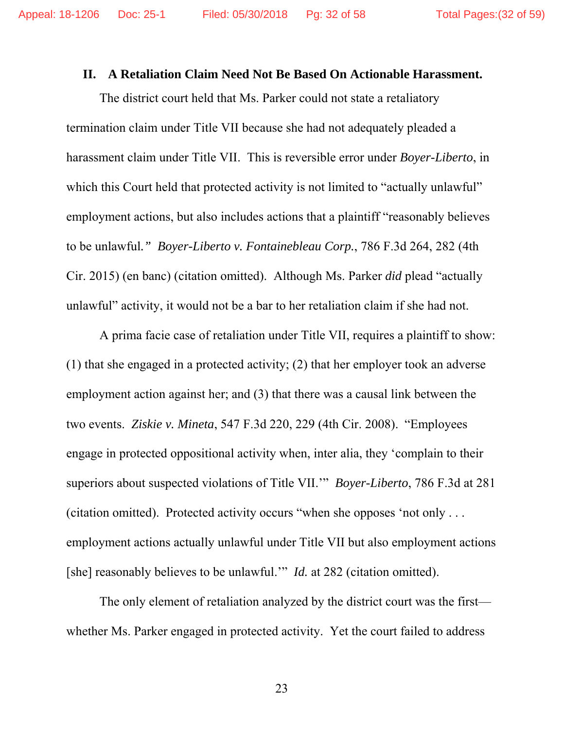## II. A Retaliation Claim Need Not Be Based On Actionable Harassment.

The district court held that Ms. Parker could not state a retaliatory termination claim under Title VII because she had not adequately pleaded a harassment claim under Title VII. This is reversible error under *Boyer-Liberto*, in which this Court held that protected activity is not limited to "actually unlawful" employment actions, but also includes actions that a plaintiff "reasonably believes to be unlawful." *Boyer-Liberto v. Fontainebleau Corp.*, 786 F.3d 264, 282 (4th Cir. 2015) (en banc) (citation omitted). Although Ms. Parker *did* plead "actually unlawful" activity, it would not be a bar to her retaliation claim if she had not.

A prima facie case of retaliation under Title VII, requires a plaintiff to show: (1) that she engaged in a protected activity; (2) that her employer took an adverse employment action against her; and (3) that there was a causal link between the two events. *Ziskie v. Mineta*, 547 F.3d 220, 229 (4th Cir. 2008). "Employees engage in protected oppositional activity when, inter alia, they 'complain to their superiors about suspected violations of Title VII.'" *Boyer-Liberto*, 786 F.3d at 281 (citation omitted). Protected activity occurs "when she opposes 'not only . . . employment actions actually unlawful under Title VII but also employment actions [she] reasonably believes to be unlawful.'" *Id.* at 282 (citation omitted).

The only element of retaliation analyzed by the district court was the first—whether Ms. Parker engaged in protected activity. Yet the court failed to address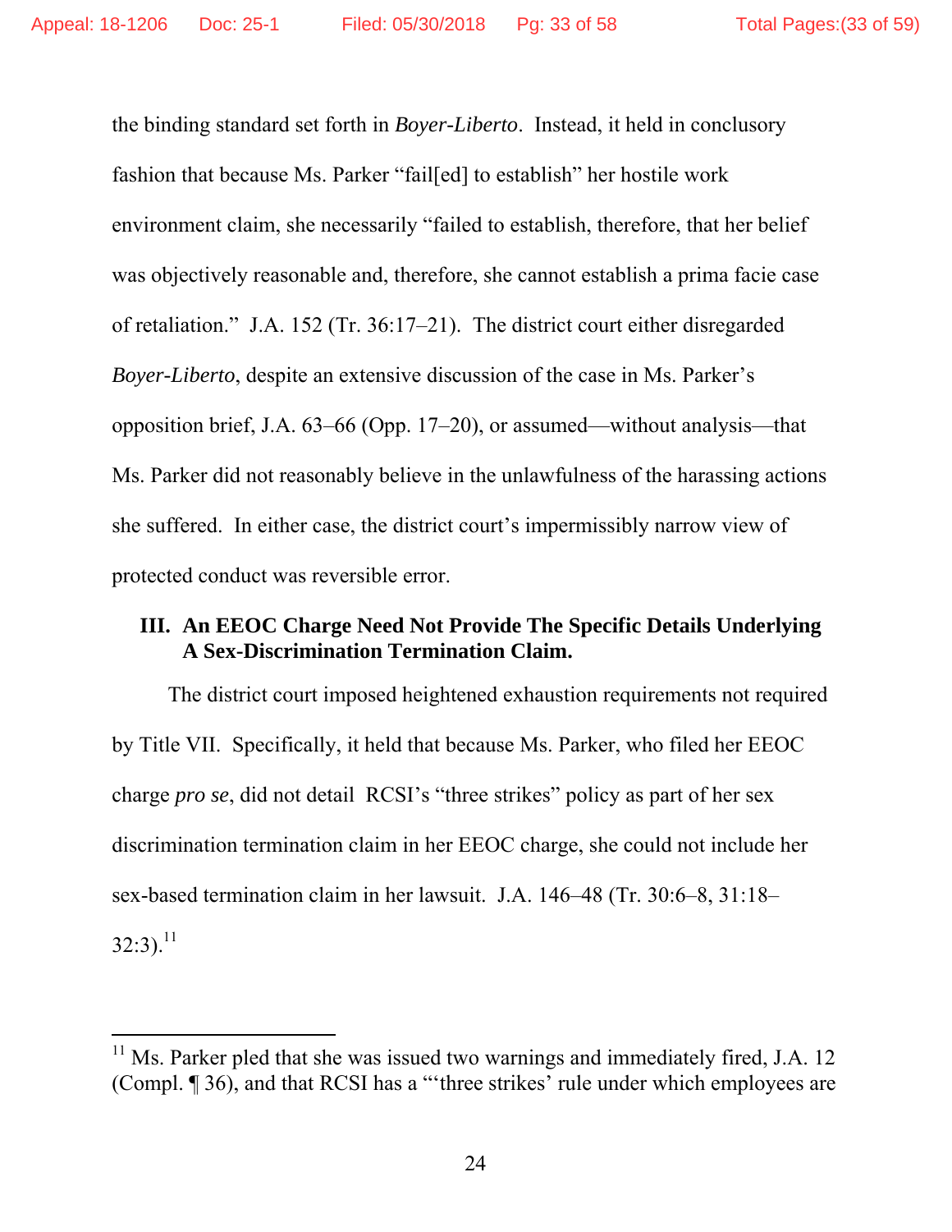the binding standard set forth in *Boyer-Liberto*. Instead, it held in conclusory fashion that because Ms. Parker "fail[ed] to establish" her hostile work environment claim, she necessarily "failed to establish, therefore, that her belief was objectively reasonable and, therefore, she cannot establish a prima facie case of retaliation." J.A. 152 (Tr. 36:17–21). The district court either disregarded *Boyer-Liberto*, despite an extensive discussion of the case in Ms. Parker's opposition brief, J.A. 63–66 (Opp. 17–20), or assumed—without analysis—that Ms. Parker did not reasonably believe in the unlawfulness of the harassing actions she suffered. In either case, the district court's impermissibly narrow view of protected conduct was reversible error.

## III. An EEOC Charge Need Not Provide The Specific Details Underlying A Sex-Discrimination Termination Claim.

The district court imposed heightened exhaustion requirements not required by Title VII. Specifically, it held that because Ms. Parker, who filed her EEOC charge *pro se*, did not detail RCSI's "three strikes" policy as part of her sex discrimination termination claim in her EEOC charge, she could not include her sex-based termination claim in her lawsuit. J.A. 146–48 (Tr. 30:6–8, 31:18–32:3).[11]

---

[11] Ms. Parker pled that she was issued two warnings and immediately fired, J.A. 12 (Compl. ¶ 36), and that RCSI has a "'three strikes' rule under which employees are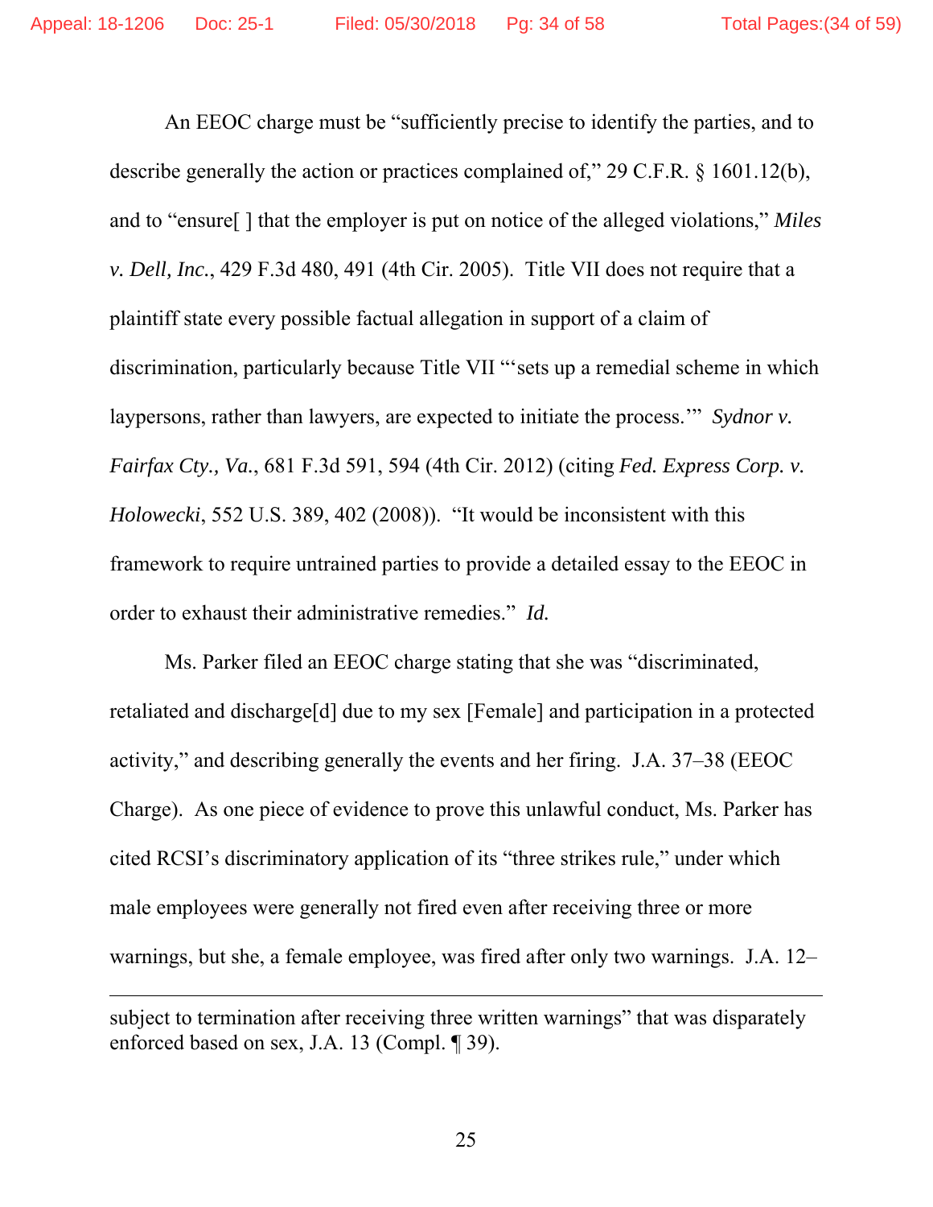An EEOC charge must be "sufficiently precise to identify the parties, and to describe generally the action or practices complained of," 29 C.F.R. § 1601.12(b), and to "ensure[ ] that the employer is put on notice of the alleged violations," *Miles v. Dell, Inc.*, 429 F.3d 480, 491 (4th Cir. 2005). Title VII does not require that a plaintiff state every possible factual allegation in support of a claim of discrimination, particularly because Title VII "'sets up a remedial scheme in which laypersons, rather than lawyers, are expected to initiate the process.'" *Sydnor v. Fairfax Cty., Va.*, 681 F.3d 591, 594 (4th Cir. 2012) (citing *Fed. Express Corp. v. Holowecki*, 552 U.S. 389, 402 (2008)). "It would be inconsistent with this framework to require untrained parties to provide a detailed essay to the EEOC in order to exhaust their administrative remedies." *Id.*

Ms. Parker filed an EEOC charge stating that she was "discriminated, retaliated and discharge[d] due to my sex [Female] and participation in a protected activity," and describing generally the events and her firing. J.A. 37–38 (EEOC Charge). As one piece of evidence to prove this unlawful conduct, Ms. Parker has cited RCSI's discriminatory application of its "three strikes rule," under which male employees were generally not fired even after receiving three or more warnings, but she, a female employee, was fired after only two warnings. J.A. 12–

---

subject to termination after receiving three written warnings" that was disparately enforced based on sex, J.A. 13 (Compl. ¶ 39).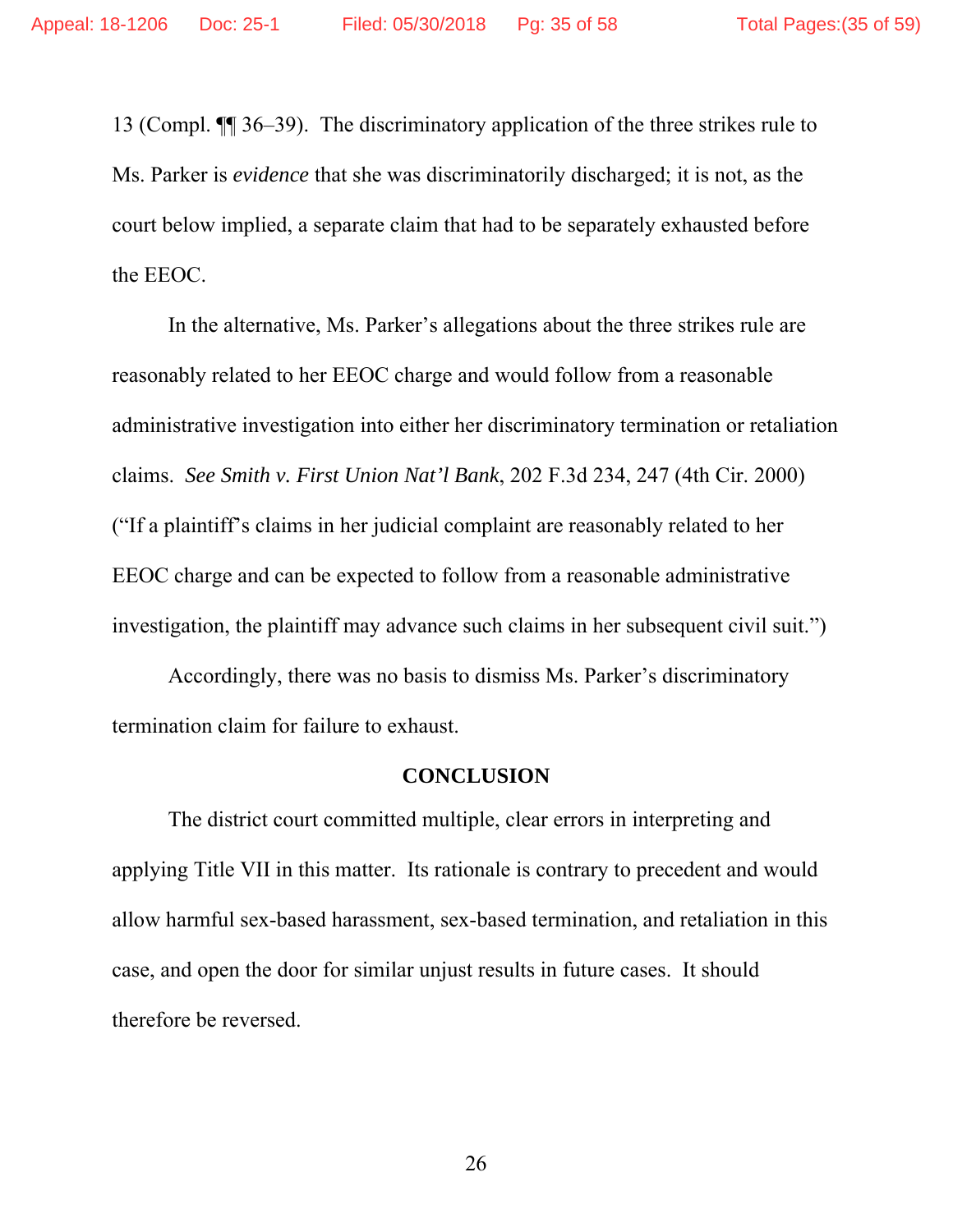13 (Compl. ¶¶ 36–39). The discriminatory application of the three strikes rule to Ms. Parker is *evidence* that she was discriminatorily discharged; it is not, as the court below implied, a separate claim that had to be separately exhausted before the EEOC.

In the alternative, Ms. Parker's allegations about the three strikes rule are reasonably related to her EEOC charge and would follow from a reasonable administrative investigation into either her discriminatory termination or retaliation claims. *See Smith v. First Union Nat'l Bank*, 202 F.3d 234, 247 (4th Cir. 2000) ("If a plaintiff's claims in her judicial complaint are reasonably related to her EEOC charge and can be expected to follow from a reasonable administrative investigation, the plaintiff may advance such claims in her subsequent civil suit.")

Accordingly, there was no basis to dismiss Ms. Parker's discriminatory termination claim for failure to exhaust.

## CONCLUSION

The district court committed multiple, clear errors in interpreting and applying Title VII in this matter. Its rationale is contrary to precedent and would allow harmful sex-based harassment, sex-based termination, and retaliation in this case, and open the door for similar unjust results in future cases. It should therefore be reversed.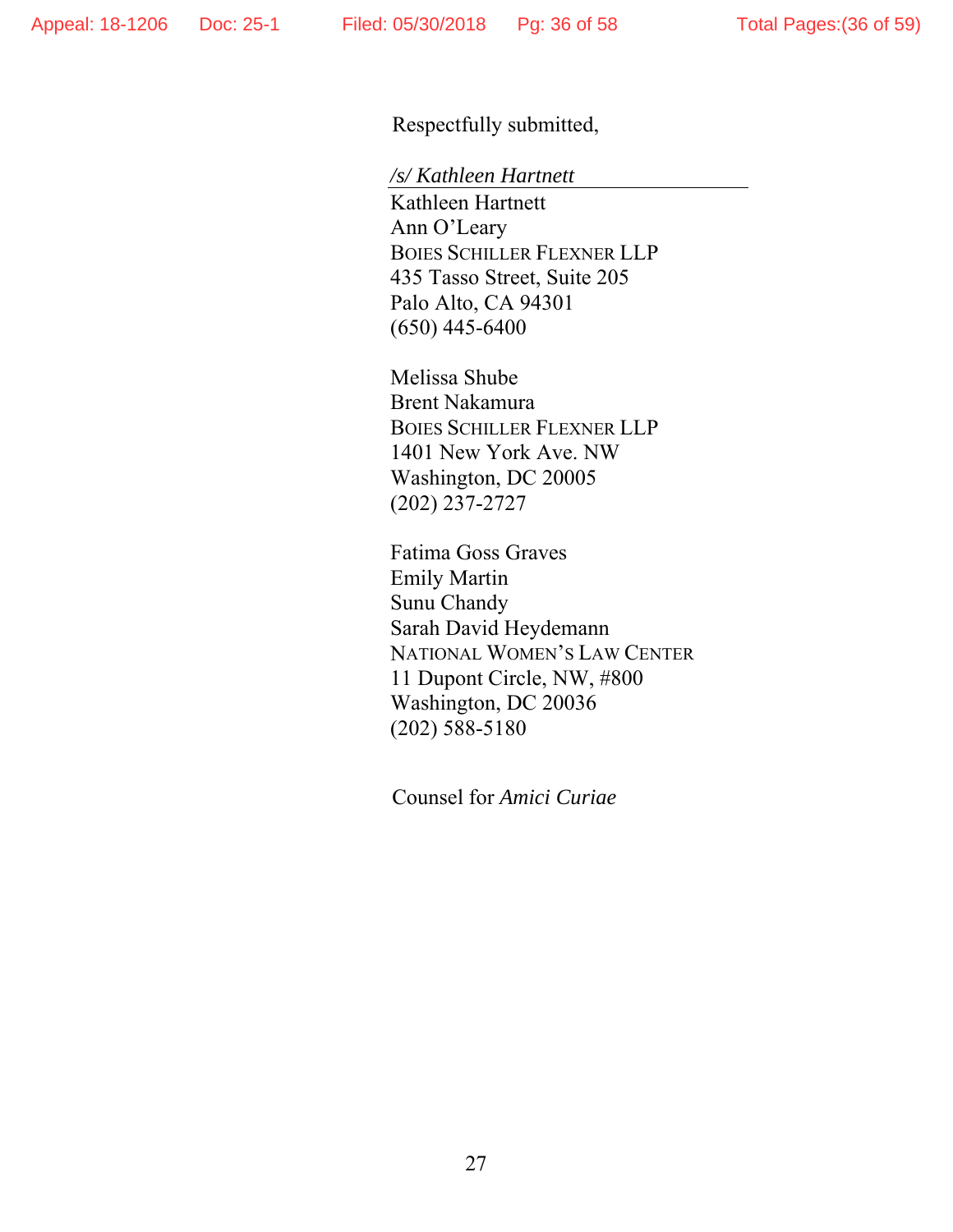Respectfully submitted,

*/s/ Kathleen Hartnett*

Kathleen Hartnett
Ann O'Leary
BOIES SCHILLER FLEXNER LLP
435 Tasso Street, Suite 205
Palo Alto, CA 94301
(650) 445-6400

Melissa Shube
Brent Nakamura
BOIES SCHILLER FLEXNER LLP
1401 New York Ave. NW
Washington, DC 20005
(202) 237-2727

Fatima Goss Graves
Emily Martin
Sunu Chandy
Sarah David Heydemann
NATIONAL WOMEN'S LAW CENTER
11 Dupont Circle, NW, #800
Washington, DC 20036
(202) 588-5180

Counsel for *Amici Curiae*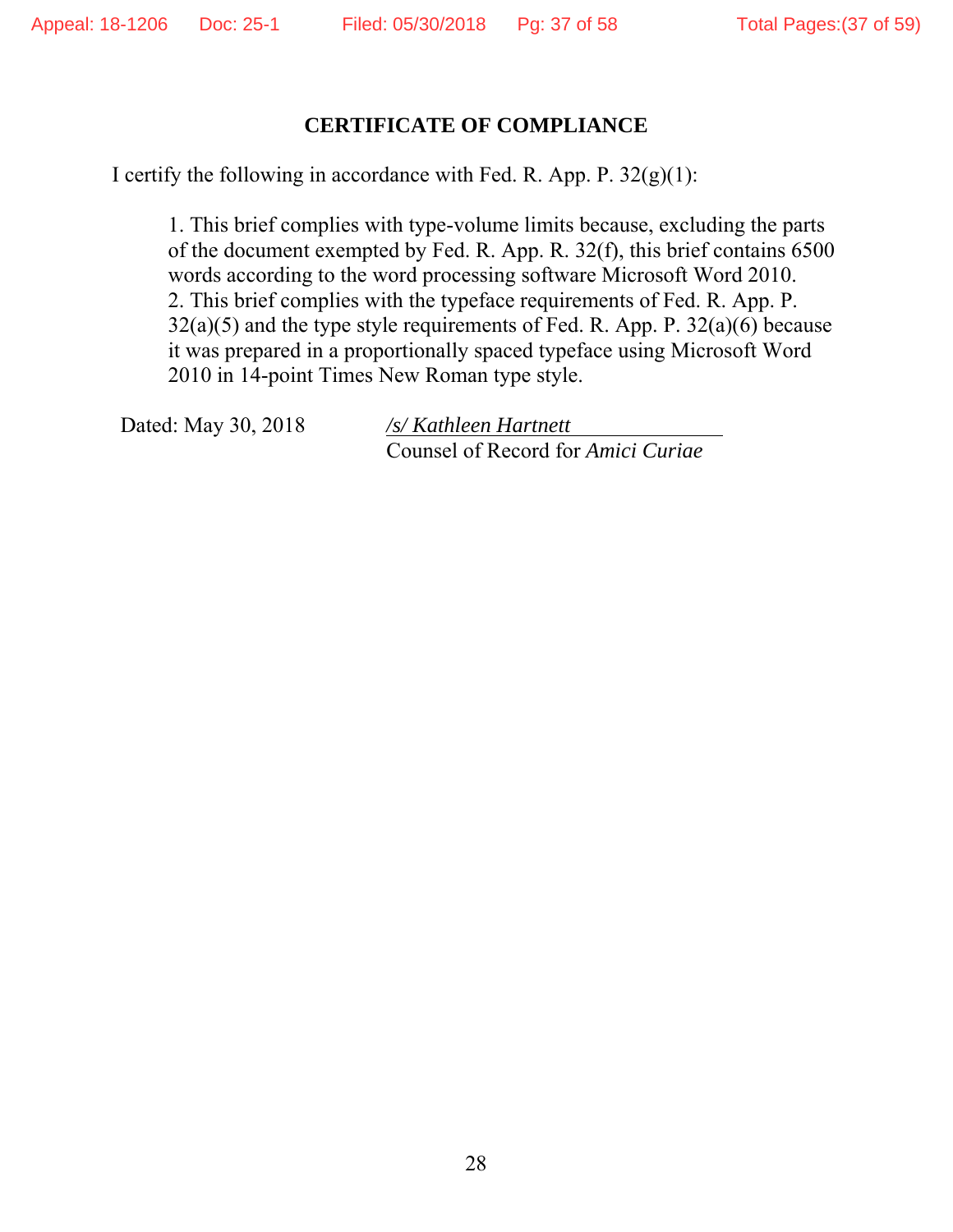## CERTIFICATE OF COMPLIANCE

I certify the following in accordance with Fed. R. App. P. 32(g)(1):

> 1. This brief complies with type-volume limits because, excluding the parts of the document exempted by Fed. R. App. R. 32(f), this brief contains 6500 words according to the word processing software Microsoft Word 2010.
> 2. This brief complies with the typeface requirements of Fed. R. App. P. 32(a)(5) and the type style requirements of Fed. R. App. P. 32(a)(6) because it was prepared in a proportionally spaced typeface using Microsoft Word 2010 in 14-point Times New Roman type style.

Dated: May 30, 2018

*/s/ Kathleen Hartnett*
Counsel of Record for *Amici Curiae*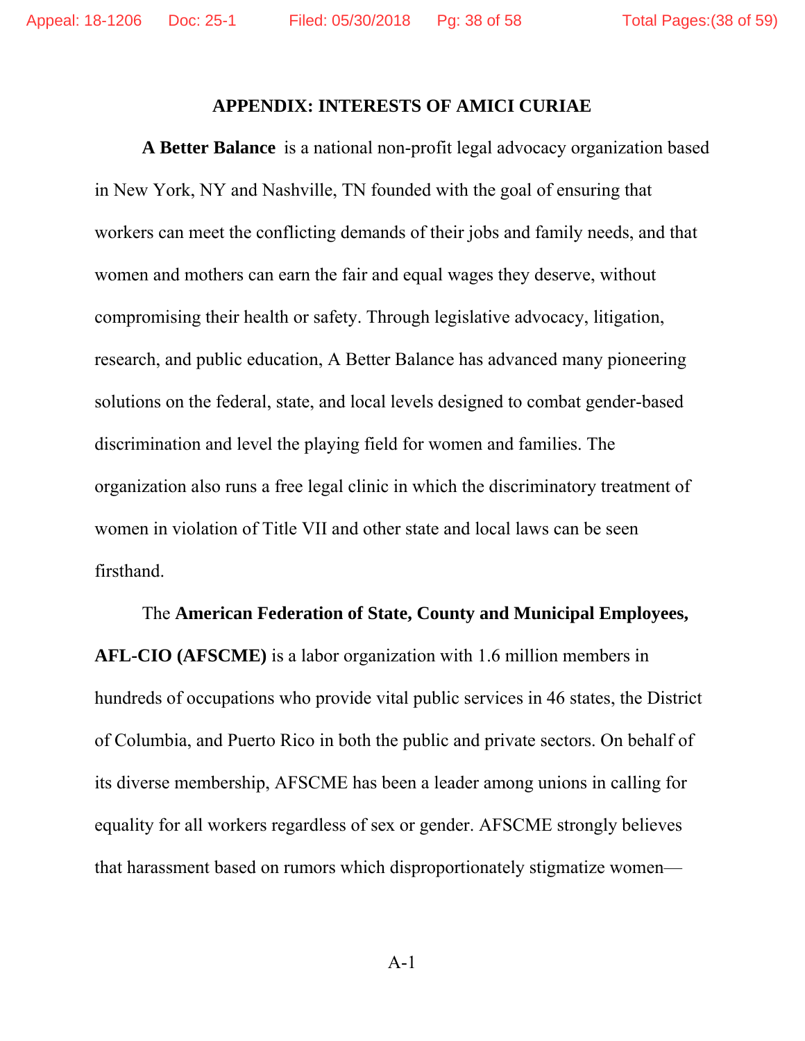## APPENDIX: INTERESTS OF AMICI CURIAE

**A Better Balance** is a national non-profit legal advocacy organization based in New York, NY and Nashville, TN founded with the goal of ensuring that workers can meet the conflicting demands of their jobs and family needs, and that women and mothers can earn the fair and equal wages they deserve, without compromising their health or safety. Through legislative advocacy, litigation, research, and public education, A Better Balance has advanced many pioneering solutions on the federal, state, and local levels designed to combat gender-based discrimination and level the playing field for women and families. The organization also runs a free legal clinic in which the discriminatory treatment of women in violation of Title VII and other state and local laws can be seen firsthand.

The **American Federation of State, County and Municipal Employees, AFL-CIO (AFSCME)** is a labor organization with 1.6 million members in hundreds of occupations who provide vital public services in 46 states, the District of Columbia, and Puerto Rico in both the public and private sectors. On behalf of its diverse membership, AFSCME has been a leader among unions in calling for equality for all workers regardless of sex or gender. AFSCME strongly believes that harassment based on rumors which disproportionately stigmatize women—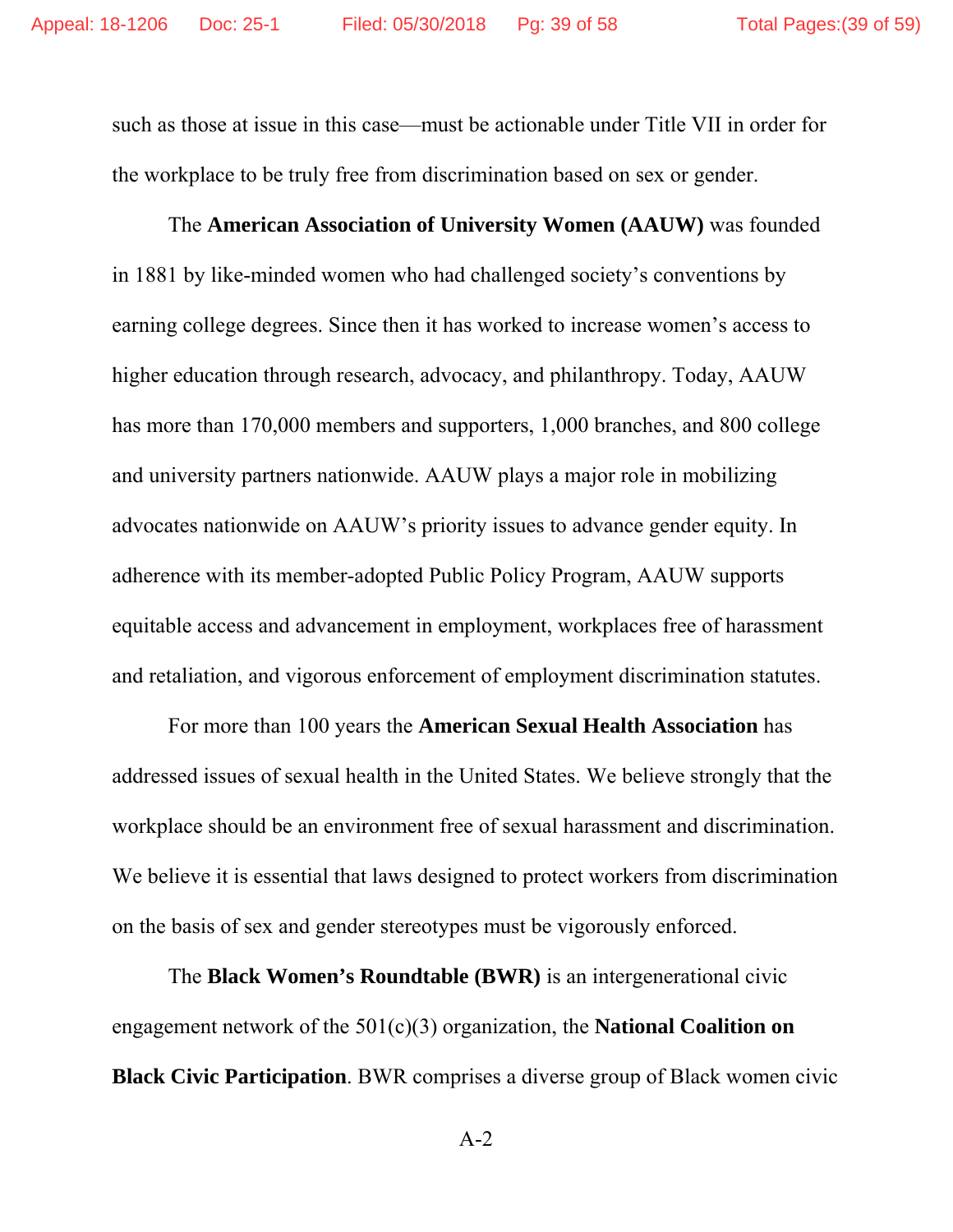such as those at issue in this case—must be actionable under Title VII in order for the workplace to be truly free from discrimination based on sex or gender.

The **American Association of University Women (AAUW)** was founded in 1881 by like-minded women who had challenged society's conventions by earning college degrees. Since then it has worked to increase women's access to higher education through research, advocacy, and philanthropy. Today, AAUW has more than 170,000 members and supporters, 1,000 branches, and 800 college and university partners nationwide. AAUW plays a major role in mobilizing advocates nationwide on AAUW's priority issues to advance gender equity. In adherence with its member-adopted Public Policy Program, AAUW supports equitable access and advancement in employment, workplaces free of harassment and retaliation, and vigorous enforcement of employment discrimination statutes.

For more than 100 years the **American Sexual Health Association** has addressed issues of sexual health in the United States. We believe strongly that the workplace should be an environment free of sexual harassment and discrimination. We believe it is essential that laws designed to protect workers from discrimination on the basis of sex and gender stereotypes must be vigorously enforced.

The **Black Women's Roundtable (BWR)** is an intergenerational civic engagement network of the 501(c)(3) organization, the **National Coalition on Black Civic Participation**. BWR comprises a diverse group of Black women civic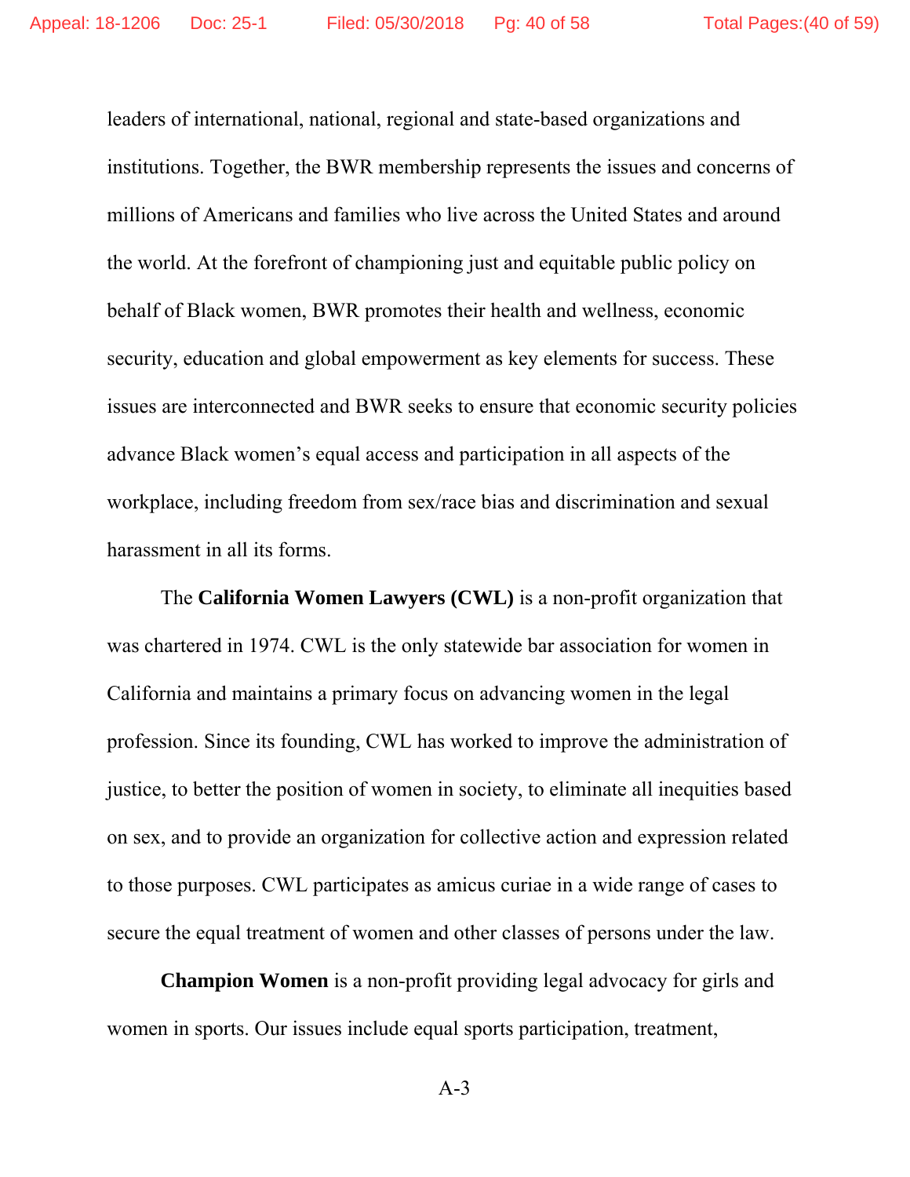leaders of international, national, regional and state-based organizations and institutions. Together, the BWR membership represents the issues and concerns of millions of Americans and families who live across the United States and around the world. At the forefront of championing just and equitable public policy on behalf of Black women, BWR promotes their health and wellness, economic security, education and global empowerment as key elements for success. These issues are interconnected and BWR seeks to ensure that economic security policies advance Black women's equal access and participation in all aspects of the workplace, including freedom from sex/race bias and discrimination and sexual harassment in all its forms.

The **California Women Lawyers (CWL)** is a non-profit organization that was chartered in 1974. CWL is the only statewide bar association for women in California and maintains a primary focus on advancing women in the legal profession. Since its founding, CWL has worked to improve the administration of justice, to better the position of women in society, to eliminate all inequities based on sex, and to provide an organization for collective action and expression related to those purposes. CWL participates as amicus curiae in a wide range of cases to secure the equal treatment of women and other classes of persons under the law.

**Champion Women** is a non-profit providing legal advocacy for girls and women in sports. Our issues include equal sports participation, treatment,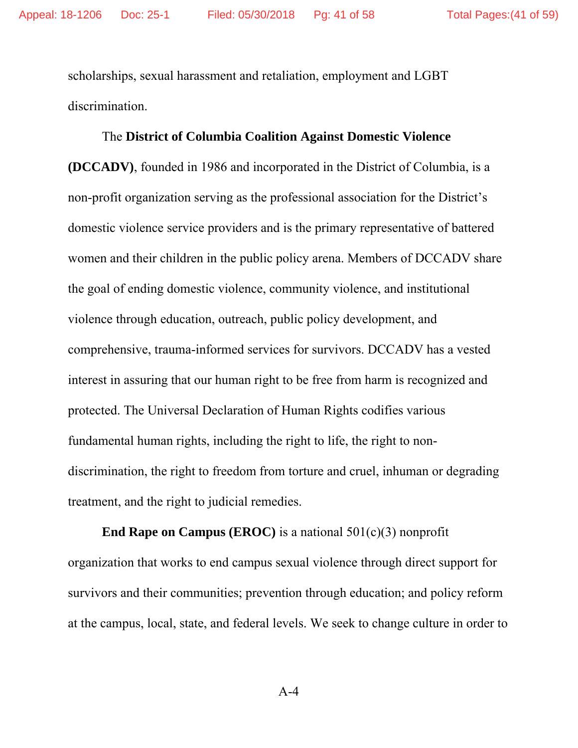scholarships, sexual harassment and retaliation, employment and LGBT discrimination.

The **District of Columbia Coalition Against Domestic Violence (DCCADV)**, founded in 1986 and incorporated in the District of Columbia, is a non-profit organization serving as the professional association for the District's domestic violence service providers and is the primary representative of battered women and their children in the public policy arena. Members of DCCADV share the goal of ending domestic violence, community violence, and institutional violence through education, outreach, public policy development, and comprehensive, trauma-informed services for survivors. DCCADV has a vested interest in assuring that our human right to be free from harm is recognized and protected. The Universal Declaration of Human Rights codifies various fundamental human rights, including the right to life, the right to non-discrimination, the right to freedom from torture and cruel, inhuman or degrading treatment, and the right to judicial remedies.

**End Rape on Campus (EROC)** is a national 501(c)(3) nonprofit organization that works to end campus sexual violence through direct support for survivors and their communities; prevention through education; and policy reform at the campus, local, state, and federal levels. We seek to change culture in order to

A-4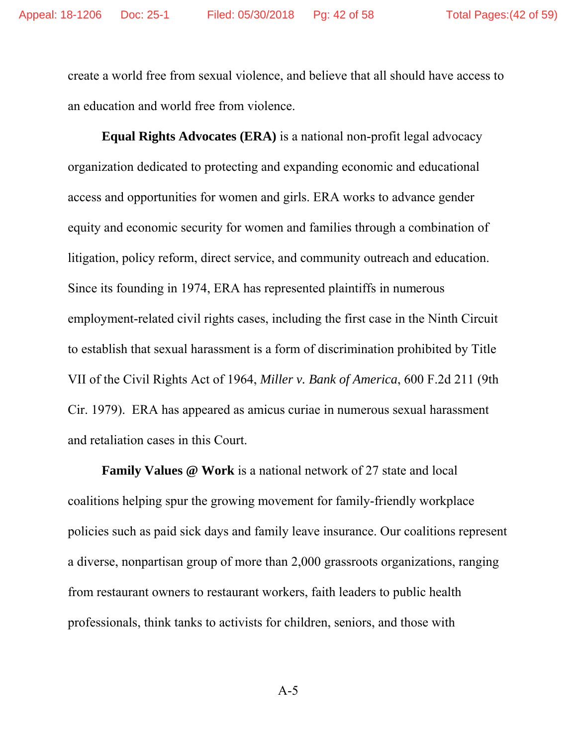create a world free from sexual violence, and believe that all should have access to an education and world free from violence.

**Equal Rights Advocates (ERA)** is a national non-profit legal advocacy organization dedicated to protecting and expanding economic and educational access and opportunities for women and girls. ERA works to advance gender equity and economic security for women and families through a combination of litigation, policy reform, direct service, and community outreach and education. Since its founding in 1974, ERA has represented plaintiffs in numerous employment-related civil rights cases, including the first case in the Ninth Circuit to establish that sexual harassment is a form of discrimination prohibited by Title VII of the Civil Rights Act of 1964, *Miller v. Bank of America*, 600 F.2d 211 (9th Cir. 1979). ERA has appeared as amicus curiae in numerous sexual harassment and retaliation cases in this Court.

**Family Values @ Work** is a national network of 27 state and local coalitions helping spur the growing movement for family-friendly workplace policies such as paid sick days and family leave insurance. Our coalitions represent a diverse, nonpartisan group of more than 2,000 grassroots organizations, ranging from restaurant owners to restaurant workers, faith leaders to public health professionals, think tanks to activists for children, seniors, and those with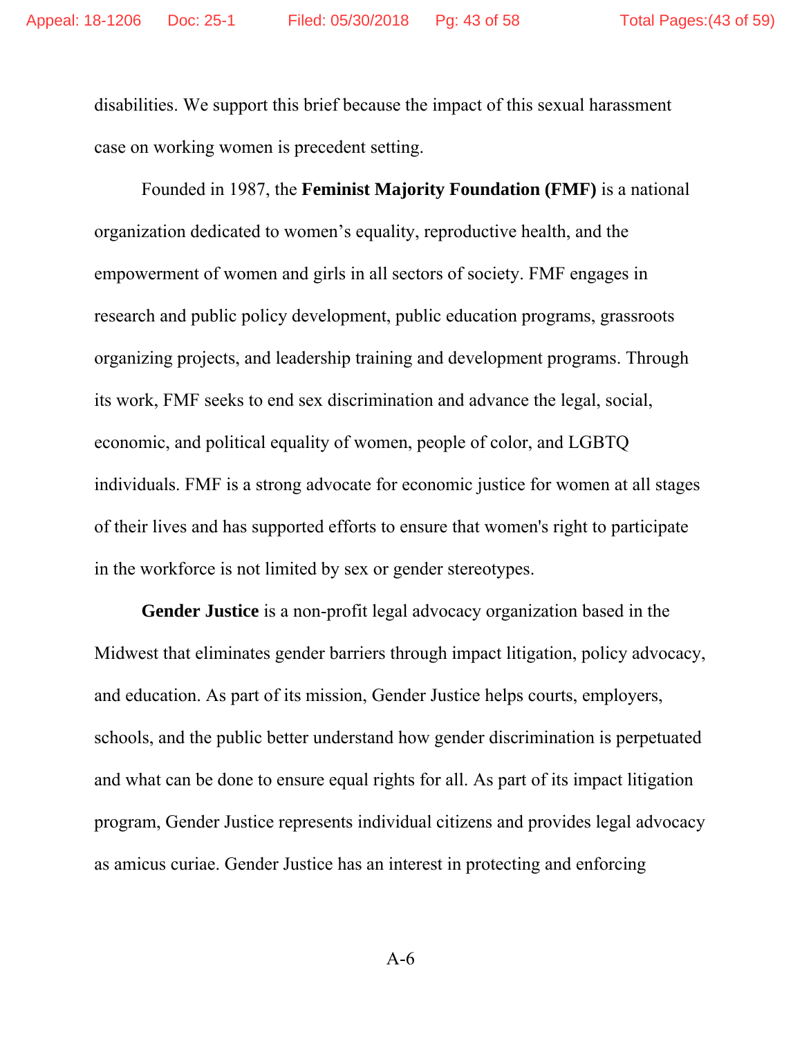disabilities. We support this brief because the impact of this sexual harassment case on working women is precedent setting.

Founded in 1987, the **Feminist Majority Foundation (FMF)** is a national organization dedicated to women's equality, reproductive health, and the empowerment of women and girls in all sectors of society. FMF engages in research and public policy development, public education programs, grassroots organizing projects, and leadership training and development programs. Through its work, FMF seeks to end sex discrimination and advance the legal, social, economic, and political equality of women, people of color, and LGBTQ individuals. FMF is a strong advocate for economic justice for women at all stages of their lives and has supported efforts to ensure that women's right to participate in the workforce is not limited by sex or gender stereotypes.

**Gender Justice** is a non-profit legal advocacy organization based in the Midwest that eliminates gender barriers through impact litigation, policy advocacy, and education. As part of its mission, Gender Justice helps courts, employers, schools, and the public better understand how gender discrimination is perpetuated and what can be done to ensure equal rights for all. As part of its impact litigation program, Gender Justice represents individual citizens and provides legal advocacy as amicus curiae. Gender Justice has an interest in protecting and enforcing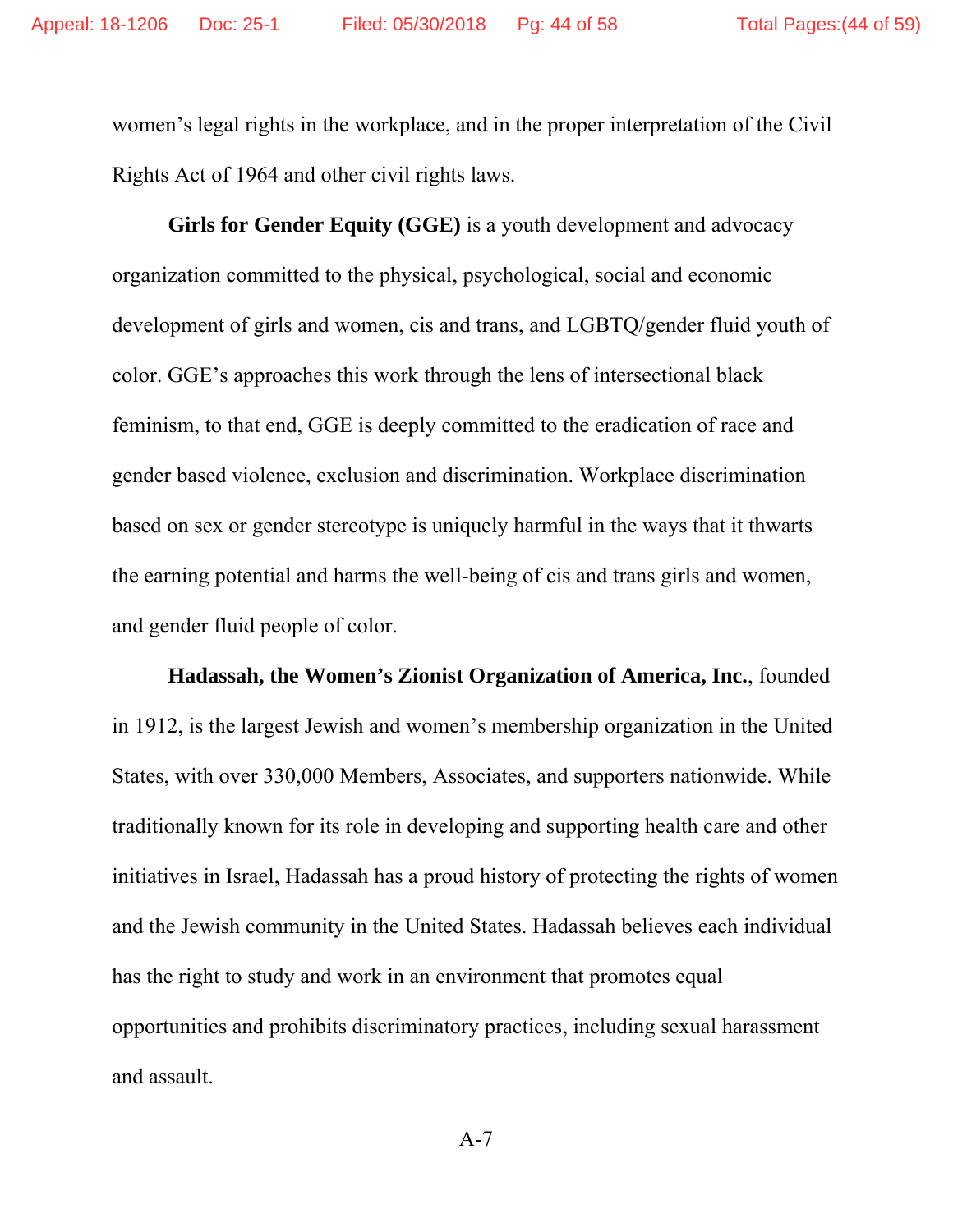women's legal rights in the workplace, and in the proper interpretation of the Civil Rights Act of 1964 and other civil rights laws.

**Girls for Gender Equity (GGE)** is a youth development and advocacy organization committed to the physical, psychological, social and economic development of girls and women, cis and trans, and LGBTQ/gender fluid youth of color. GGE's approaches this work through the lens of intersectional black feminism, to that end, GGE is deeply committed to the eradication of race and gender based violence, exclusion and discrimination. Workplace discrimination based on sex or gender stereotype is uniquely harmful in the ways that it thwarts the earning potential and harms the well-being of cis and trans girls and women, and gender fluid people of color.

**Hadassah, the Women's Zionist Organization of America, Inc.**, founded in 1912, is the largest Jewish and women's membership organization in the United States, with over 330,000 Members, Associates, and supporters nationwide. While traditionally known for its role in developing and supporting health care and other initiatives in Israel, Hadassah has a proud history of protecting the rights of women and the Jewish community in the United States. Hadassah believes each individual has the right to study and work in an environment that promotes equal opportunities and prohibits discriminatory practices, including sexual harassment and assault.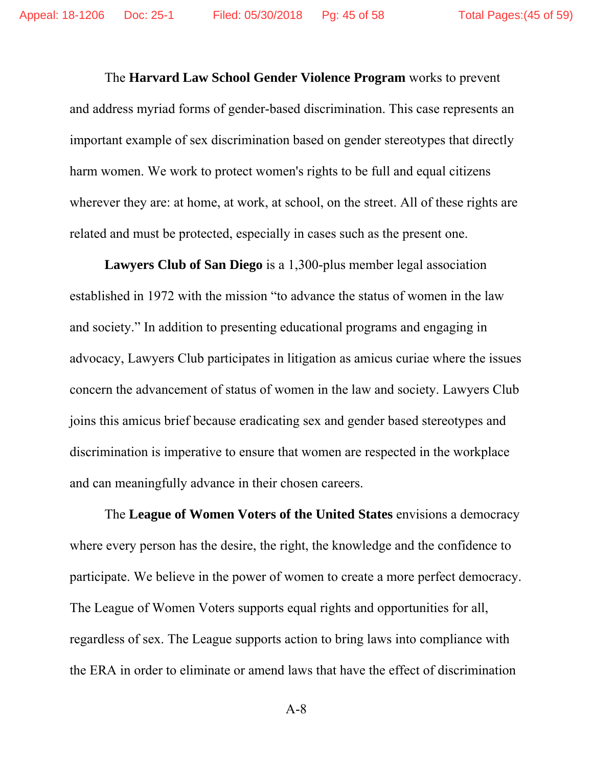The **Harvard Law School Gender Violence Program** works to prevent and address myriad forms of gender-based discrimination. This case represents an important example of sex discrimination based on gender stereotypes that directly harm women. We work to protect women's rights to be full and equal citizens wherever they are: at home, at work, at school, on the street. All of these rights are related and must be protected, especially in cases such as the present one.

**Lawyers Club of San Diego** is a 1,300-plus member legal association established in 1972 with the mission "to advance the status of women in the law and society." In addition to presenting educational programs and engaging in advocacy, Lawyers Club participates in litigation as amicus curiae where the issues concern the advancement of status of women in the law and society. Lawyers Club joins this amicus brief because eradicating sex and gender based stereotypes and discrimination is imperative to ensure that women are respected in the workplace and can meaningfully advance in their chosen careers.

The **League of Women Voters of the United States** envisions a democracy where every person has the desire, the right, the knowledge and the confidence to participate. We believe in the power of women to create a more perfect democracy. The League of Women Voters supports equal rights and opportunities for all, regardless of sex. The League supports action to bring laws into compliance with the ERA in order to eliminate or amend laws that have the effect of discrimination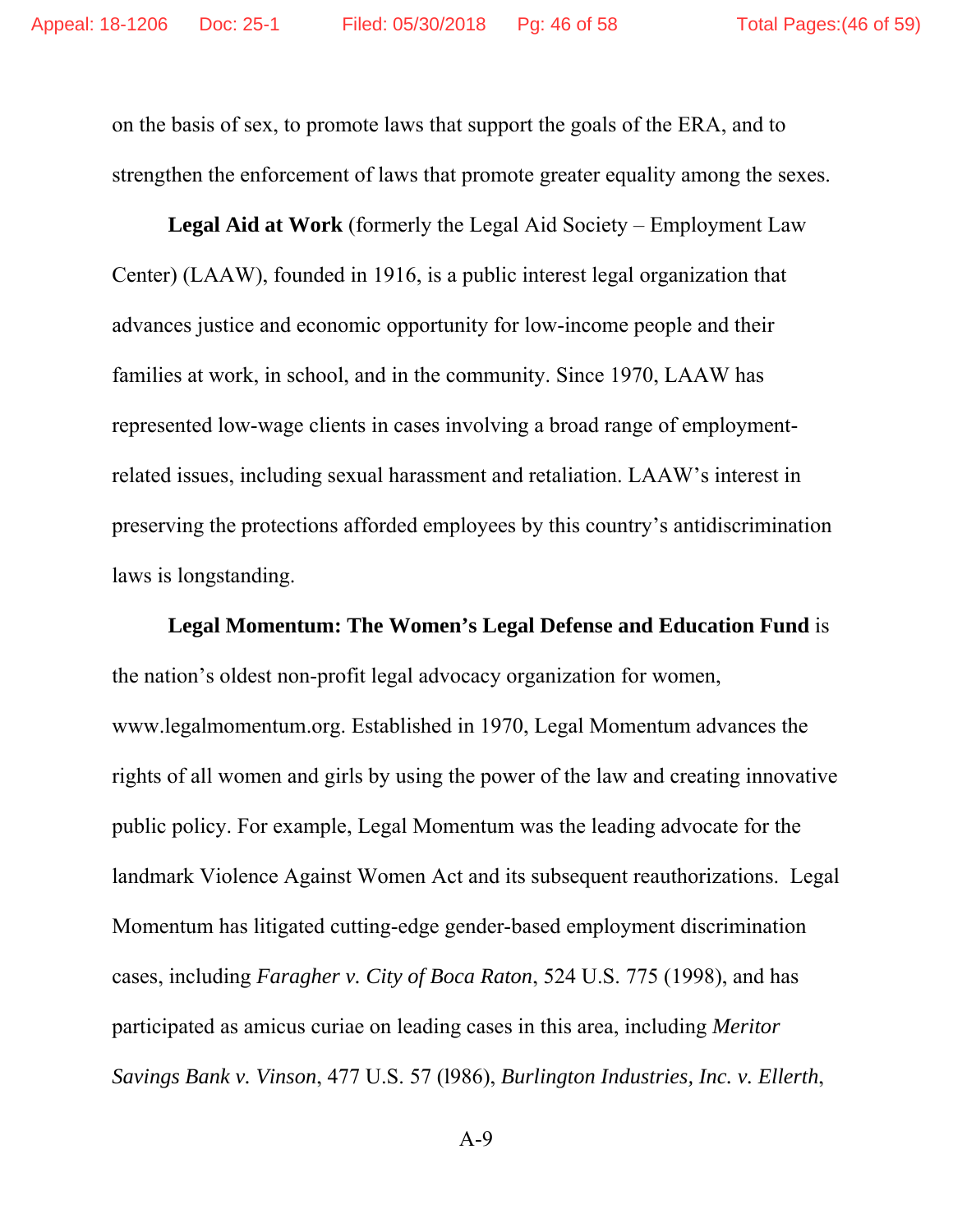on the basis of sex, to promote laws that support the goals of the ERA, and to strengthen the enforcement of laws that promote greater equality among the sexes.

**Legal Aid at Work** (formerly the Legal Aid Society – Employment Law Center) (LAAW), founded in 1916, is a public interest legal organization that advances justice and economic opportunity for low-income people and their families at work, in school, and in the community. Since 1970, LAAW has represented low-wage clients in cases involving a broad range of employment-related issues, including sexual harassment and retaliation. LAAW's interest in preserving the protections afforded employees by this country's antidiscrimination laws is longstanding.

**Legal Momentum: The Women's Legal Defense and Education Fund** is the nation's oldest non-profit legal advocacy organization for women, www.legalmomentum.org. Established in 1970, Legal Momentum advances the rights of all women and girls by using the power of the law and creating innovative public policy. For example, Legal Momentum was the leading advocate for the landmark Violence Against Women Act and its subsequent reauthorizations. Legal Momentum has litigated cutting-edge gender-based employment discrimination cases, including *Faragher v. City of Boca Raton*, 524 U.S. 775 (1998), and has participated as amicus curiae on leading cases in this area, including *Meritor Savings Bank v. Vinson*, 477 U.S. 57 (l986), *Burlington Industries, Inc. v. Ellerth*,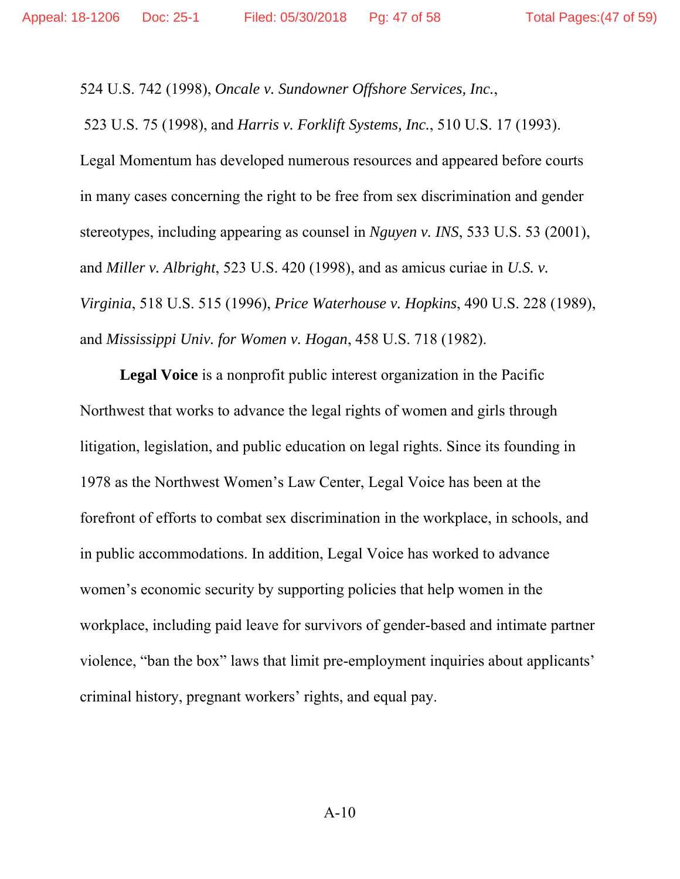524 U.S. 742 (1998), *Oncale v. Sundowner Offshore Services, Inc.*, 523 U.S. 75 (1998), and *Harris v. Forklift Systems, Inc.*, 510 U.S. 17 (1993). Legal Momentum has developed numerous resources and appeared before courts in many cases concerning the right to be free from sex discrimination and gender stereotypes, including appearing as counsel in *Nguyen v. INS*, 533 U.S. 53 (2001), and *Miller v. Albright*, 523 U.S. 420 (1998), and as amicus curiae in *U.S. v. Virginia*, 518 U.S. 515 (1996), *Price Waterhouse v. Hopkins*, 490 U.S. 228 (1989), and *Mississippi Univ. for Women v. Hogan*, 458 U.S. 718 (1982).

**Legal Voice** is a nonprofit public interest organization in the Pacific Northwest that works to advance the legal rights of women and girls through litigation, legislation, and public education on legal rights. Since its founding in 1978 as the Northwest Women's Law Center, Legal Voice has been at the forefront of efforts to combat sex discrimination in the workplace, in schools, and in public accommodations. In addition, Legal Voice has worked to advance women's economic security by supporting policies that help women in the workplace, including paid leave for survivors of gender-based and intimate partner violence, "ban the box" laws that limit pre-employment inquiries about applicants' criminal history, pregnant workers' rights, and equal pay.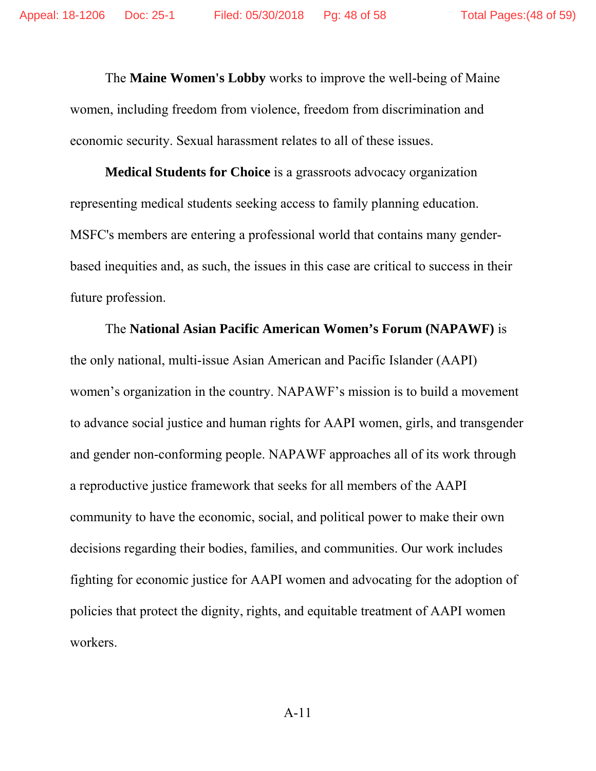The **Maine Women's Lobby** works to improve the well-being of Maine women, including freedom from violence, freedom from discrimination and economic security. Sexual harassment relates to all of these issues.

**Medical Students for Choice** is a grassroots advocacy organization representing medical students seeking access to family planning education. MSFC's members are entering a professional world that contains many gender-based inequities and, as such, the issues in this case are critical to success in their future profession.

The **National Asian Pacific American Women's Forum (NAPAWF)** is the only national, multi-issue Asian American and Pacific Islander (AAPI) women's organization in the country. NAPAWF's mission is to build a movement to advance social justice and human rights for AAPI women, girls, and transgender and gender non-conforming people. NAPAWF approaches all of its work through a reproductive justice framework that seeks for all members of the AAPI community to have the economic, social, and political power to make their own decisions regarding their bodies, families, and communities. Our work includes fighting for economic justice for AAPI women and advocating for the adoption of policies that protect the dignity, rights, and equitable treatment of AAPI women workers.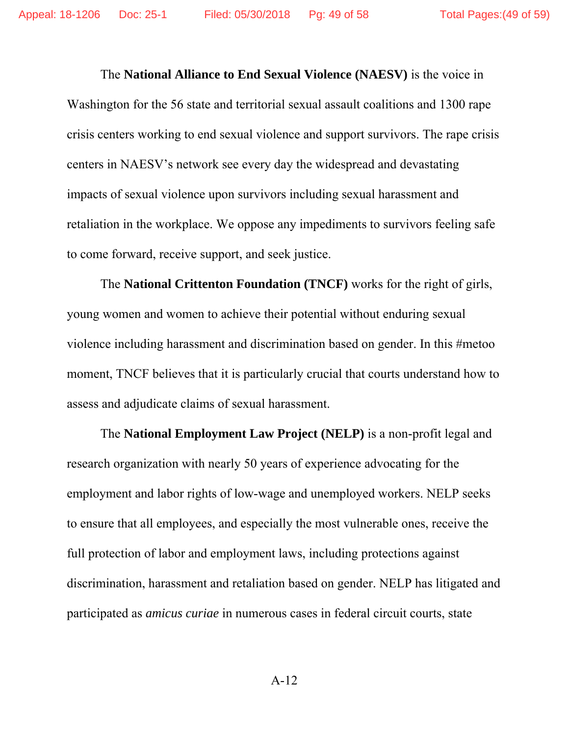The **National Alliance to End Sexual Violence (NAESV)** is the voice in Washington for the 56 state and territorial sexual assault coalitions and 1300 rape crisis centers working to end sexual violence and support survivors. The rape crisis centers in NAESV's network see every day the widespread and devastating impacts of sexual violence upon survivors including sexual harassment and retaliation in the workplace. We oppose any impediments to survivors feeling safe to come forward, receive support, and seek justice.

The **National Crittenton Foundation (TNCF)** works for the right of girls, young women and women to achieve their potential without enduring sexual violence including harassment and discrimination based on gender. In this #metoo moment, TNCF believes that it is particularly crucial that courts understand how to assess and adjudicate claims of sexual harassment.

The **National Employment Law Project (NELP)** is a non-profit legal and research organization with nearly 50 years of experience advocating for the employment and labor rights of low-wage and unemployed workers. NELP seeks to ensure that all employees, and especially the most vulnerable ones, receive the full protection of labor and employment laws, including protections against discrimination, harassment and retaliation based on gender. NELP has litigated and participated as *amicus curiae* in numerous cases in federal circuit courts, state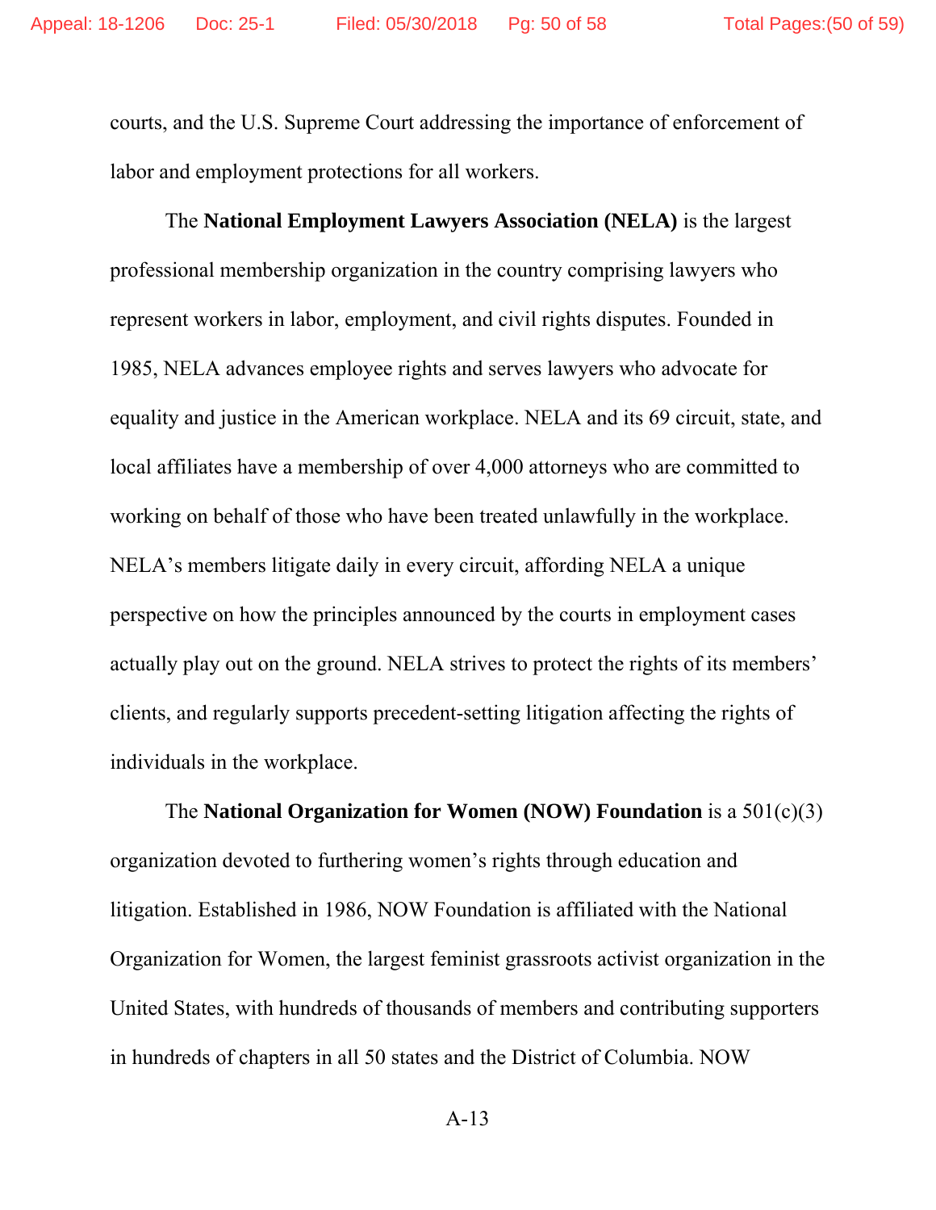courts, and the U.S. Supreme Court addressing the importance of enforcement of labor and employment protections for all workers.

The **National Employment Lawyers Association (NELA)** is the largest professional membership organization in the country comprising lawyers who represent workers in labor, employment, and civil rights disputes. Founded in 1985, NELA advances employee rights and serves lawyers who advocate for equality and justice in the American workplace. NELA and its 69 circuit, state, and local affiliates have a membership of over 4,000 attorneys who are committed to working on behalf of those who have been treated unlawfully in the workplace. NELA's members litigate daily in every circuit, affording NELA a unique perspective on how the principles announced by the courts in employment cases actually play out on the ground. NELA strives to protect the rights of its members' clients, and regularly supports precedent-setting litigation affecting the rights of individuals in the workplace.

The **National Organization for Women (NOW) Foundation** is a 501(c)(3) organization devoted to furthering women's rights through education and litigation. Established in 1986, NOW Foundation is affiliated with the National Organization for Women, the largest feminist grassroots activist organization in the United States, with hundreds of thousands of members and contributing supporters in hundreds of chapters in all 50 states and the District of Columbia. NOW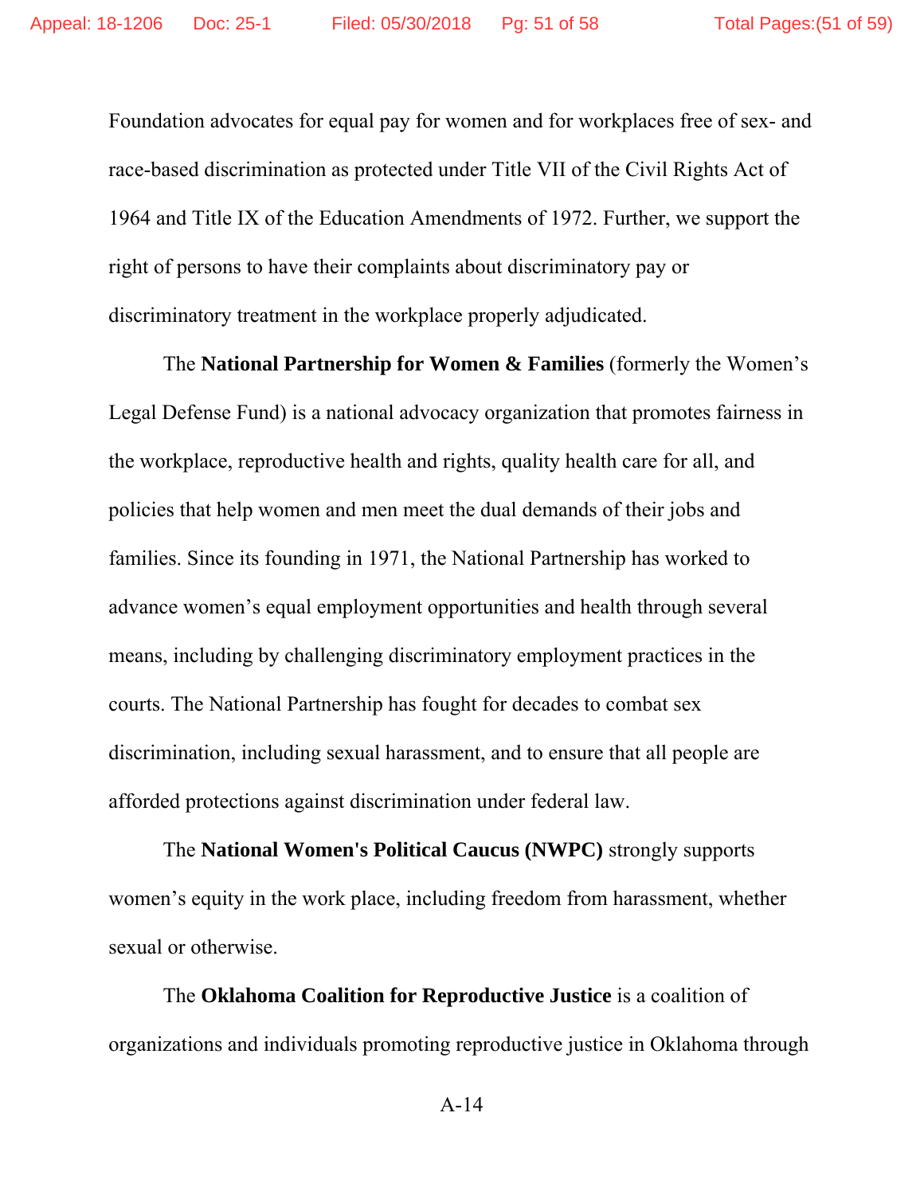Foundation advocates for equal pay for women and for workplaces free of sex- and race-based discrimination as protected under Title VII of the Civil Rights Act of 1964 and Title IX of the Education Amendments of 1972. Further, we support the right of persons to have their complaints about discriminatory pay or discriminatory treatment in the workplace properly adjudicated.

The **National Partnership for Women & Families** (formerly the Women's Legal Defense Fund) is a national advocacy organization that promotes fairness in the workplace, reproductive health and rights, quality health care for all, and policies that help women and men meet the dual demands of their jobs and families. Since its founding in 1971, the National Partnership has worked to advance women's equal employment opportunities and health through several means, including by challenging discriminatory employment practices in the courts. The National Partnership has fought for decades to combat sex discrimination, including sexual harassment, and to ensure that all people are afforded protections against discrimination under federal law.

The **National Women's Political Caucus (NWPC)** strongly supports women's equity in the work place, including freedom from harassment, whether sexual or otherwise.

The **Oklahoma Coalition for Reproductive Justice** is a coalition of organizations and individuals promoting reproductive justice in Oklahoma through

A-14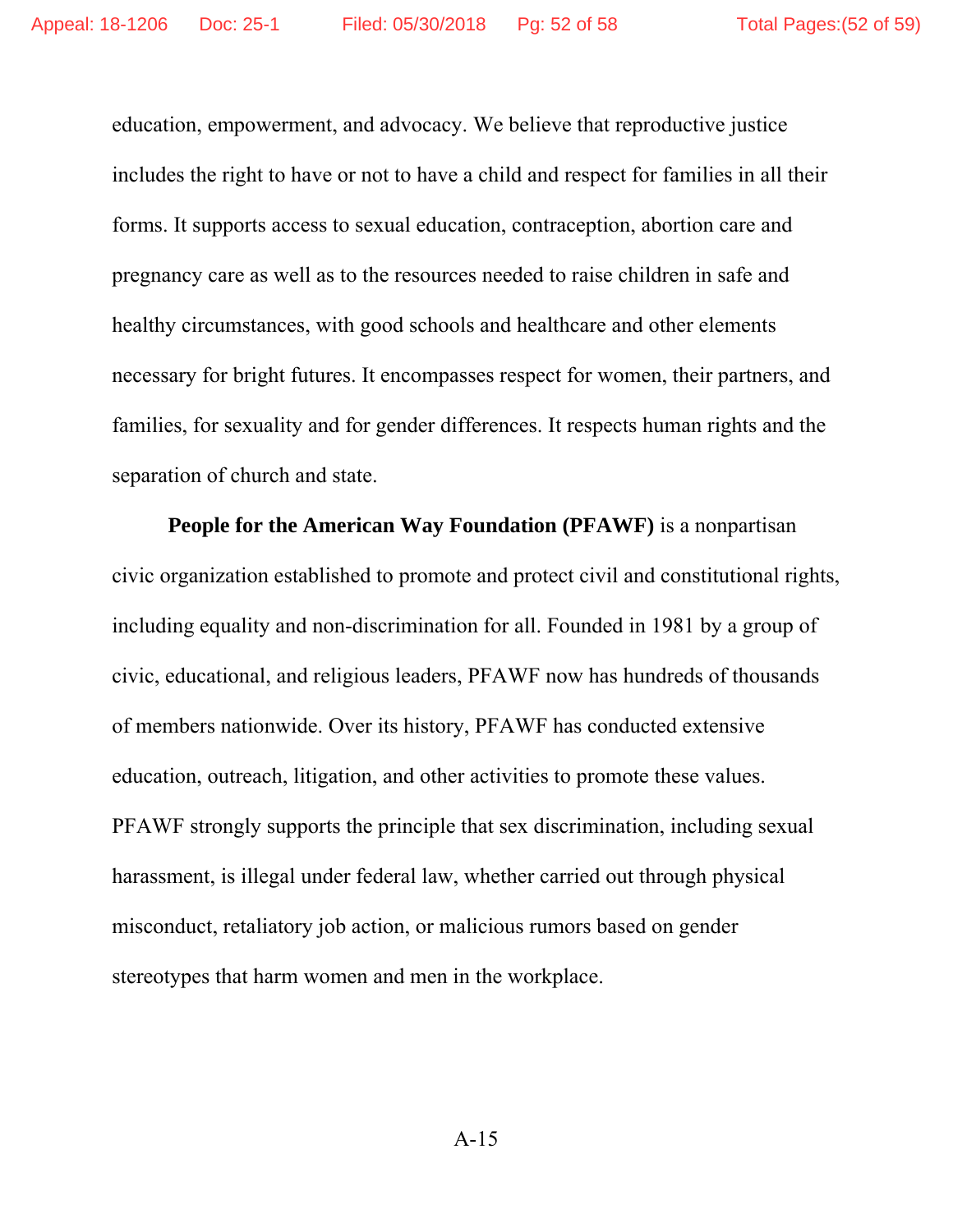education, empowerment, and advocacy. We believe that reproductive justice includes the right to have or not to have a child and respect for families in all their forms. It supports access to sexual education, contraception, abortion care and pregnancy care as well as to the resources needed to raise children in safe and healthy circumstances, with good schools and healthcare and other elements necessary for bright futures. It encompasses respect for women, their partners, and families, for sexuality and for gender differences. It respects human rights and the separation of church and state.

**People for the American Way Foundation (PFAWF)** is a nonpartisan civic organization established to promote and protect civil and constitutional rights, including equality and non-discrimination for all. Founded in 1981 by a group of civic, educational, and religious leaders, PFAWF now has hundreds of thousands of members nationwide. Over its history, PFAWF has conducted extensive education, outreach, litigation, and other activities to promote these values. PFAWF strongly supports the principle that sex discrimination, including sexual harassment, is illegal under federal law, whether carried out through physical misconduct, retaliatory job action, or malicious rumors based on gender stereotypes that harm women and men in the workplace.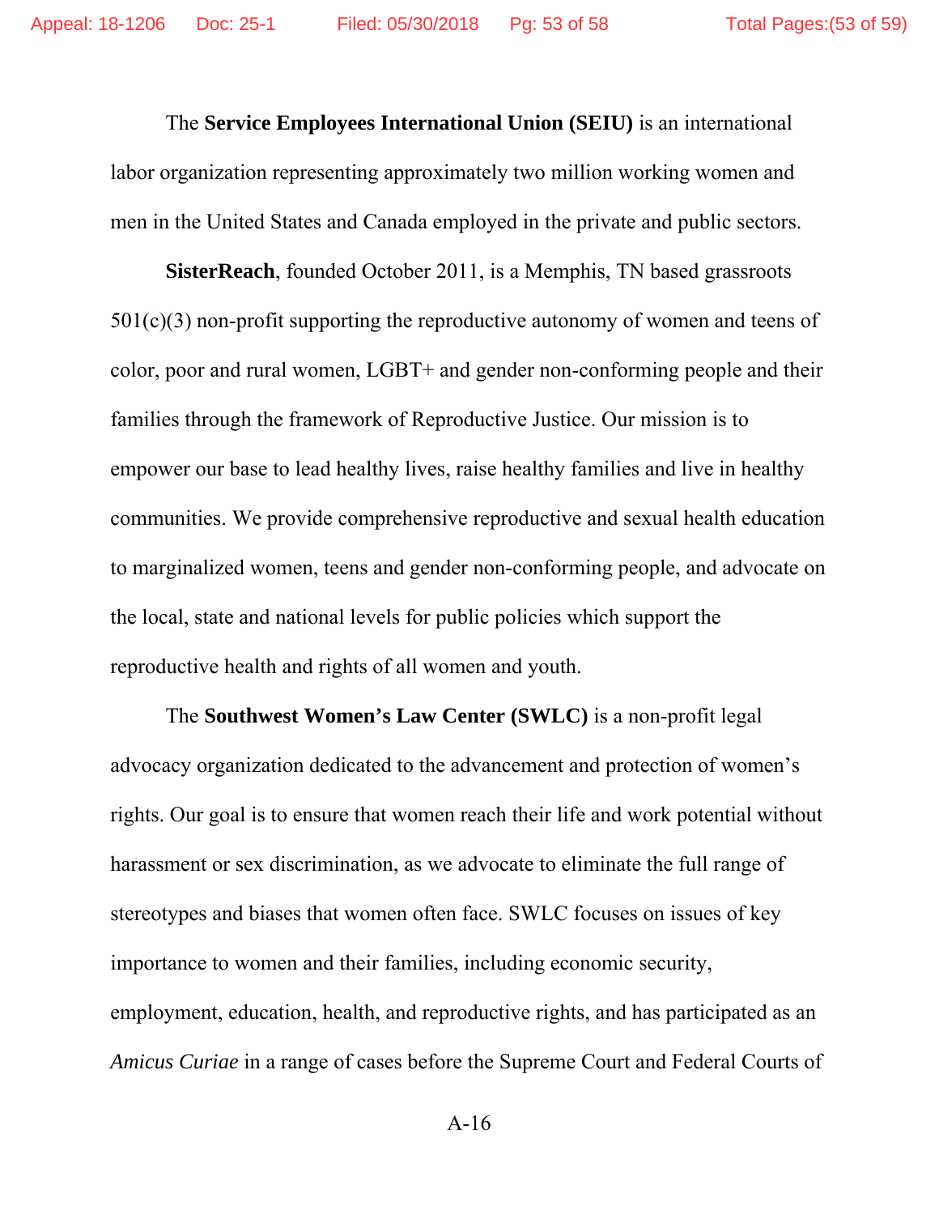The **Service Employees International Union (SEIU)** is an international labor organization representing approximately two million working women and men in the United States and Canada employed in the private and public sectors.

**SisterReach**, founded October 2011, is a Memphis, TN based grassroots 501(c)(3) non-profit supporting the reproductive autonomy of women and teens of color, poor and rural women, LGBT+ and gender non-conforming people and their families through the framework of Reproductive Justice. Our mission is to empower our base to lead healthy lives, raise healthy families and live in healthy communities. We provide comprehensive reproductive and sexual health education to marginalized women, teens and gender non-conforming people, and advocate on the local, state and national levels for public policies which support the reproductive health and rights of all women and youth.

The **Southwest Women's Law Center (SWLC)** is a non-profit legal advocacy organization dedicated to the advancement and protection of women's rights. Our goal is to ensure that women reach their life and work potential without harassment or sex discrimination, as we advocate to eliminate the full range of stereotypes and biases that women often face. SWLC focuses on issues of key importance to women and their families, including economic security, employment, education, health, and reproductive rights, and has participated as an *Amicus Curiae* in a range of cases before the Supreme Court and Federal Courts of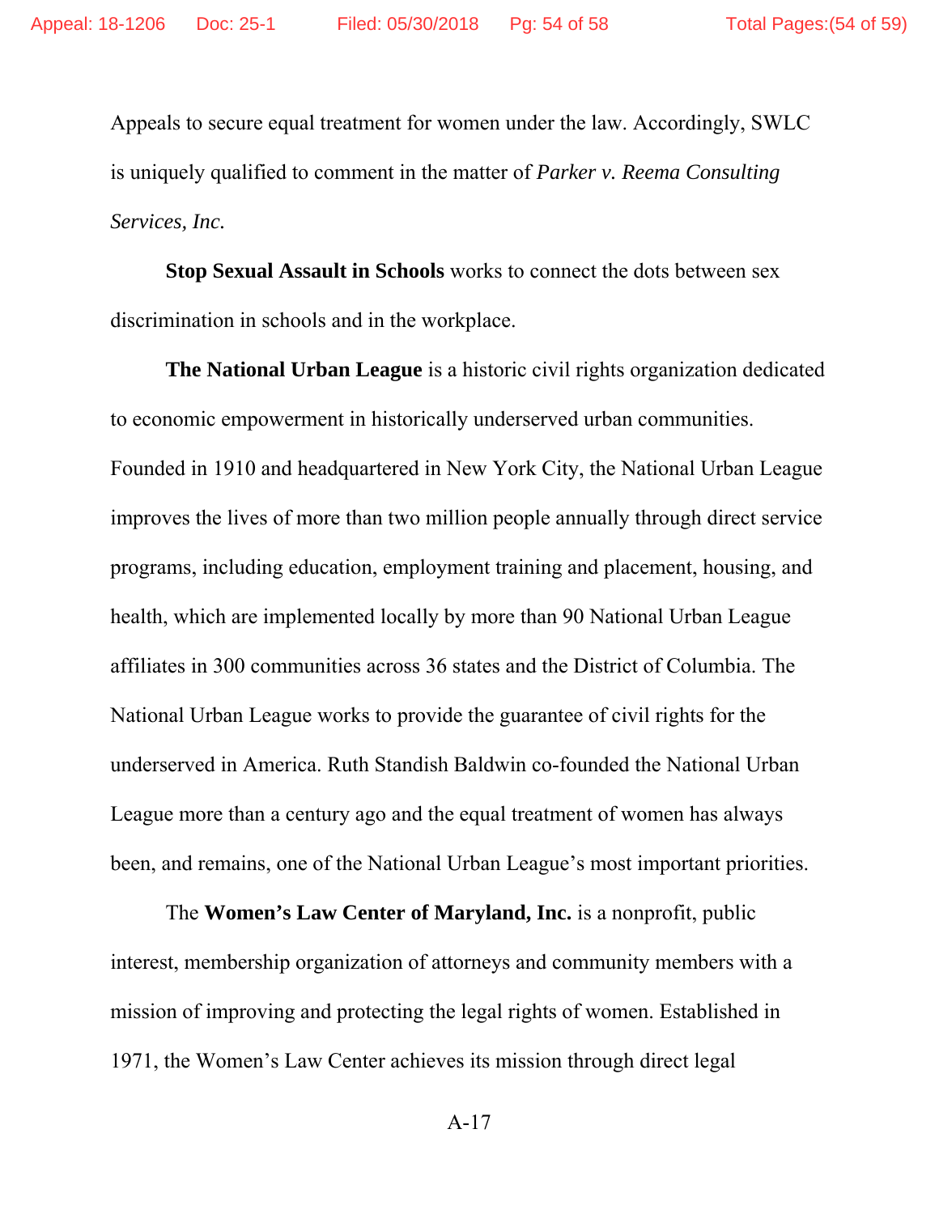Appeals to secure equal treatment for women under the law. Accordingly, SWLC is uniquely qualified to comment in the matter of *Parker v. Reema Consulting Services, Inc.*

**Stop Sexual Assault in Schools** works to connect the dots between sex discrimination in schools and in the workplace.

**The National Urban League** is a historic civil rights organization dedicated to economic empowerment in historically underserved urban communities. Founded in 1910 and headquartered in New York City, the National Urban League improves the lives of more than two million people annually through direct service programs, including education, employment training and placement, housing, and health, which are implemented locally by more than 90 National Urban League affiliates in 300 communities across 36 states and the District of Columbia. The National Urban League works to provide the guarantee of civil rights for the underserved in America. Ruth Standish Baldwin co-founded the National Urban League more than a century ago and the equal treatment of women has always been, and remains, one of the National Urban League's most important priorities.

The **Women's Law Center of Maryland, Inc.** is a nonprofit, public interest, membership organization of attorneys and community members with a mission of improving and protecting the legal rights of women. Established in 1971, the Women's Law Center achieves its mission through direct legal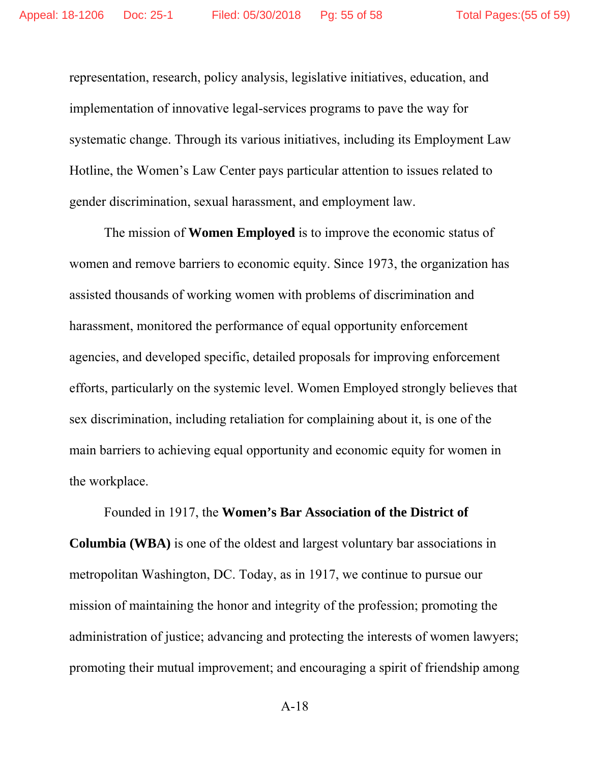representation, research, policy analysis, legislative initiatives, education, and implementation of innovative legal-services programs to pave the way for systematic change. Through its various initiatives, including its Employment Law Hotline, the Women's Law Center pays particular attention to issues related to gender discrimination, sexual harassment, and employment law.

The mission of **Women Employed** is to improve the economic status of women and remove barriers to economic equity. Since 1973, the organization has assisted thousands of working women with problems of discrimination and harassment, monitored the performance of equal opportunity enforcement agencies, and developed specific, detailed proposals for improving enforcement efforts, particularly on the systemic level. Women Employed strongly believes that sex discrimination, including retaliation for complaining about it, is one of the main barriers to achieving equal opportunity and economic equity for women in the workplace.

Founded in 1917, the **Women's Bar Association of the District of Columbia (WBA)** is one of the oldest and largest voluntary bar associations in metropolitan Washington, DC. Today, as in 1917, we continue to pursue our mission of maintaining the honor and integrity of the profession; promoting the administration of justice; advancing and protecting the interests of women lawyers; promoting their mutual improvement; and encouraging a spirit of friendship among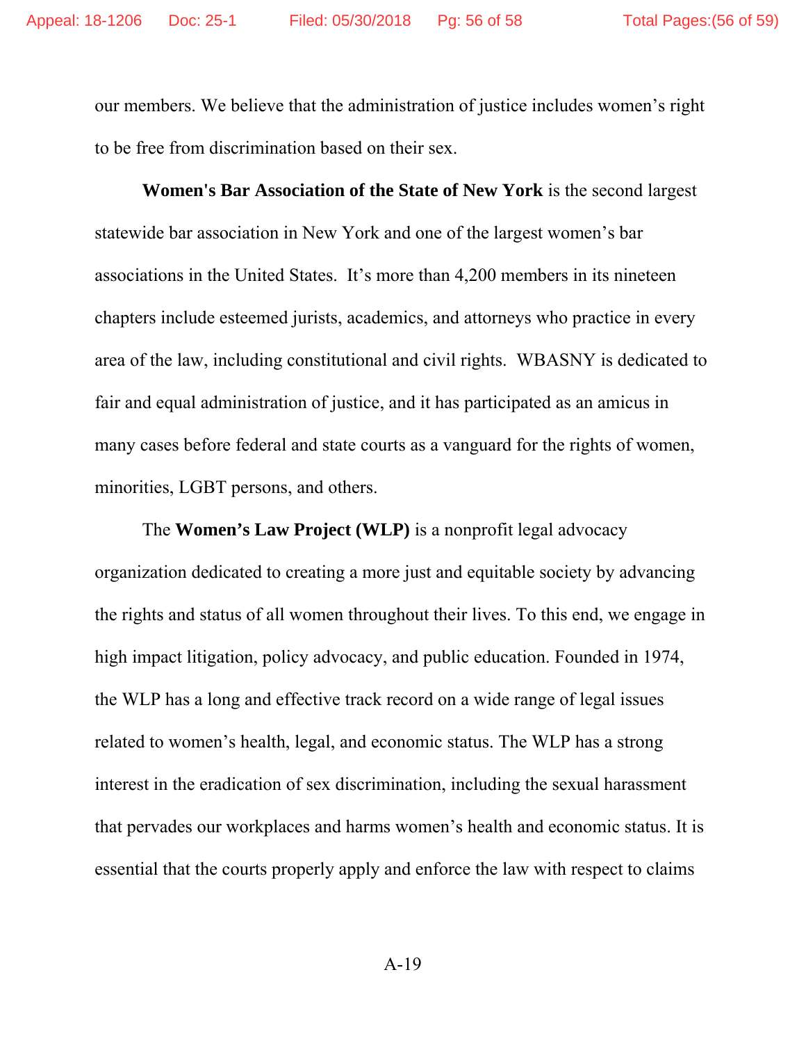our members. We believe that the administration of justice includes women's right to be free from discrimination based on their sex.

**Women's Bar Association of the State of New York** is the second largest statewide bar association in New York and one of the largest women's bar associations in the United States. It's more than 4,200 members in its nineteen chapters include esteemed jurists, academics, and attorneys who practice in every area of the law, including constitutional and civil rights. WBASNY is dedicated to fair and equal administration of justice, and it has participated as an amicus in many cases before federal and state courts as a vanguard for the rights of women, minorities, LGBT persons, and others.

The **Women's Law Project (WLP)** is a nonprofit legal advocacy organization dedicated to creating a more just and equitable society by advancing the rights and status of all women throughout their lives. To this end, we engage in high impact litigation, policy advocacy, and public education. Founded in 1974, the WLP has a long and effective track record on a wide range of legal issues related to women's health, legal, and economic status. The WLP has a strong interest in the eradication of sex discrimination, including the sexual harassment that pervades our workplaces and harms women's health and economic status. It is essential that the courts properly apply and enforce the law with respect to claims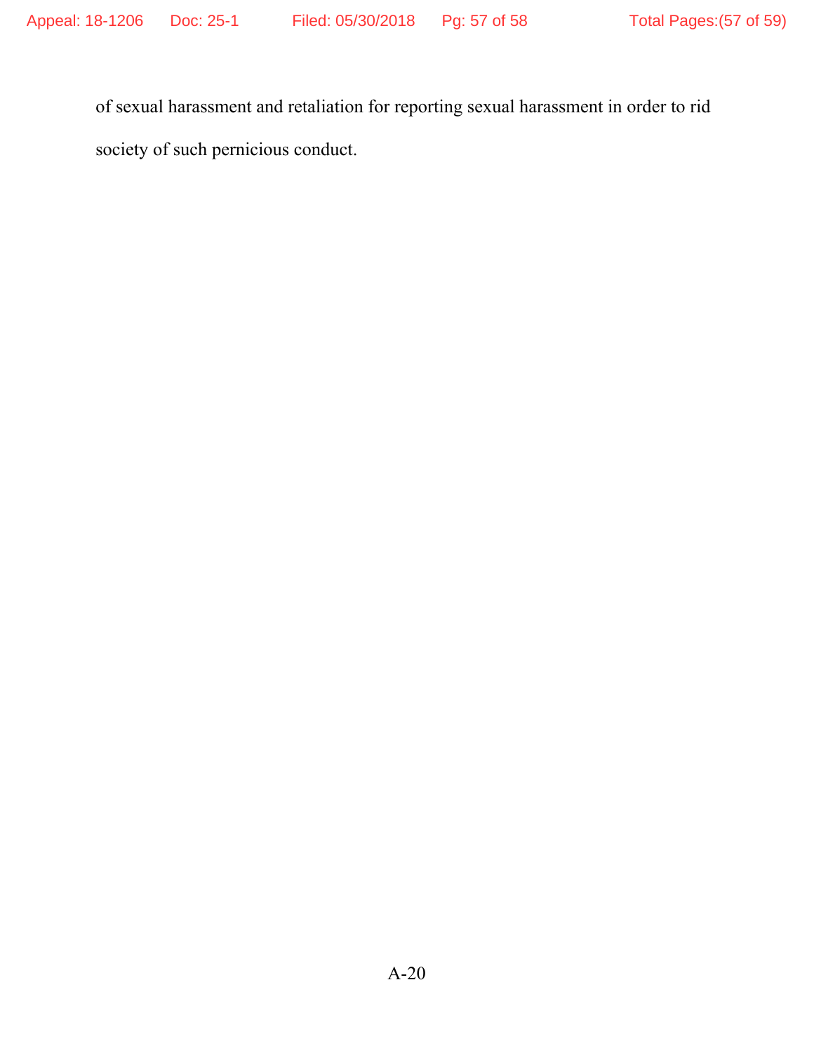of sexual harassment and retaliation for reporting sexual harassment in order to rid society of such pernicious conduct.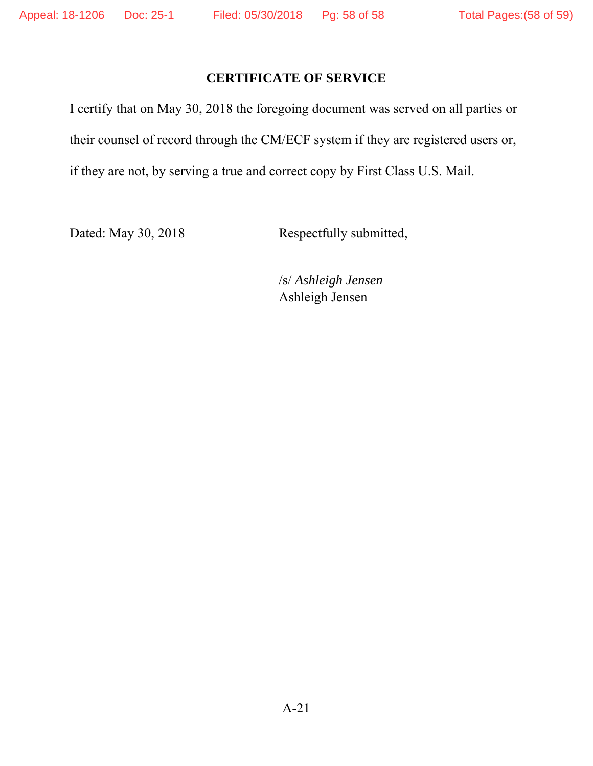## CERTIFICATE OF SERVICE

I certify that on May 30, 2018 the foregoing document was served on all parties or their counsel of record through the CM/ECF system if they are registered users or, if they are not, by serving a true and correct copy by First Class U.S. Mail.

Dated: May 30, 2018

Respectfully submitted,

/s/ *Ashleigh Jensen*
Ashleigh Jensen

A-21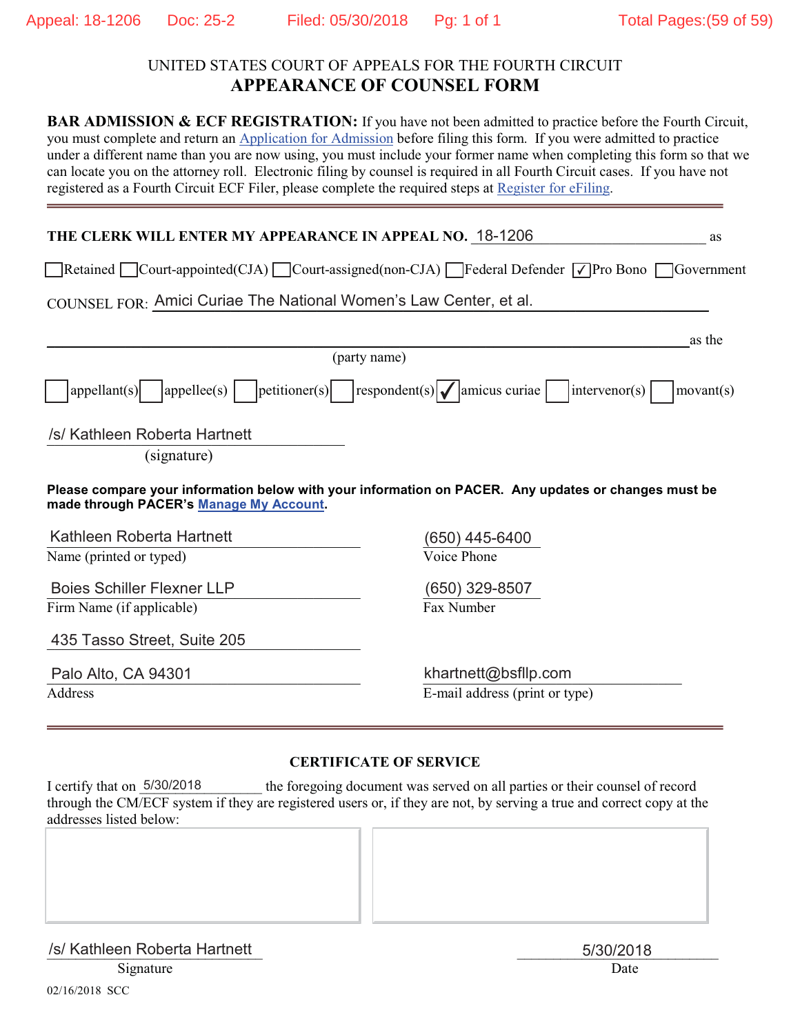UNITED STATES COURT OF APPEALS FOR THE FOURTH CIRCUIT

# APPEARANCE OF COUNSEL FORM

**BAR ADMISSION & ECF REGISTRATION:** If you have not been admitted to practice before the Fourth Circuit, you must complete and return an Application for Admission before filing this form. If you were admitted to practice under a different name than you are now using, you must include your former name when completing this form so that we can locate you on the attorney roll. Electronic filing by counsel is required in all Fourth Circuit cases. If you have not registered as a Fourth Circuit ECF Filer, please complete the required steps at Register for eFiling.

---

**THE CLERK WILL ENTER MY APPEARANCE IN APPEAL NO.** 18-1206 as

☐ Retained ☐ Court-appointed(CJA) ☐ Court-assigned(non-CJA) ☐ Federal Defender ☑ Pro Bono ☐ Government

COUNSEL FOR: Amici Curiae The National Women's Law Center, et al.

_______________________________________________ as the
(party name)

☐ appellant(s) ☐ appellee(s) ☐ petitioner(s) ☐ respondent(s) ☑ amicus curiae ☐ intervenor(s) ☐ movant(s)

/s/ Kathleen Roberta Hartnett
(signature)

**Please compare your information below with your information on PACER. Any updates or changes must be made through PACER's Manage My Account.**

| | |
|---|---|
| Kathleen Roberta Hartnett<br>Name (printed or typed) | (650) 445-6400<br>Voice Phone |
| Boies Schiller Flexner LLP<br>Firm Name (if applicable) | (650) 329-8507<br>Fax Number |
| 435 Tasso Street, Suite 205<br>Palo Alto, CA 94301<br>Address | khartnett@bsfllp.com<br>E-mail address (print or type) |

---

**CERTIFICATE OF SERVICE**

I certify that on 5/30/2018 the foregoing document was served on all parties or their counsel of record through the CM/ECF system if they are registered users or, if they are not, by serving a true and correct copy at the addresses listed below:

/s/ Kathleen Roberta Hartnett
Signature

5/30/2018
Date

02/16/2018 SCC